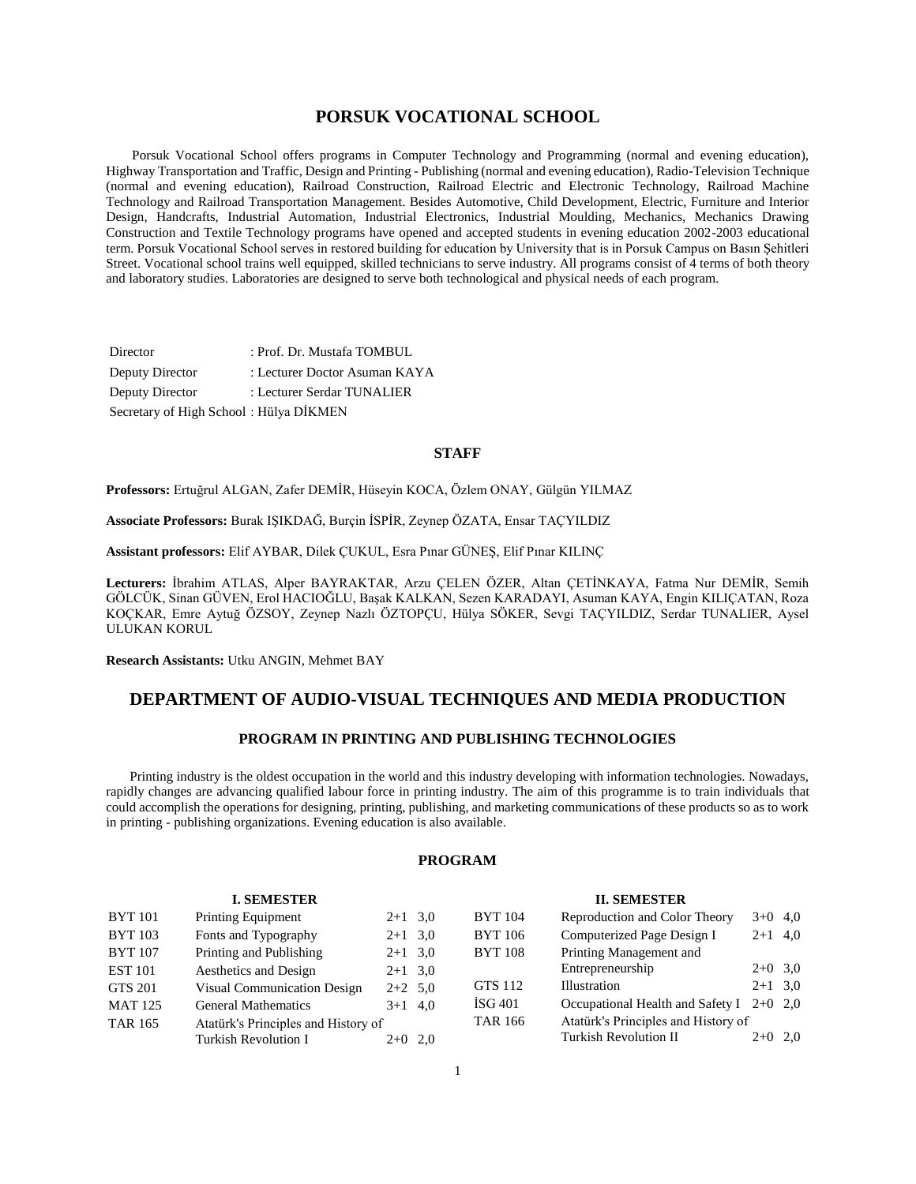# PORSUK VOCATIONAL SCHOOL

Porsuk Vocational School offers programs in Computer Technology and Programming (normal and evening education), Highway Transportation and Traffic, Design and Printing - Publishing (normal and evening education), Radio-Television Technique (normal and evening education), Railroad Construction, Railroad Electric and Electronic Technology, Railroad Machine Technology and Railroad Transportation Management. Besides Automotive, Child Development, Electric, Furniture and Interior Design, Handcrafts, Industrial Automation, Industrial Electronics, Industrial Moulding, Mechanics, Mechanics Drawing Construction and Textile Technology programs have opened and accepted students in evening education 2002-2003 educational term. Porsuk Vocational School serves in restored building for education by University that is in Porsuk Campus on Basın Şehitleri Street. Vocational school trains well equipped, skilled technicians to serve industry. All programs consist of 4 terms of both theory and laboratory studies. Laboratories are designed to serve both technological and physical needs of each program.

Director : Prof. Dr. Mustafa TOMBUL
Deputy Director : Lecturer Doctor Asuman KAYA
Deputy Director : Lecturer Serdar TUNALIER
Secretary of High School : Hülya DİKMEN

## STAFF

**Professors:** Ertuğrul ALGAN, Zafer DEMİR, Hüseyin KOCA, Özlem ONAY, Gülgün YILMAZ

**Associate Professors:** Burak IŞIKDAĞ, Burçin İSPİR, Zeynep ÖZATA, Ensar TAÇYILDIZ

**Assistant professors:** Elif AYBAR, Dilek ÇUKUL, Esra Pınar GÜNEŞ, Elif Pınar KILINÇ

**Lecturers:** İbrahim ATLAS, Alper BAYRAKTAR, Arzu ÇELEN ÖZER, Altan ÇETİNKAYA, Fatma Nur DEMİR, Semih GÖLCÜK, Sinan GÜVEN, Erol HACIOĞLU, Başak KALKAN, Sezen KARADAYI, Asuman KAYA, Engin KILIÇATAN, Roza KOÇKAR, Emre Aytuğ ÖZSOY, Zeynep Nazlı ÖZTOPÇU, Hülya SÖKER, Sevgi TAÇYILDIZ, Serdar TUNALIER, Aysel ULUKAN KORUL

**Research Assistants:** Utku ANGIN, Mehmet BAY

## DEPARTMENT OF AUDIO-VISUAL TECHNIQUES AND MEDIA PRODUCTION

### PROGRAM IN PRINTING AND PUBLISHING TECHNOLOGIES

Printing industry is the oldest occupation in the world and this industry developing with information technologies. Nowadays, rapidly changes are advancing qualified labour force in printing industry. The aim of this programme is to train individuals that could accomplish the operations for designing, printing, publishing, and marketing communications of these products so as to work in printing - publishing organizations. Evening education is also available.

### PROGRAM

**I. SEMESTER**

| Code | Course | Hours | Credit |
|---|---|---|---|
| BYT 101 | Printing Equipment | 2+1 | 3,0 |
| BYT 103 | Fonts and Typography | 2+1 | 3,0 |
| BYT 107 | Printing and Publishing | 2+1 | 3,0 |
| EST 101 | Aesthetics and Design | 2+1 | 3,0 |
| GTS 201 | Visual Communication Design | 2+2 | 5,0 |
| MAT 125 | General Mathematics | 3+1 | 4,0 |
| TAR 165 | Atatürk's Principles and History of Turkish Revolution I | 2+0 | 2,0 |

**II. SEMESTER**

| Code | Course | Hours | Credit |
|---|---|---|---|
| BYT 104 | Reproduction and Color Theory | 3+0 | 4,0 |
| BYT 106 | Computerized Page Design I | 2+1 | 4,0 |
| BYT 108 | Printing Management and Entrepreneurship | 2+0 | 3,0 |
| GTS 112 | Illustration | 2+1 | 3,0 |
| İSG 401 | Occupational Health and Safety I | 2+0 | 2,0 |
| TAR 166 | Atatürk's Principles and History of Turkish Revolution II | 2+0 | 2,0 |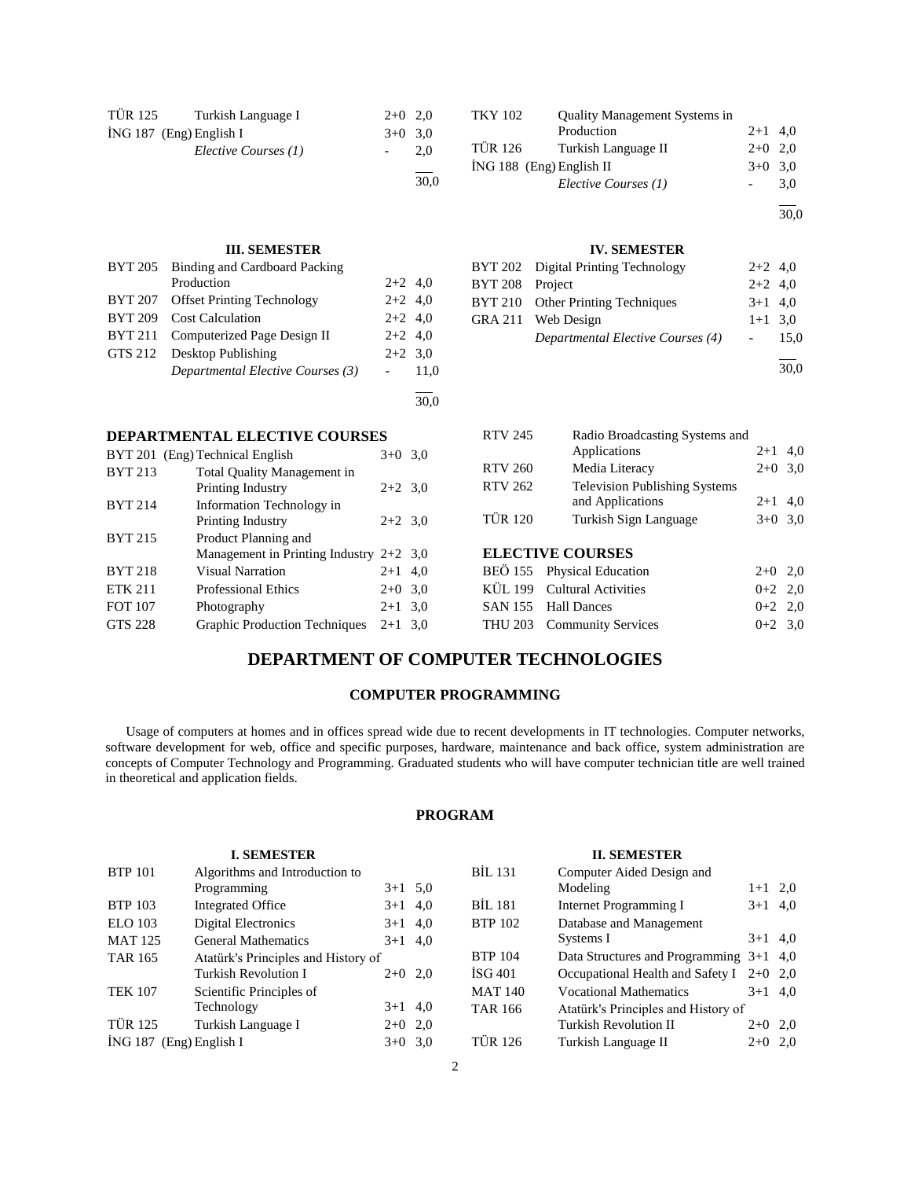| | | | |
|---|---|---|---|
| TÜR 125 | Turkish Language I | 2+0 | 2,0 |
| İNG 187 | (Eng) English I | 3+0 | 3,0 |
| | *Elective Courses (1)* | - | 2,0 |
| | | | 30,0 |

| | | | |
|---|---|---|---|
| TKY 102 | Quality Management Systems in Production | 2+1 | 4,0 |
| TÜR 126 | Turkish Language II | 2+0 | 2,0 |
| İNG 188 | (Eng) English II | 3+0 | 3,0 |
| | *Elective Courses (1)* | - | 3,0 |
| | | | 30,0 |

**III. SEMESTER**

| | | | |
|---|---|---|---|
| BYT 205 | Binding and Cardboard Packing Production | 2+2 | 4,0 |
| BYT 207 | Offset Printing Technology | 2+2 | 4,0 |
| BYT 209 | Cost Calculation | 2+2 | 4,0 |
| BYT 211 | Computerized Page Design II | 2+2 | 4,0 |
| GTS 212 | Desktop Publishing | 2+2 | 3,0 |
| | *Departmental Elective Courses (3)* | - | 11,0 |
| | | | 30,0 |

**IV. SEMESTER**

| | | | |
|---|---|---|---|
| BYT 202 | Digital Printing Technology | 2+2 | 4,0 |
| BYT 208 | Project | 2+2 | 4,0 |
| BYT 210 | Other Printing Techniques | 3+1 | 4,0 |
| GRA 211 | Web Design | 1+1 | 3,0 |
| | *Departmental Elective Courses (4)* | - | 15,0 |
| | | | 30,0 |

**DEPARTMENTAL ELECTIVE COURSES**

| | | | |
|---|---|---|---|
| BYT 201 | (Eng) Technical English | 3+0 | 3,0 |
| BYT 213 | Total Quality Management in Printing Industry | 2+2 | 3,0 |
| BYT 214 | Information Technology in Printing Industry | 2+2 | 3,0 |
| BYT 215 | Product Planning and Management in Printing Industry | 2+2 | 3,0 |
| BYT 218 | Visual Narration | 2+1 | 4,0 |
| ETK 211 | Professional Ethics | 2+0 | 3,0 |
| FOT 107 | Photography | 2+1 | 3,0 |
| GTS 228 | Graphic Production Techniques | 2+1 | 3,0 |
| RTV 245 | Radio Broadcasting Systems and Applications | 2+1 | 4,0 |
| RTV 260 | Media Literacy | 2+0 | 3,0 |
| RTV 262 | Television Publishing Systems and Applications | 2+1 | 4,0 |
| TÜR 120 | Turkish Sign Language | 3+0 | 3,0 |

**ELECTIVE COURSES**

| | | | |
|---|---|---|---|
| BEÖ 155 | Physical Education | 2+0 | 2,0 |
| KÜL 199 | Cultural Activities | 0+2 | 2,0 |
| SAN 155 | Hall Dances | 0+2 | 2,0 |
| THU 203 | Community Services | 0+2 | 3,0 |

# DEPARTMENT OF COMPUTER TECHNOLOGIES

## COMPUTER PROGRAMMING

Usage of computers at homes and in offices spread wide due to recent developments in IT technologies. Computer networks, software development for web, office and specific purposes, hardware, maintenance and back office, system administration are concepts of Computer Technology and Programming. Graduated students who will have computer technician title are well trained in theoretical and application fields.

### PROGRAM

**I. SEMESTER**

| | | | |
|---|---|---|---|
| BTP 101 | Algorithms and Introduction to Programming | 3+1 | 5,0 |
| BTP 103 | Integrated Office | 3+1 | 4,0 |
| ELO 103 | Digital Electronics | 3+1 | 4,0 |
| MAT 125 | General Mathematics | 3+1 | 4,0 |
| TAR 165 | Atatürk's Principles and History of Turkish Revolution I | 2+0 | 2,0 |
| TEK 107 | Scientific Principles of Technology | 3+1 | 4,0 |
| TÜR 125 | Turkish Language I | 2+0 | 2,0 |
| İNG 187 | (Eng) English I | 3+0 | 3,0 |

**II. SEMESTER**

| | | | |
|---|---|---|---|
| BİL 131 | Computer Aided Design and Modeling | 1+1 | 2,0 |
| BİL 181 | Internet Programming I | 3+1 | 4,0 |
| BTP 102 | Database and Management Systems I | 3+1 | 4,0 |
| BTP 104 | Data Structures and Programming | 3+1 | 4,0 |
| İSG 401 | Occupational Health and Safety I | 2+0 | 2,0 |
| MAT 140 | Vocational Mathematics | 3+1 | 4,0 |
| TAR 166 | Atatürk's Principles and History of Turkish Revolution II | 2+0 | 2,0 |
| TÜR 126 | Turkish Language II | 2+0 | 2,0 |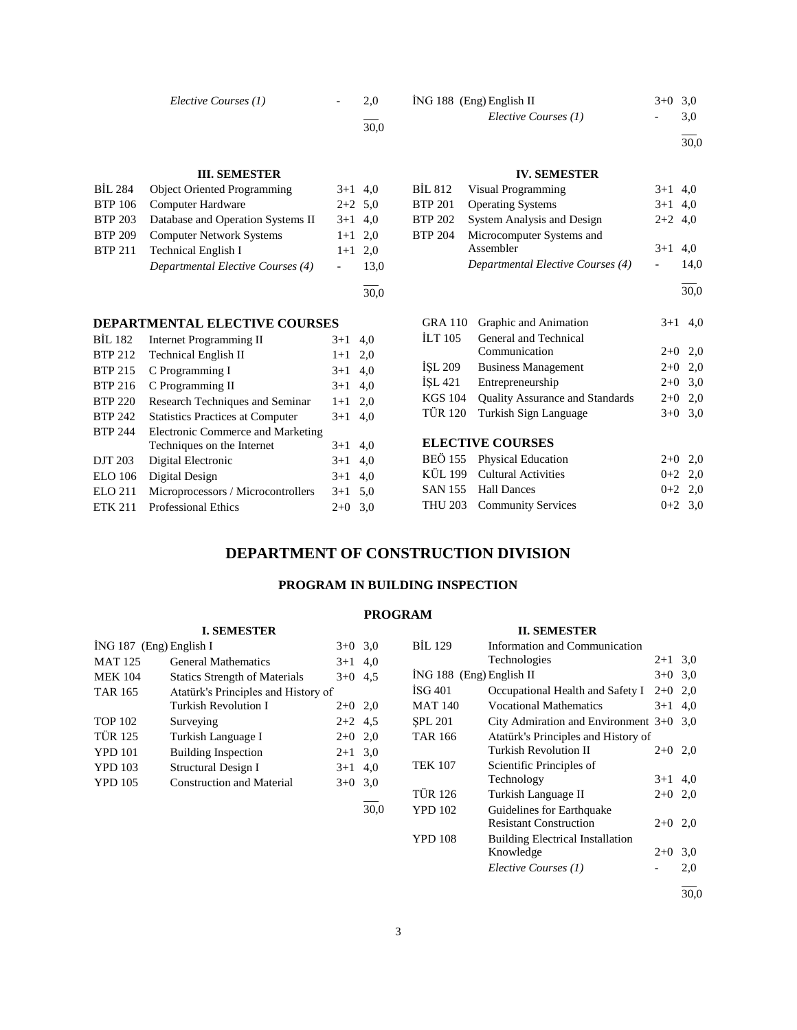| | | | |
|---|---|---|---|
| | *Elective Courses (1)* | - | 2,0 |
| | | | 30,0 |

| | | | |
|---|---|---|---|
| İNG 188 | (Eng) English II | 3+0 | 3,0 |
| | *Elective Courses (1)* | - | 3,0 |
| | | | 30,0 |

### III. SEMESTER

| | | | |
|---|---|---|---|
| BİL 284 | Object Oriented Programming | 3+1 | 4,0 |
| BTP 106 | Computer Hardware | 2+2 | 5,0 |
| BTP 203 | Database and Operation Systems II | 3+1 | 4,0 |
| BTP 209 | Computer Network Systems | 1+1 | 2,0 |
| BTP 211 | Technical English I | 1+1 | 2,0 |
| | *Departmental Elective Courses (4)* | - | 13,0 |
| | | | 30,0 |

### IV. SEMESTER

| | | | |
|---|---|---|---|
| BİL 812 | Visual Programming | 3+1 | 4,0 |
| BTP 201 | Operating Systems | 3+1 | 4,0 |
| BTP 202 | System Analysis and Design | 2+2 | 4,0 |
| BTP 204 | Microcomputer Systems and Assembler | 3+1 | 4,0 |
| | *Departmental Elective Courses (4)* | - | 14,0 |
| | | | 30,0 |

### DEPARTMENTAL ELECTIVE COURSES

| | | | |
|---|---|---|---|
| BİL 182 | Internet Programming II | 3+1 | 4,0 |
| BTP 212 | Technical English II | 1+1 | 2,0 |
| BTP 215 | C Programming I | 3+1 | 4,0 |
| BTP 216 | C Programming II | 3+1 | 4,0 |
| BTP 220 | Research Techniques and Seminar | 1+1 | 2,0 |
| BTP 242 | Statistics Practices at Computer | 3+1 | 4,0 |
| BTP 244 | Electronic Commerce and Marketing Techniques on the Internet | 3+1 | 4,0 |
| DJT 203 | Digital Electronic | 3+1 | 4,0 |
| ELO 106 | Digital Design | 3+1 | 4,0 |
| ELO 211 | Microprocessors / Microcontrollers | 3+1 | 5,0 |
| ETK 211 | Professional Ethics | 2+0 | 3,0 |
| GRA 110 | Graphic and Animation | 3+1 | 4,0 |
| İLT 105 | General and Technical Communication | 2+0 | 2,0 |
| İŞL 209 | Business Management | 2+0 | 2,0 |
| İŞL 421 | Entrepreneurship | 2+0 | 3,0 |
| KGS 104 | Quality Assurance and Standards | 2+0 | 2,0 |
| TÜR 120 | Turkish Sign Language | 3+0 | 3,0 |

### ELECTIVE COURSES

| | | | |
|---|---|---|---|
| BEÖ 155 | Physical Education | 2+0 | 2,0 |
| KÜL 199 | Cultural Activities | 0+2 | 2,0 |
| SAN 155 | Hall Dances | 0+2 | 2,0 |
| THU 203 | Community Services | 0+2 | 3,0 |

# DEPARTMENT OF CONSTRUCTION DIVISION

## PROGRAM IN BUILDING INSPECTION

### PROGRAM

### I. SEMESTER

| | | | |
|---|---|---|---|
| İNG 187 | (Eng) English I | 3+0 | 3,0 |
| MAT 125 | General Mathematics | 3+1 | 4,0 |
| MEK 104 | Statics Strength of Materials | 3+0 | 4,5 |
| TAR 165 | Atatürk's Principles and History of Turkish Revolution I | 2+0 | 2,0 |
| TOP 102 | Surveying | 2+2 | 4,5 |
| TÜR 125 | Turkish Language I | 2+0 | 2,0 |
| YPD 101 | Building Inspection | 2+1 | 3,0 |
| YPD 103 | Structural Design I | 3+1 | 4,0 |
| YPD 105 | Construction and Material | 3+0 | 3,0 |
| | | | 30,0 |

### II. SEMESTER

| | | | |
|---|---|---|---|
| BİL 129 | Information and Communication Technologies | 2+1 | 3,0 |
| İNG 188 | (Eng) English II | 3+0 | 3,0 |
| İSG 401 | Occupational Health and Safety I | 2+0 | 2,0 |
| MAT 140 | Vocational Mathematics | 3+1 | 4,0 |
| ŞPL 201 | City Admiration and Environment | 3+0 | 3,0 |
| TAR 166 | Atatürk's Principles and History of Turkish Revolution II | 2+0 | 2,0 |
| TEK 107 | Scientific Principles of Technology | 3+1 | 4,0 |
| TÜR 126 | Turkish Language II | 2+0 | 2,0 |
| YPD 102 | Guidelines for Earthquake Resistant Construction | 2+0 | 2,0 |
| YPD 108 | Building Electrical Installation Knowledge | 2+0 | 3,0 |
| | *Elective Courses (1)* | - | 2,0 |
| | | | 30,0 |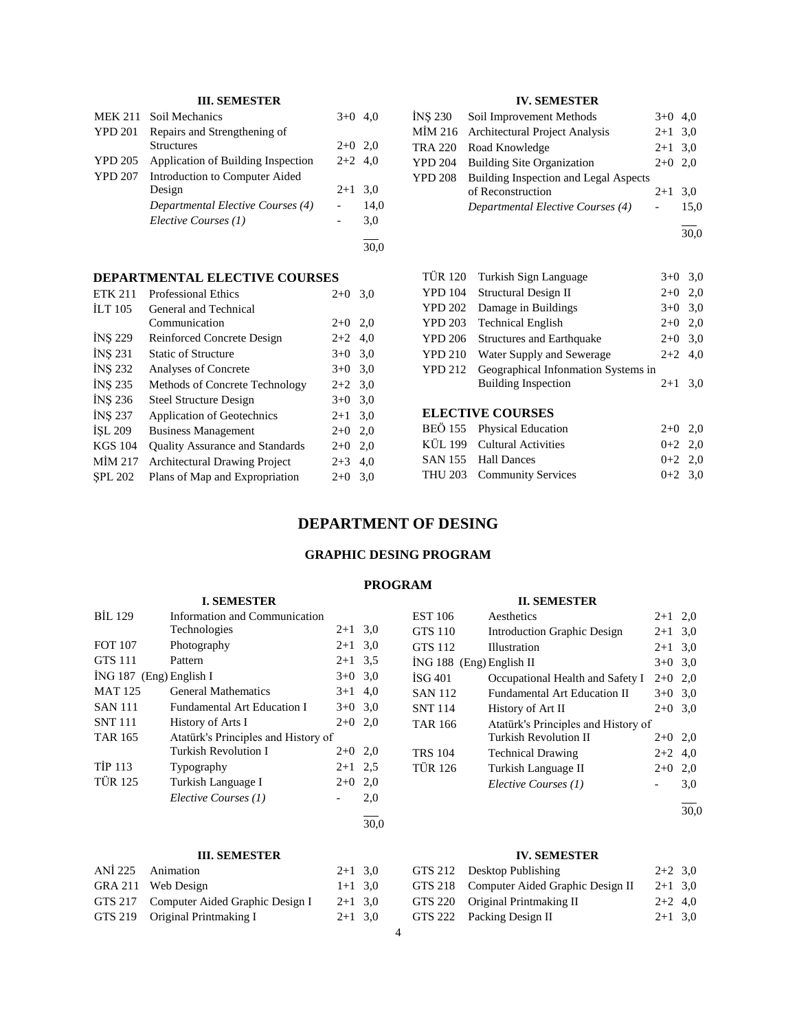### III. SEMESTER

| Code | Course | Hours | Credit |
|---|---|---|---|
| MEK 211 | Soil Mechanics | 3+0 | 4,0 |
| YPD 201 | Repairs and Strengthening of Structures | 2+0 | 2,0 |
| YPD 205 | Application of Building Inspection | 2+2 | 4,0 |
| YPD 207 | Introduction to Computer Aided Design | 2+1 | 3,0 |
| | *Departmental Elective Courses (4)* | - | 14,0 |
| | *Elective Courses (1)* | - | 3,0 |
| | | | 30,0 |

### IV. SEMESTER

| Code | Course | Hours | Credit |
|---|---|---|---|
| İNŞ 230 | Soil Improvement Methods | 3+0 | 4,0 |
| MİM 216 | Architectural Project Analysis | 2+1 | 3,0 |
| TRA 220 | Road Knowledge | 2+1 | 3,0 |
| YPD 204 | Building Site Organization | 2+0 | 2,0 |
| YPD 208 | Building Inspection and Legal Aspects of Reconstruction | 2+1 | 3,0 |
| | *Departmental Elective Courses (4)* | - | 15,0 |
| | | | 30,0 |

### DEPARTMENTAL ELECTIVE COURSES

| Code | Course | Hours | Credit |
|---|---|---|---|
| ETK 211 | Professional Ethics | 2+0 | 3,0 |
| İLT 105 | General and Technical Communication | 2+0 | 2,0 |
| İNŞ 229 | Reinforced Concrete Design | 2+2 | 4,0 |
| İNŞ 231 | Static of Structure | 3+0 | 3,0 |
| İNŞ 232 | Analyses of Concrete | 3+0 | 3,0 |
| İNŞ 235 | Methods of Concrete Technology | 2+2 | 3,0 |
| İNŞ 236 | Steel Structure Design | 3+0 | 3,0 |
| İNŞ 237 | Application of Geotechnics | 2+1 | 3,0 |
| İŞL 209 | Business Management | 2+0 | 2,0 |
| KGS 104 | Quality Assurance and Standards | 2+0 | 2,0 |
| MİM 217 | Architectural Drawing Project | 2+3 | 4,0 |
| ŞPL 202 | Plans of Map and Expropriation | 2+0 | 3,0 |
| TÜR 120 | Turkish Sign Language | 3+0 | 3,0 |
| YPD 104 | Structural Design II | 2+0 | 2,0 |
| YPD 202 | Damage in Buildings | 3+0 | 3,0 |
| YPD 203 | Technical English | 2+0 | 2,0 |
| YPD 206 | Structures and Earthquake | 2+0 | 3,0 |
| YPD 210 | Water Supply and Sewerage | 2+2 | 4,0 |
| YPD 212 | Geographical Infonmation Systems in Building Inspection | 2+1 | 3,0 |

### ELECTIVE COURSES

| Code | Course | Hours | Credit |
|---|---|---|---|
| BEÖ 155 | Physical Education | 2+0 | 2,0 |
| KÜL 199 | Cultural Activities | 0+2 | 2,0 |
| SAN 155 | Hall Dances | 0+2 | 2,0 |
| THU 203 | Community Services | 0+2 | 3,0 |

# DEPARTMENT OF DESING

## GRAPHIC DESING PROGRAM

### PROGRAM

### I. SEMESTER

| Code | Course | Hours | Credit |
|---|---|---|---|
| BİL 129 | Information and Communication Technologies | 2+1 | 3,0 |
| FOT 107 | Photography | 2+1 | 3,0 |
| GTS 111 | Pattern | 2+1 | 3,5 |
| İNG 187 | (Eng) English I | 3+0 | 3,0 |
| MAT 125 | General Mathematics | 3+1 | 4,0 |
| SAN 111 | Fundamental Art Education I | 3+0 | 3,0 |
| SNT 111 | History of Arts I | 2+0 | 2,0 |
| TAR 165 | Atatürk's Principles and History of Turkish Revolution I | 2+0 | 2,0 |
| TİP 113 | Typography | 2+1 | 2,5 |
| TÜR 125 | Turkish Language I | 2+0 | 2,0 |
| | *Elective Courses (1)* | - | 2,0 |
| | | | 30,0 |

### II. SEMESTER

| Code | Course | Hours | Credit |
|---|---|---|---|
| EST 106 | Aesthetics | 2+1 | 2,0 |
| GTS 110 | Introduction Graphic Design | 2+1 | 3,0 |
| GTS 112 | Illustration | 2+1 | 3,0 |
| İNG 188 | (Eng) English II | 3+0 | 3,0 |
| İSG 401 | Occupational Health and Safety I | 2+0 | 2,0 |
| SAN 112 | Fundamental Art Education II | 3+0 | 3,0 |
| SNT 114 | History of Art II | 2+0 | 3,0 |
| TAR 166 | Atatürk's Principles and History of Turkish Revolution II | 2+0 | 2,0 |
| TRS 104 | Technical Drawing | 2+2 | 4,0 |
| TÜR 126 | Turkish Language II | 2+0 | 2,0 |
| | *Elective Courses (1)* | - | 3,0 |
| | | | 30,0 |

### III. SEMESTER

| Code | Course | Hours | Credit |
|---|---|---|---|
| ANİ 225 | Animation | 2+1 | 3,0 |
| GRA 211 | Web Design | 1+1 | 3,0 |
| GTS 217 | Computer Aided Graphic Design I | 2+1 | 3,0 |
| GTS 219 | Original Printmaking I | 2+1 | 3,0 |

### IV. SEMESTER

| Code | Course | Hours | Credit |
|---|---|---|---|
| GTS 212 | Desktop Publishing | 2+2 | 3,0 |
| GTS 218 | Computer Aided Graphic Design II | 2+1 | 3,0 |
| GTS 220 | Original Printmaking II | 2+2 | 4,0 |
| GTS 222 | Packing Design II | 2+1 | 3,0 |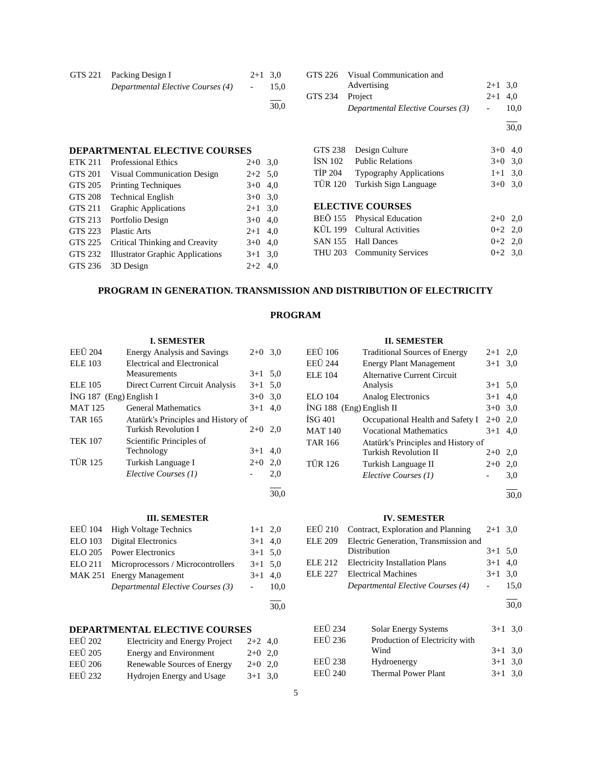| | | | |
|---|---|---|---|
| GTS 221 | Packing Design I | 2+1 | 3,0 |
| | *Departmental Elective Courses (4)* | - | 15,0 |
| | | | 30,0 |

| | | | |
|---|---|---|---|
| GTS 226 | Visual Communication and Advertising | 2+1 | 3,0 |
| GTS 234 | Project | 2+1 | 4,0 |
| | *Departmental Elective Courses (3)* | - | 10,0 |
| | | | 30,0 |

**DEPARTMENTAL ELECTIVE COURSES**

| | | | |
|---|---|---|---|
| ETK 211 | Professional Ethics | 2+0 | 3,0 |
| GTS 201 | Visual Communication Design | 2+2 | 5,0 |
| GTS 205 | Printing Techniques | 3+0 | 4,0 |
| GTS 208 | Technical English | 3+0 | 3,0 |
| GTS 211 | Graphic Applications | 2+1 | 3,0 |
| GTS 213 | Portfolio Design | 3+0 | 4,0 |
| GTS 223 | Plastic Arts | 2+1 | 4,0 |
| GTS 225 | Critical Thinking and Creavity | 3+0 | 4,0 |
| GTS 232 | Illustrator Graphic Applications | 3+1 | 3,0 |
| GTS 236 | 3D Design | 2+2 | 4,0 |
| GTS 238 | Design Culture | 3+0 | 4,0 |
| İSN 102 | Public Relations | 3+0 | 3,0 |
| TİP 204 | Typography Applications | 1+1 | 3,0 |
| TÜR 120 | Turkish Sign Language | 3+0 | 3,0 |

**ELECTIVE COURSES**

| | | | |
|---|---|---|---|
| BEÖ 155 | Physical Education | 2+0 | 2,0 |
| KÜL 199 | Cultural Activities | 0+2 | 2,0 |
| SAN 155 | Hall Dances | 0+2 | 2,0 |
| THU 203 | Community Services | 0+2 | 3,0 |

## PROGRAM IN GENERATION. TRANSMISSION AND DISTRIBUTION OF ELECTRICITY

## PROGRAM

**I. SEMESTER**

| | | | |
|---|---|---|---|
| EEÜ 204 | Energy Analysis and Savings | 2+0 | 3,0 |
| ELE 103 | Electrical and Electronical Measurements | 3+1 | 5,0 |
| ELE 105 | Direct Current Circuit Analysis | 3+1 | 5,0 |
| İNG 187 | (Eng) English I | 3+0 | 3,0 |
| MAT 125 | General Mathematics | 3+1 | 4,0 |
| TAR 165 | Atatürk's Principles and History of Turkish Revolution I | 2+0 | 2,0 |
| TEK 107 | Scientific Principles of Technology | 3+1 | 4,0 |
| TÜR 125 | Turkish Language I | 2+0 | 2,0 |
| | *Elective Courses (1)* | - | 2,0 |
| | | | 30,0 |

**II. SEMESTER**

| | | | |
|---|---|---|---|
| EEÜ 106 | Traditional Sources of Energy | 2+1 | 2,0 |
| EEÜ 244 | Energy Plant Management | 3+1 | 3,0 |
| ELE 104 | Alternative Current Circuit Analysis | 3+1 | 5,0 |
| ELO 104 | Analog Electronics | 3+1 | 4,0 |
| İNG 188 | (Eng) English II | 3+0 | 3,0 |
| İSG 401 | Occupational Health and Safety I | 2+0 | 2,0 |
| MAT 140 | Vocational Mathematics | 3+1 | 4,0 |
| TAR 166 | Atatürk's Principles and History of Turkish Revolution II | 2+0 | 2,0 |
| TÜR 126 | Turkish Language II | 2+0 | 2,0 |
| | *Elective Courses (1)* | - | 3,0 |
| | | | 30,0 |

**III. SEMESTER**

| | | | |
|---|---|---|---|
| EEÜ 104 | High Voltage Technics | 1+1 | 2,0 |
| ELO 103 | Digital Electronics | 3+1 | 4,0 |
| ELO 205 | Power Electronics | 3+1 | 5,0 |
| ELO 211 | Microprocessors / Microcontrollers | 3+1 | 5,0 |
| MAK 251 | Energy Management | 3+1 | 4,0 |
| | *Departmental Elective Courses (3)* | - | 10,0 |
| | | | 30,0 |

**IV. SEMESTER**

| | | | |
|---|---|---|---|
| EEÜ 210 | Contract, Exploration and Planning | 2+1 | 3,0 |
| ELE 209 | Electric Generation, Transmission and Distribution | 3+1 | 5,0 |
| ELE 212 | Electricity Installation Plans | 3+1 | 4,0 |
| ELE 227 | Electrical Machines | 3+1 | 3,0 |
| | *Departmental Elective Courses (4)* | - | 15,0 |
| | | | 30,0 |

**DEPARTMENTAL ELECTIVE COURSES**

| | | | |
|---|---|---|---|
| EEÜ 202 | Electricity and Energy Project | 2+2 | 4,0 |
| EEÜ 205 | Energy and Environment | 2+0 | 2,0 |
| EEÜ 206 | Renewable Sources of Energy | 2+0 | 2,0 |
| EEÜ 232 | Hydrojen Energy and Usage | 3+1 | 3,0 |
| EEÜ 234 | Solar Energy Systems | 3+1 | 3,0 |
| EEÜ 236 | Production of Electricity with Wind | 3+1 | 3,0 |
| EEÜ 238 | Hydroenergy | 3+1 | 3,0 |
| EEÜ 240 | Thermal Power Plant | 3+1 | 3,0 |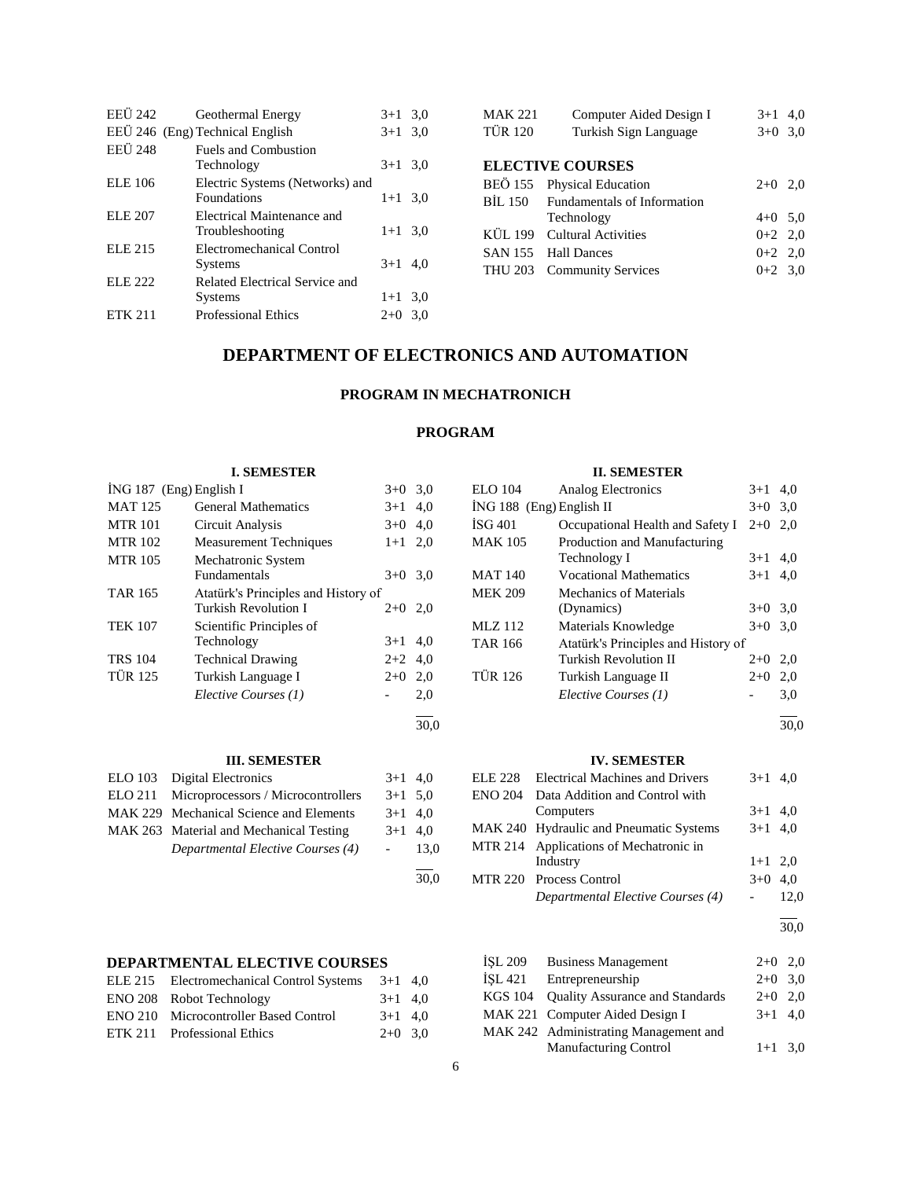| | | | |
|---|---|---|---|
| EEÜ 242 | Geothermal Energy | 3+1 | 3,0 |
| EEÜ 246 (Eng) | Technical English | 3+1 | 3,0 |
| EEÜ 248 | Fuels and Combustion Technology | 3+1 | 3,0 |
| ELE 106 | Electric Systems (Networks) and Foundations | 1+1 | 3,0 |
| ELE 207 | Electrical Maintenance and Troubleshooting | 1+1 | 3,0 |
| ELE 215 | Electromechanical Control Systems | 3+1 | 4,0 |
| ELE 222 | Related Electrical Service and Systems | 1+1 | 3,0 |
| ETK 211 | Professional Ethics | 2+0 | 3,0 |
| MAK 221 | Computer Aided Design I | 3+1 | 4,0 |
| TÜR 120 | Turkish Sign Language | 3+0 | 3,0 |

**ELECTIVE COURSES**

| | | | |
|---|---|---|---|
| BEÖ 155 | Physical Education | 2+0 | 2,0 |
| BİL 150 | Fundamentals of Information Technology | 4+0 | 5,0 |
| KÜL 199 | Cultural Activities | 0+2 | 2,0 |
| SAN 155 | Hall Dances | 0+2 | 2,0 |
| THU 203 | Community Services | 0+2 | 3,0 |

# DEPARTMENT OF ELECTRONICS AND AUTOMATION

## PROGRAM IN MECHATRONICH

### PROGRAM

**I. SEMESTER**

| | | | |
|---|---|---|---|
| İNG 187 (Eng) | English I | 3+0 | 3,0 |
| MAT 125 | General Mathematics | 3+1 | 4,0 |
| MTR 101 | Circuit Analysis | 3+0 | 4,0 |
| MTR 102 | Measurement Techniques | 1+1 | 2,0 |
| MTR 105 | Mechatronic System Fundamentals | 3+0 | 3,0 |
| TAR 165 | Atatürk's Principles and History of Turkish Revolution I | 2+0 | 2,0 |
| TEK 107 | Scientific Principles of Technology | 3+1 | 4,0 |
| TRS 104 | Technical Drawing | 2+2 | 4,0 |
| TÜR 125 | Turkish Language I | 2+0 | 2,0 |
| | *Elective Courses (1)* | - | 2,0 |
| | | | 30,0 |

**II. SEMESTER**

| | | | |
|---|---|---|---|
| ELO 104 | Analog Electronics | 3+1 | 4,0 |
| İNG 188 (Eng) | English II | 3+0 | 3,0 |
| İSG 401 | Occupational Health and Safety I | 2+0 | 2,0 |
| MAK 105 | Production and Manufacturing Technology I | 3+1 | 4,0 |
| MAT 140 | Vocational Mathematics | 3+1 | 4,0 |
| MEK 209 | Mechanics of Materials (Dynamics) | 3+0 | 3,0 |
| MLZ 112 | Materials Knowledge | 3+0 | 3,0 |
| TAR 166 | Atatürk's Principles and History of Turkish Revolution II | 2+0 | 2,0 |
| TÜR 126 | Turkish Language II | 2+0 | 2,0 |
| | *Elective Courses (1)* | - | 3,0 |
| | | | 30,0 |

**III. SEMESTER**

| | | | |
|---|---|---|---|
| ELO 103 | Digital Electronics | 3+1 | 4,0 |
| ELO 211 | Microprocessors / Microcontrollers | 3+1 | 5,0 |
| MAK 229 | Mechanical Science and Elements | 3+1 | 4,0 |
| MAK 263 | Material and Mechanical Testing | 3+1 | 4,0 |
| | *Departmental Elective Courses (4)* | - | 13,0 |
| | | | 30,0 |

**IV. SEMESTER**

| | | | |
|---|---|---|---|
| ELE 228 | Electrical Machines and Drivers | 3+1 | 4,0 |
| ENO 204 | Data Addition and Control with Computers | 3+1 | 4,0 |
| MAK 240 | Hydraulic and Pneumatic Systems | 3+1 | 4,0 |
| MTR 214 | Applications of Mechatronic in Industry | 1+1 | 2,0 |
| MTR 220 | Process Control | 3+0 | 4,0 |
| | *Departmental Elective Courses (4)* | - | 12,0 |
| | | | 30,0 |

**DEPARTMENTAL ELECTIVE COURSES**

| | | | |
|---|---|---|---|
| ELE 215 | Electromechanical Control Systems | 3+1 | 4,0 |
| ENO 208 | Robot Technology | 3+1 | 4,0 |
| ENO 210 | Microcontroller Based Control | 3+1 | 4,0 |
| ETK 211 | Professional Ethics | 2+0 | 3,0 |
| İŞL 209 | Business Management | 2+0 | 2,0 |
| İŞL 421 | Entrepreneurship | 2+0 | 3,0 |
| KGS 104 | Quality Assurance and Standards | 2+0 | 2,0 |
| MAK 221 | Computer Aided Design I | 3+1 | 4,0 |
| MAK 242 | Administrating Management and Manufacturing Control | 1+1 | 3,0 |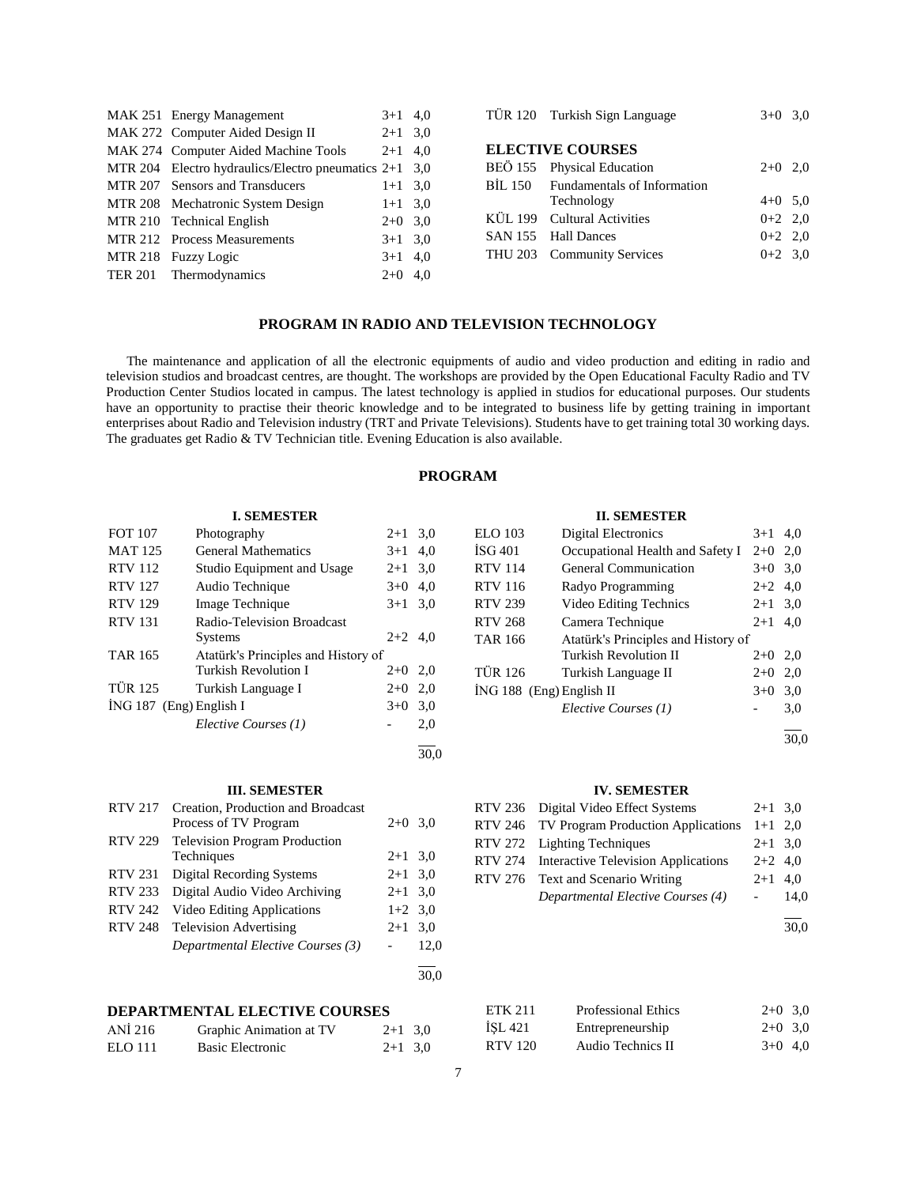| | | | |
|---|---|---|---|
| MAK 251 | Energy Management | 3+1 | 4,0 |
| MAK 272 | Computer Aided Design II | 2+1 | 3,0 |
| MAK 274 | Computer Aided Machine Tools | 2+1 | 4,0 |
| MTR 204 | Electro hydraulics/Electro pneumatics | 2+1 | 3,0 |
| MTR 207 | Sensors and Transducers | 1+1 | 3,0 |
| MTR 208 | Mechatronic System Design | 1+1 | 3,0 |
| MTR 210 | Technical English | 2+0 | 3,0 |
| MTR 212 | Process Measurements | 3+1 | 3,0 |
| MTR 218 | Fuzzy Logic | 3+1 | 4,0 |
| TER 201 | Thermodynamics | 2+0 | 4,0 |
| TÜR 120 | Turkish Sign Language | 3+0 | 3,0 |

**ELECTIVE COURSES**

| | | | |
|---|---|---|---|
| BEÖ 155 | Physical Education | 2+0 | 2,0 |
| BİL 150 | Fundamentals of Information Technology | 4+0 | 5,0 |
| KÜL 199 | Cultural Activities | 0+2 | 2,0 |
| SAN 155 | Hall Dances | 0+2 | 2,0 |
| THU 203 | Community Services | 0+2 | 3,0 |

## PROGRAM IN RADIO AND TELEVISION TECHNOLOGY

The maintenance and application of all the electronic equipments of audio and video production and editing in radio and television studios and broadcast centres, are thought. The workshops are provided by the Open Educational Faculty Radio and TV Production Center Studios located in campus. The latest technology is applied in studios for educational purposes. Our students have an opportunity to practise their theoric knowledge and to be integrated to business life by getting training in important enterprises about Radio and Television industry (TRT and Private Televisions). Students have to get training total 30 working days. The graduates get Radio & TV Technician title. Evening Education is also available.

## PROGRAM

### I. SEMESTER

| | | | |
|---|---|---|---|
| FOT 107 | Photography | 2+1 | 3,0 |
| MAT 125 | General Mathematics | 3+1 | 4,0 |
| RTV 112 | Studio Equipment and Usage | 2+1 | 3,0 |
| RTV 127 | Audio Technique | 3+0 | 4,0 |
| RTV 129 | Image Technique | 3+1 | 3,0 |
| RTV 131 | Radio-Television Broadcast Systems | 2+2 | 4,0 |
| TAR 165 | Atatürk's Principles and History of Turkish Revolution I | 2+0 | 2,0 |
| TÜR 125 | Turkish Language I | 2+0 | 2,0 |
| İNG 187 (Eng) | English I | 3+0 | 3,0 |
| | *Elective Courses (1)* | - | 2,0 |
| | | | 30,0 |

### II. SEMESTER

| | | | |
|---|---|---|---|
| ELO 103 | Digital Electronics | 3+1 | 4,0 |
| İSG 401 | Occupational Health and Safety I | 2+0 | 2,0 |
| RTV 114 | General Communication | 3+0 | 3,0 |
| RTV 116 | Radyo Programming | 2+2 | 4,0 |
| RTV 239 | Video Editing Technics | 2+1 | 3,0 |
| RTV 268 | Camera Technique | 2+1 | 4,0 |
| TAR 166 | Atatürk's Principles and History of Turkish Revolution II | 2+0 | 2,0 |
| TÜR 126 | Turkish Language II | 2+0 | 2,0 |
| İNG 188 (Eng) | English II | 3+0 | 3,0 |
| | *Elective Courses (1)* | - | 3,0 |
| | | | 30,0 |

### III. SEMESTER

| | | | |
|---|---|---|---|
| RTV 217 | Creation, Production and Broadcast Process of TV Program | 2+0 | 3,0 |
| RTV 229 | Television Program Production Techniques | 2+1 | 3,0 |
| RTV 231 | Digital Recording Systems | 2+1 | 3,0 |
| RTV 233 | Digital Audio Video Archiving | 2+1 | 3,0 |
| RTV 242 | Video Editing Applications | 1+2 | 3,0 |
| RTV 248 | Television Advertising | 2+1 | 3,0 |
| | *Departmental Elective Courses (3)* | - | 12,0 |
| | | | 30,0 |

### IV. SEMESTER

| | | | |
|---|---|---|---|
| RTV 236 | Digital Video Effect Systems | 2+1 | 3,0 |
| RTV 246 | TV Program Production Applications | 1+1 | 2,0 |
| RTV 272 | Lighting Techniques | 2+1 | 3,0 |
| RTV 274 | Interactive Television Applications | 2+2 | 4,0 |
| RTV 276 | Text and Scenario Writing | 2+1 | 4,0 |
| | *Departmental Elective Courses (4)* | - | 14,0 |
| | | | 30,0 |

### DEPARTMENTAL ELECTIVE COURSES

| | | | |
|---|---|---|---|
| ANİ 216 | Graphic Animation at TV | 2+1 | 3,0 |
| ELO 111 | Basic Electronic | 2+1 | 3,0 |
| ETK 211 | Professional Ethics | 2+0 | 3,0 |
| İŞL 421 | Entrepreneurship | 2+0 | 3,0 |
| RTV 120 | Audio Technics II | 3+0 | 4,0 |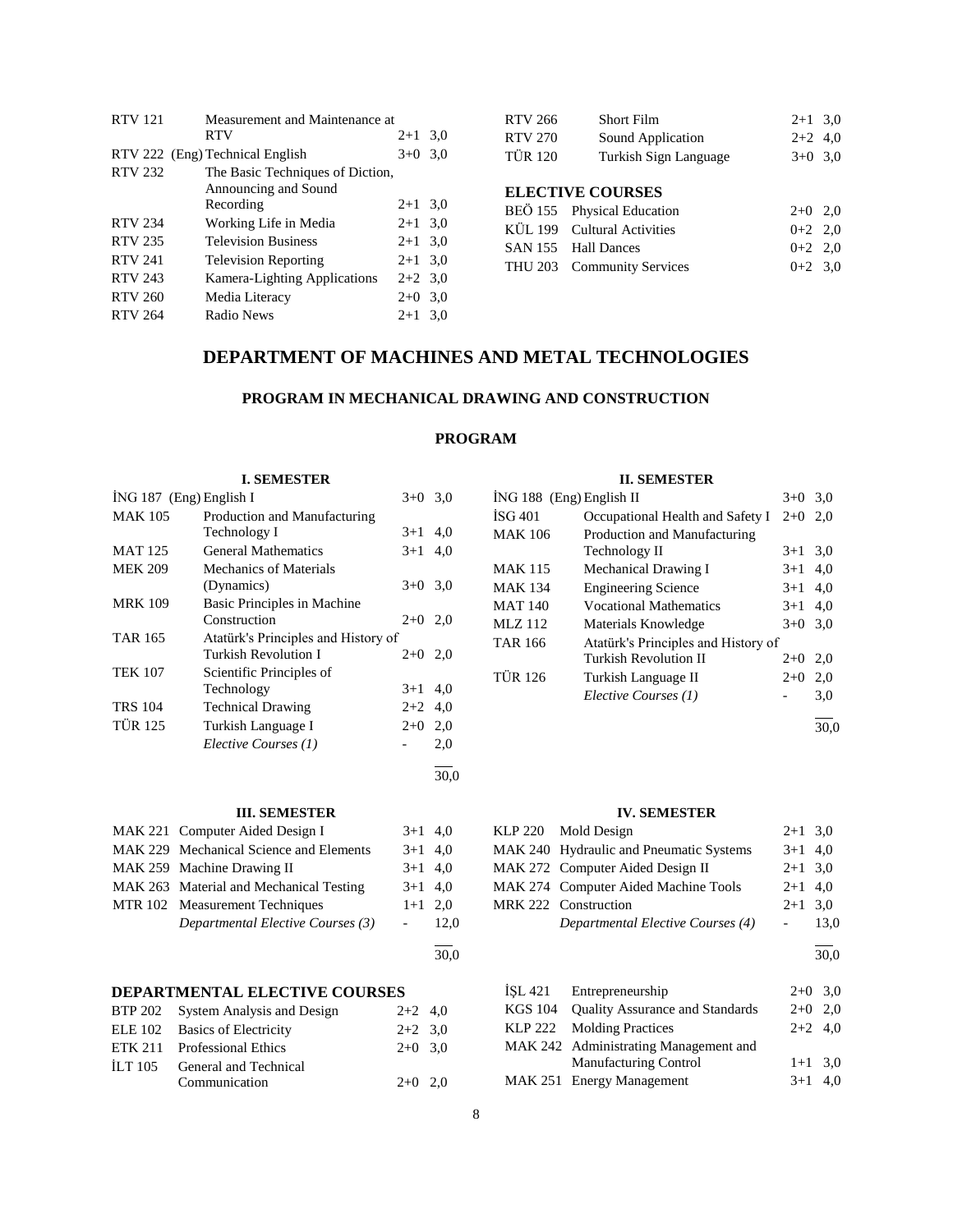| | | | |
|---|---|---|---|
| RTV 121 | Measurement and Maintenance at RTV | 2+1 | 3,0 |
| RTV 222 | (Eng) Technical English | 3+0 | 3,0 |
| RTV 232 | The Basic Techniques of Diction, Announcing and Sound Recording | 2+1 | 3,0 |
| RTV 234 | Working Life in Media | 2+1 | 3,0 |
| RTV 235 | Television Business | 2+1 | 3,0 |
| RTV 241 | Television Reporting | 2+1 | 3,0 |
| RTV 243 | Kamera-Lighting Applications | 2+2 | 3,0 |
| RTV 260 | Media Literacy | 2+0 | 3,0 |
| RTV 264 | Radio News | 2+1 | 3,0 |
| RTV 266 | Short Film | 2+1 | 3,0 |
| RTV 270 | Sound Application | 2+2 | 4,0 |
| TÜR 120 | Turkish Sign Language | 3+0 | 3,0 |

**ELECTIVE COURSES**

| | | | |
|---|---|---|---|
| BEÖ 155 | Physical Education | 2+0 | 2,0 |
| KÜL 199 | Cultural Activities | 0+2 | 2,0 |
| SAN 155 | Hall Dances | 0+2 | 2,0 |
| THU 203 | Community Services | 0+2 | 3,0 |

# DEPARTMENT OF MACHINES AND METAL TECHNOLOGIES

## PROGRAM IN MECHANICAL DRAWING AND CONSTRUCTION

### PROGRAM

**I. SEMESTER**

| | | | |
|---|---|---|---|
| İNG 187 | (Eng) English I | 3+0 | 3,0 |
| MAK 105 | Production and Manufacturing Technology I | 3+1 | 4,0 |
| MAT 125 | General Mathematics | 3+1 | 4,0 |
| MEK 209 | Mechanics of Materials (Dynamics) | 3+0 | 3,0 |
| MRK 109 | Basic Principles in Machine Construction | 2+0 | 2,0 |
| TAR 165 | Atatürk's Principles and History of Turkish Revolution I | 2+0 | 2,0 |
| TEK 107 | Scientific Principles of Technology | 3+1 | 4,0 |
| TRS 104 | Technical Drawing | 2+2 | 4,0 |
| TÜR 125 | Turkish Language I | 2+0 | 2,0 |
| | *Elective Courses (1)* | - | 2,0 |
| | | | 30,0 |

**II. SEMESTER**

| | | | |
|---|---|---|---|
| İNG 188 | (Eng) English II | 3+0 | 3,0 |
| İSG 401 | Occupational Health and Safety I | 2+0 | 2,0 |
| MAK 106 | Production and Manufacturing Technology II | 3+1 | 3,0 |
| MAK 115 | Mechanical Drawing I | 3+1 | 4,0 |
| MAK 134 | Engineering Science | 3+1 | 4,0 |
| MAT 140 | Vocational Mathematics | 3+1 | 4,0 |
| MLZ 112 | Materials Knowledge | 3+0 | 3,0 |
| TAR 166 | Atatürk's Principles and History of Turkish Revolution II | 2+0 | 2,0 |
| TÜR 126 | Turkish Language II | 2+0 | 2,0 |
| | *Elective Courses (1)* | - | 3,0 |
| | | | 30,0 |

**III. SEMESTER**

| | | | |
|---|---|---|---|
| MAK 221 | Computer Aided Design I | 3+1 | 4,0 |
| MAK 229 | Mechanical Science and Elements | 3+1 | 4,0 |
| MAK 259 | Machine Drawing II | 3+1 | 4,0 |
| MAK 263 | Material and Mechanical Testing | 3+1 | 4,0 |
| MTR 102 | Measurement Techniques | 1+1 | 2,0 |
| | *Departmental Elective Courses (3)* | - | 12,0 |
| | | | 30,0 |

**IV. SEMESTER**

| | | | |
|---|---|---|---|
| KLP 220 | Mold Design | 2+1 | 3,0 |
| MAK 240 | Hydraulic and Pneumatic Systems | 3+1 | 4,0 |
| MAK 272 | Computer Aided Design II | 2+1 | 3,0 |
| MAK 274 | Computer Aided Machine Tools | 2+1 | 4,0 |
| MRK 222 | Construction | 2+1 | 3,0 |
| | *Departmental Elective Courses (4)* | - | 13,0 |
| | | | 30,0 |

**DEPARTMENTAL ELECTIVE COURSES**

| | | | |
|---|---|---|---|
| BTP 202 | System Analysis and Design | 2+2 | 4,0 |
| ELE 102 | Basics of Electricity | 2+2 | 3,0 |
| ETK 211 | Professional Ethics | 2+0 | 3,0 |
| İLT 105 | General and Technical Communication | 2+0 | 2,0 |
| İŞL 421 | Entrepreneurship | 2+0 | 3,0 |
| KGS 104 | Quality Assurance and Standards | 2+0 | 2,0 |
| KLP 222 | Molding Practices | 2+2 | 4,0 |
| MAK 242 | Administrating Management and Manufacturing Control | 1+1 | 3,0 |
| MAK 251 | Energy Management | 3+1 | 4,0 |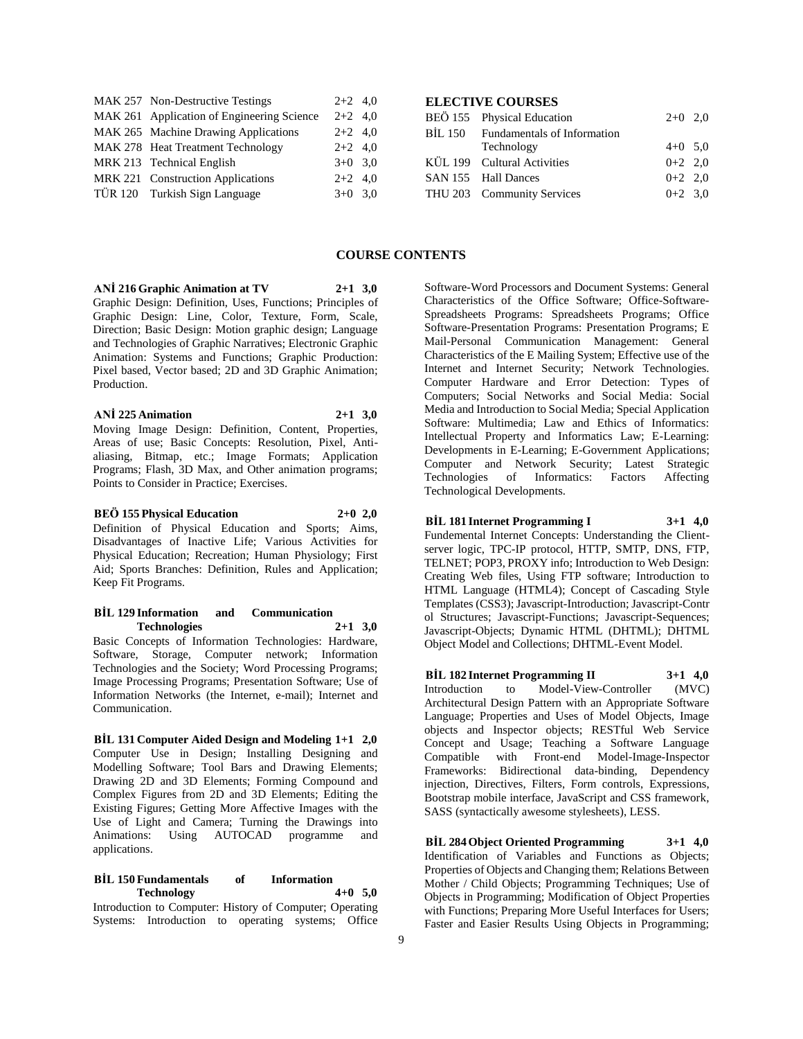| | | |
|---|---|---|
| MAK 257 | Non-Destructive Testings | 2+2 4,0 |
| MAK 261 | Application of Engineering Science | 2+2 4,0 |
| MAK 265 | Machine Drawing Applications | 2+2 4,0 |
| MAK 278 | Heat Treatment Technology | 2+2 4,0 |
| MRK 213 | Technical English | 3+0 3,0 |
| MRK 221 | Construction Applications | 2+2 4,0 |
| TÜR 120 | Turkish Sign Language | 3+0 3,0 |

**ELECTIVE COURSES**

| | | |
|---|---|---|
| BEÖ 155 | Physical Education | 2+0 2,0 |
| BİL 150 | Fundamentals of Information Technology | 4+0 5,0 |
| KÜL 199 | Cultural Activities | 0+2 2,0 |
| SAN 155 | Hall Dances | 0+2 2,0 |
| THU 203 | Community Services | 0+2 3,0 |

## COURSE CONTENTS

**ANİ 216 Graphic Animation at TV 2+1 3,0**
Graphic Design: Definition, Uses, Functions; Principles of Graphic Design: Line, Color, Texture, Form, Scale, Direction; Basic Design: Motion graphic design; Language and Technologies of Graphic Narratives; Electronic Graphic Animation: Systems and Functions; Graphic Production: Pixel based, Vector based; 2D and 3D Graphic Animation; Production.

**ANİ 225 Animation 2+1 3,0**
Moving Image Design: Definition, Content, Properties, Areas of use; Basic Concepts: Resolution, Pixel, Anti-aliasing, Bitmap, etc.; Image Formats; Application Programs; Flash, 3D Max, and Other animation programs; Points to Consider in Practice; Exercises.

**BEÖ 155 Physical Education 2+0 2,0**
Definition of Physical Education and Sports; Aims, Disadvantages of Inactive Life; Various Activities for Physical Education; Recreation; Human Physiology; First Aid; Sports Branches: Definition, Rules and Application; Keep Fit Programs.

**BİL 129 Information and Communication Technologies 2+1 3,0**
Basic Concepts of Information Technologies: Hardware, Software, Storage, Computer network; Information Technologies and the Society; Word Processing Programs; Image Processing Programs; Presentation Software; Use of Information Networks (the Internet, e-mail); Internet and Communication.

**BİL 131 Computer Aided Design and Modeling 1+1 2,0**
Computer Use in Design; Installing Designing and Modelling Software; Tool Bars and Drawing Elements; Drawing 2D and 3D Elements; Forming Compound and Complex Figures from 2D and 3D Elements; Editing the Existing Figures; Getting More Affective Images with the Use of Light and Camera; Turning the Drawings into Animations: Using AUTOCAD programme and applications.

**BİL 150 Fundamentals of Information Technology 4+0 5,0**
Introduction to Computer: History of Computer; Operating Systems: Introduction to operating systems; Office Software-Word Processors and Document Systems: General Characteristics of the Office Software; Office-Software-Spreadsheets Programs: Spreadsheets Programs; Office Software-Presentation Programs: Presentation Programs; E Mail-Personal Communication Management: General Characteristics of the E Mailing System; Effective use of the Internet and Internet Security; Network Technologies. Computer Hardware and Error Detection: Types of Computers; Social Networks and Social Media: Social Media and Introduction to Social Media; Special Application Software: Multimedia; Law and Ethics of Informatics: Intellectual Property and Informatics Law; E-Learning: Developments in E-Learning; E-Government Applications; Computer and Network Security; Latest Strategic Technologies of Informatics: Factors Affecting Technological Developments.

**BİL 181 Internet Programming I 3+1 4,0**
Fundemental Internet Concepts: Understanding the Client-server logic, TPC-IP protocol, HTTP, SMTP, DNS, FTP, TELNET; POP3, PROXY info; Introduction to Web Design: Creating Web files, Using FTP software; Introduction to HTML Language (HTML4); Concept of Cascading Style Templates (CSS3); Javascript-Introduction; Javascript-Control Structures; Javascript-Functions; Javascript-Sequences; Javascript-Objects; Dynamic HTML (DHTML); DHTML Object Model and Collections; DHTML-Event Model.

**BİL 182 Internet Programming II 3+1 4,0**
Introduction to Model-View-Controller (MVC) Architectural Design Pattern with an Appropriate Software Language; Properties and Uses of Model Objects, Image objects and Inspector objects; RESTful Web Service Concept and Usage; Teaching a Software Language Compatible with Front-end Model-Image-Inspector Frameworks: Bidirectional data-binding, Dependency injection, Directives, Filters, Form controls, Expressions, Bootstrap mobile interface, JavaScript and CSS framework, SASS (syntactically awesome stylesheets), LESS.

**BİL 284 Object Oriented Programming 3+1 4,0**
Identification of Variables and Functions as Objects; Properties of Objects and Changing them; Relations Between Mother / Child Objects; Programming Techniques; Use of Objects in Programming; Modification of Object Properties with Functions; Preparing More Useful Interfaces for Users; Faster and Easier Results Using Objects in Programming;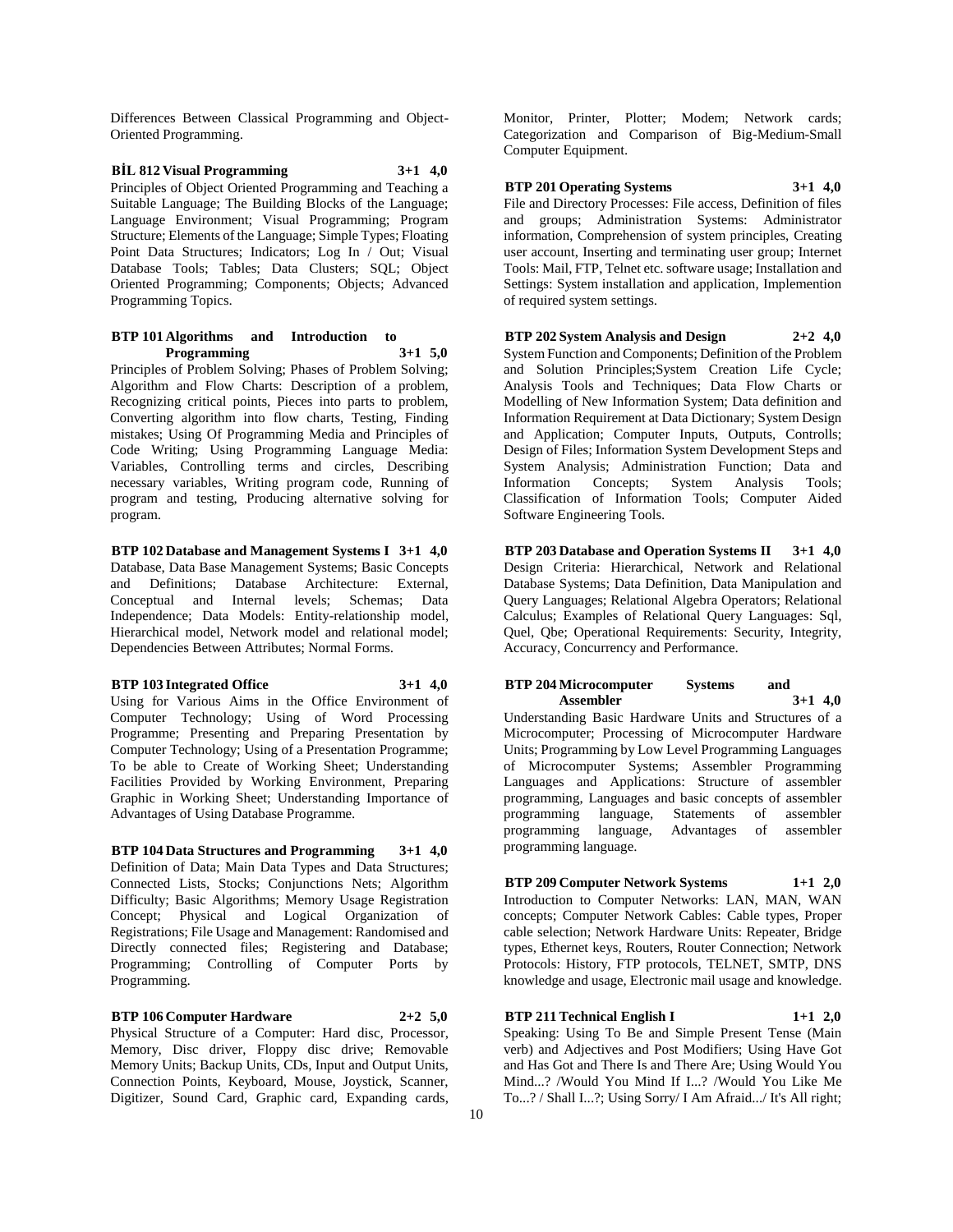Differences Between Classical Programming and Object-Oriented Programming.

**BİL 812 Visual Programming 3+1 4,0**

Principles of Object Oriented Programming and Teaching a Suitable Language; The Building Blocks of the Language; Language Environment; Visual Programming; Program Structure; Elements of the Language; Simple Types; Floating Point Data Structures; Indicators; Log In / Out; Visual Database Tools; Tables; Data Clusters; SQL; Object Oriented Programming; Components; Objects; Advanced Programming Topics.

**BTP 101 Algorithms and Introduction to Programming 3+1 5,0**

Principles of Problem Solving; Phases of Problem Solving; Algorithm and Flow Charts: Description of a problem, Recognizing critical points, Pieces into parts to problem, Converting algorithm into flow charts, Testing, Finding mistakes; Using Of Programming Media and Principles of Code Writing; Using Programming Language Media: Variables, Controlling terms and circles, Describing necessary variables, Writing program code, Running of program and testing, Producing alternative solving for program.

**BTP 102 Database and Management Systems I 3+1 4,0**

Database, Data Base Management Systems; Basic Concepts and Definitions; Database Architecture: External, Conceptual and Internal levels; Schemas; Data Independence; Data Models: Entity-relationship model, Hierarchical model, Network model and relational model; Dependencies Between Attributes; Normal Forms.

**BTP 103 Integrated Office 3+1 4,0**

Using for Various Aims in the Office Environment of Computer Technology; Using of Word Processing Programme; Presenting and Preparing Presentation by Computer Technology; Using of a Presentation Programme; To be able to Create of Working Sheet; Understanding Facilities Provided by Working Environment, Preparing Graphic in Working Sheet; Understanding Importance of Advantages of Using Database Programme.

**BTP 104 Data Structures and Programming 3+1 4,0**

Definition of Data; Main Data Types and Data Structures; Connected Lists, Stocks; Conjunctions Nets; Algorithm Difficulty; Basic Algorithms; Memory Usage Registration Concept; Physical and Logical Organization of Registrations; File Usage and Management: Randomised and Directly connected files; Registering and Database; Programming; Controlling of Computer Ports by Programming.

**BTP 106 Computer Hardware 2+2 5,0**

Physical Structure of a Computer: Hard disc, Processor, Memory, Disc driver, Floppy disc drive; Removable Memory Units; Backup Units, CDs, Input and Output Units, Connection Points, Keyboard, Mouse, Joystick, Scanner, Digitizer, Sound Card, Graphic card, Expanding cards, Monitor, Printer, Plotter; Modem; Network cards; Categorization and Comparison of Big-Medium-Small Computer Equipment.

**BTP 201 Operating Systems 3+1 4,0**

File and Directory Processes: File access, Definition of files and groups; Administration Systems: Administrator information, Comprehension of system principles, Creating user account, Inserting and terminating user group; Internet Tools: Mail, FTP, Telnet etc. software usage; Installation and Settings: System installation and application, Implemention of required system settings.

**BTP 202 System Analysis and Design 2+2 4,0**

System Function and Components; Definition of the Problem and Solution Principles;System Creation Life Cycle; Analysis Tools and Techniques; Data Flow Charts or Modelling of New Information System; Data definition and Information Requirement at Data Dictionary; System Design and Application; Computer Inputs, Outputs, Controlls; Design of Files; Information System Development Steps and System Analysis; Administration Function; Data and Information Concepts; System Analysis Tools; Classification of Information Tools; Computer Aided Software Engineering Tools.

**BTP 203 Database and Operation Systems II 3+1 4,0**

Design Criteria: Hierarchical, Network and Relational Database Systems; Data Definition, Data Manipulation and Query Languages; Relational Algebra Operators; Relational Calculus; Examples of Relational Query Languages: Sql, Quel, Qbe; Operational Requirements: Security, Integrity, Accuracy, Concurrency and Performance.

**BTP 204 Microcomputer Systems and Assembler 3+1 4,0**

Understanding Basic Hardware Units and Structures of a Microcomputer; Processing of Microcomputer Hardware Units; Programming by Low Level Programming Languages of Microcomputer Systems; Assembler Programming Languages and Applications: Structure of assembler programming, Languages and basic concepts of assembler programming language, Statements of assembler programming language, Advantages of assembler programming language.

**BTP 209 Computer Network Systems 1+1 2,0**

Introduction to Computer Networks: LAN, MAN, WAN concepts; Computer Network Cables: Cable types, Proper cable selection; Network Hardware Units: Repeater, Bridge types, Ethernet keys, Routers, Router Connection; Network Protocols: History, FTP protocols, TELNET, SMTP, DNS knowledge and usage, Electronic mail usage and knowledge.

**BTP 211 Technical English I 1+1 2,0**

Speaking: Using To Be and Simple Present Tense (Main verb) and Adjectives and Post Modifiers; Using Have Got and Has Got and There Is and There Are; Using Would You Mind...? /Would You Mind If I...? /Would You Like Me To...? / Shall I...?; Using Sorry/ I Am Afraid.../ It's All right;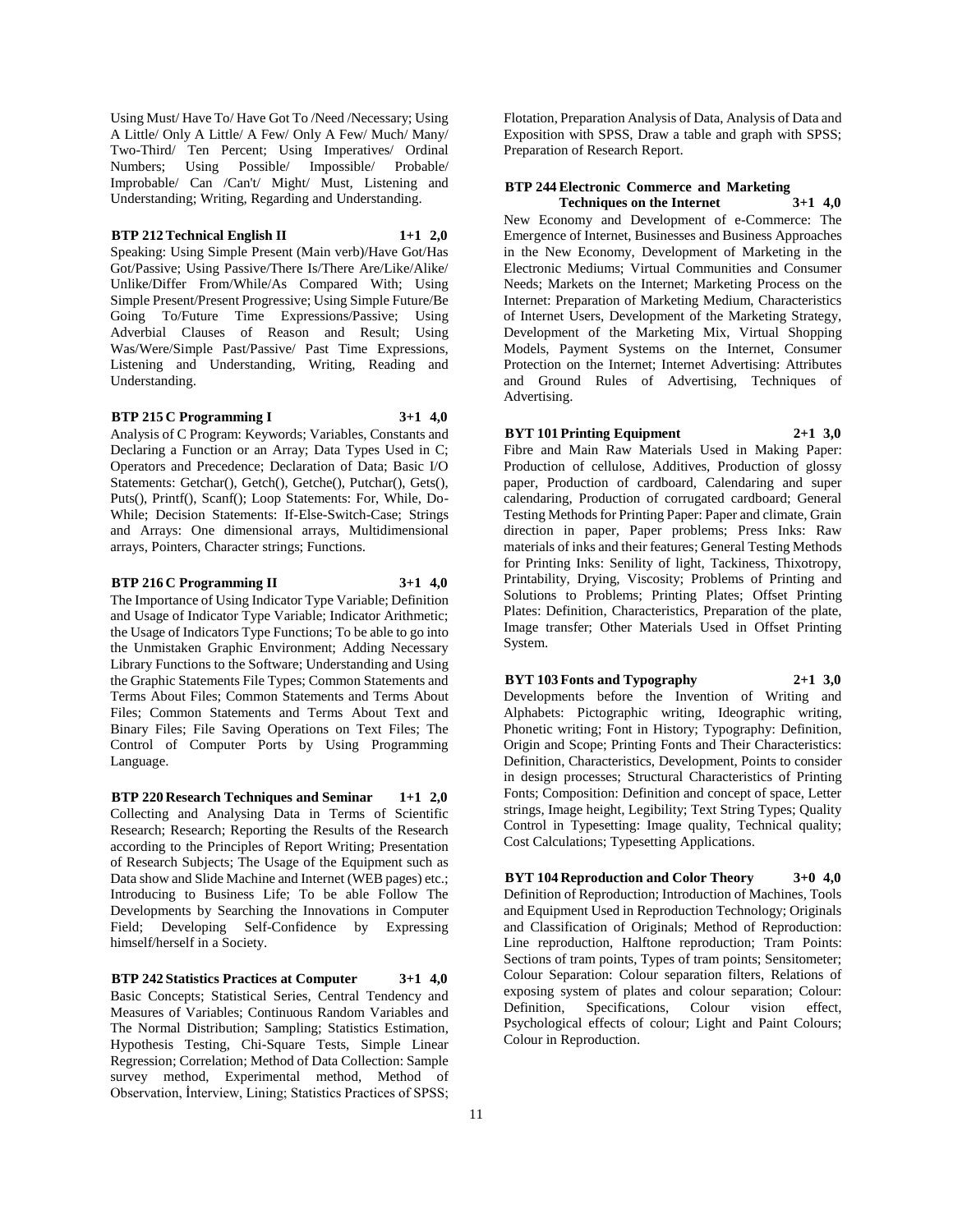Using Must/ Have To/ Have Got To /Need /Necessary; Using A Little/ Only A Little/ A Few/ Only A Few/ Much/ Many/ Two-Third/ Ten Percent; Using Imperatives/ Ordinal Numbers; Using Possible/ Impossible/ Probable/ Improbable/ Can /Can't/ Might/ Must, Listening and Understanding; Writing, Regarding and Understanding.

**BTP 212 Technical English II 1+1 2,0**

Speaking: Using Simple Present (Main verb)/Have Got/Has Got/Passive; Using Passive/There Is/There Are/Like/Alike/ Unlike/Differ From/While/As Compared With; Using Simple Present/Present Progressive; Using Simple Future/Be Going To/Future Time Expressions/Passive; Using Adverbial Clauses of Reason and Result; Using Was/Were/Simple Past/Passive/ Past Time Expressions, Listening and Understanding, Writing, Reading and Understanding.

**BTP 215 C Programming I 3+1 4,0**

Analysis of C Program: Keywords; Variables, Constants and Declaring a Function or an Array; Data Types Used in C; Operators and Precedence; Declaration of Data; Basic I/O Statements: Getchar(), Getch(), Getche(), Putchar(), Gets(), Puts(), Printf(), Scanf(); Loop Statements: For, While, Do-While; Decision Statements: If-Else-Switch-Case; Strings and Arrays: One dimensional arrays, Multidimensional arrays, Pointers, Character strings; Functions.

**BTP 216 C Programming II 3+1 4,0**

The Importance of Using Indicator Type Variable; Definition and Usage of Indicator Type Variable; Indicator Arithmetic; the Usage of Indicators Type Functions; To be able to go into the Unmistaken Graphic Environment; Adding Necessary Library Functions to the Software; Understanding and Using the Graphic Statements File Types; Common Statements and Terms About Files; Common Statements and Terms About Files; Common Statements and Terms About Text and Binary Files; File Saving Operations on Text Files; The Control of Computer Ports by Using Programming Language.

**BTP 220 Research Techniques and Seminar 1+1 2,0**

Collecting and Analysing Data in Terms of Scientific Research; Research; Reporting the Results of the Research according to the Principles of Report Writing; Presentation of Research Subjects; The Usage of the Equipment such as Data show and Slide Machine and Internet (WEB pages) etc.; Introducing to Business Life; To be able Follow The Developments by Searching the Innovations in Computer Field; Developing Self-Confidence by Expressing himself/herself in a Society.

**BTP 242 Statistics Practices at Computer 3+1 4,0**

Basic Concepts; Statistical Series, Central Tendency and Measures of Variables; Continuous Random Variables and The Normal Distribution; Sampling; Statistics Estimation, Hypothesis Testing, Chi-Square Tests, Simple Linear Regression; Correlation; Method of Data Collection: Sample survey method, Experimental method, Method of Observation, İnterview, Lining; Statistics Practices of SPSS; Flotation, Preparation Analysis of Data, Analysis of Data and Exposition with SPSS, Draw a table and graph with SPSS; Preparation of Research Report.

**BTP 244 Electronic Commerce and Marketing Techniques on the Internet 3+1 4,0**

New Economy and Development of e-Commerce: The Emergence of Internet, Businesses and Business Approaches in the New Economy, Development of Marketing in the Electronic Mediums; Virtual Communities and Consumer Needs; Markets on the Internet; Marketing Process on the Internet: Preparation of Marketing Medium, Characteristics of Internet Users, Development of the Marketing Strategy, Development of the Marketing Mix, Virtual Shopping Models, Payment Systems on the Internet, Consumer Protection on the Internet; Internet Advertising: Attributes and Ground Rules of Advertising, Techniques of Advertising.

**BYT 101 Printing Equipment 2+1 3,0**

Fibre and Main Raw Materials Used in Making Paper: Production of cellulose, Additives, Production of glossy paper, Production of cardboard, Calendaring and super calendaring, Production of corrugated cardboard; General Testing Methods for Printing Paper: Paper and climate, Grain direction in paper, Paper problems; Press Inks: Raw materials of inks and their features; General Testing Methods for Printing Inks: Senility of light, Tackiness, Thixotropy, Printability, Drying, Viscosity; Problems of Printing and Solutions to Problems; Printing Plates; Offset Printing Plates: Definition, Characteristics, Preparation of the plate, Image transfer; Other Materials Used in Offset Printing System.

**BYT 103 Fonts and Typography 2+1 3,0**

Developments before the Invention of Writing and Alphabets: Pictographic writing, Ideographic writing, Phonetic writing; Font in History; Typography: Definition, Origin and Scope; Printing Fonts and Their Characteristics: Definition, Characteristics, Development, Points to consider in design processes; Structural Characteristics of Printing Fonts; Composition: Definition and concept of space, Letter strings, Image height, Legibility; Text String Types; Quality Control in Typesetting: Image quality, Technical quality; Cost Calculations; Typesetting Applications.

**BYT 104 Reproduction and Color Theory 3+0 4,0**

Definition of Reproduction; Introduction of Machines, Tools and Equipment Used in Reproduction Technology; Originals and Classification of Originals; Method of Reproduction: Line reproduction, Halftone reproduction; Tram Points: Sections of tram points, Types of tram points; Sensitometer; Colour Separation: Colour separation filters, Relations of exposing system of plates and colour separation; Colour: Definition, Specifications, Colour vision effect, Psychological effects of colour; Light and Paint Colours; Colour in Reproduction.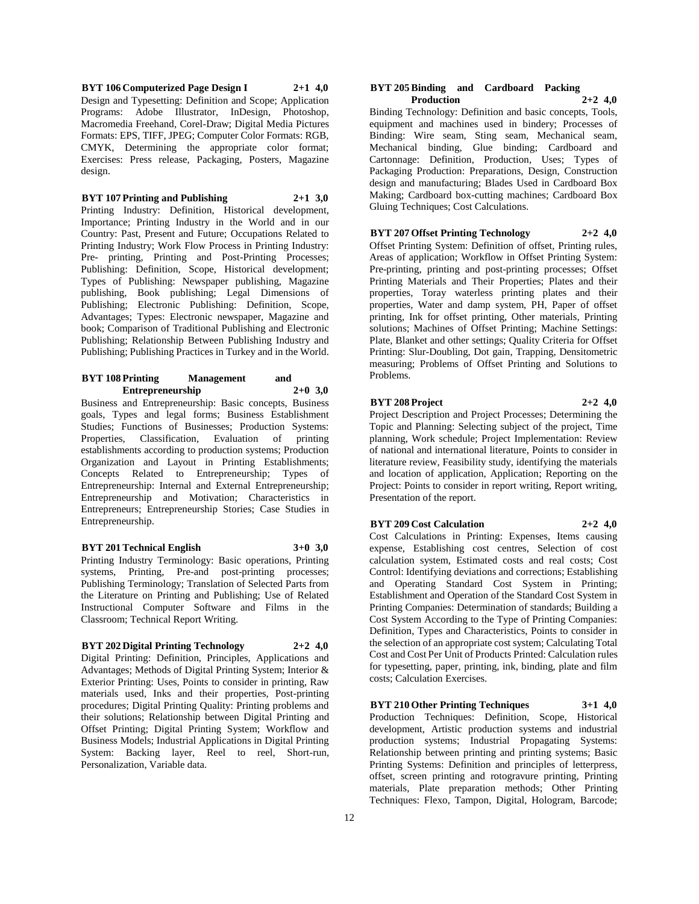**BYT 106 Computerized Page Design I 2+1 4,0**
Design and Typesetting: Definition and Scope; Application Programs: Adobe Illustrator, InDesign, Photoshop, Macromedia Freehand, Corel-Draw; Digital Media Pictures Formats: EPS, TIFF, JPEG; Computer Color Formats: RGB, CMYK, Determining the appropriate color format; Exercises: Press release, Packaging, Posters, Magazine design.

**BYT 107 Printing and Publishing 2+1 3,0**
Printing Industry: Definition, Historical development, Importance; Printing Industry in the World and in our Country: Past, Present and Future; Occupations Related to Printing Industry; Work Flow Process in Printing Industry: Pre- printing, Printing and Post-Printing Processes; Publishing: Definition, Scope, Historical development; Types of Publishing: Newspaper publishing, Magazine publishing, Book publishing; Legal Dimensions of Publishing; Electronic Publishing: Definition, Scope, Advantages; Types: Electronic newspaper, Magazine and book; Comparison of Traditional Publishing and Electronic Publishing; Relationship Between Publishing Industry and Publishing; Publishing Practices in Turkey and in the World.

**BYT 108 Printing Management and Entrepreneurship 2+0 3,0**
Business and Entrepreneurship: Basic concepts, Business goals, Types and legal forms; Business Establishment Studies; Functions of Businesses; Production Systems: Properties, Classification, Evaluation of printing establishments according to production systems; Production Organization and Layout in Printing Establishments; Concepts Related to Entrepreneurship; Types of Entrepreneurship: Internal and External Entrepreneurship; Entrepreneurship and Motivation; Characteristics in Entrepreneurs; Entrepreneurship Stories; Case Studies in Entrepreneurship.

**BYT 201 Technical English 3+0 3,0**
Printing Industry Terminology: Basic operations, Printing systems, Printing, Pre-and post-printing processes; Publishing Terminology; Translation of Selected Parts from the Literature on Printing and Publishing; Use of Related Instructional Computer Software and Films in the Classroom; Technical Report Writing.

**BYT 202 Digital Printing Technology 2+2 4,0**
Digital Printing: Definition, Principles, Applications and Advantages; Methods of Digital Printing System; Interior & Exterior Printing: Uses, Points to consider in printing, Raw materials used, Inks and their properties, Post-printing procedures; Digital Printing Quality: Printing problems and their solutions; Relationship between Digital Printing and Offset Printing; Digital Printing System; Workflow and Business Models; Industrial Applications in Digital Printing System: Backing layer, Reel to reel, Short-run, Personalization, Variable data.

**BYT 205 Binding and Cardboard Packing Production 2+2 4,0**
Binding Technology: Definition and basic concepts, Tools, equipment and machines used in bindery; Processes of Binding: Wire seam, Sting seam, Mechanical seam, Mechanical binding, Glue binding; Cardboard and Cartonnage: Definition, Production, Uses; Types of Packaging Production: Preparations, Design, Construction design and manufacturing; Blades Used in Cardboard Box Making; Cardboard box-cutting machines; Cardboard Box Gluing Techniques; Cost Calculations.

**BYT 207 Offset Printing Technology 2+2 4,0**
Offset Printing System: Definition of offset, Printing rules, Areas of application; Workflow in Offset Printing System: Pre-printing, printing and post-printing processes; Offset Printing Materials and Their Properties; Plates and their properties, Toray waterless printing plates and their properties, Water and damp system, PH, Paper of offset printing, Ink for offset printing, Other materials, Printing solutions; Machines of Offset Printing; Machine Settings: Plate, Blanket and other settings; Quality Criteria for Offset Printing: Slur-Doubling, Dot gain, Trapping, Densitometric measuring; Problems of Offset Printing and Solutions to Problems.

**BYT 208 Project 2+2 4,0**
Project Description and Project Processes; Determining the Topic and Planning: Selecting subject of the project, Time planning, Work schedule; Project Implementation: Review of national and international literature, Points to consider in literature review, Feasibility study, identifying the materials and location of application, Application; Reporting on the Project: Points to consider in report writing, Report writing, Presentation of the report.

**BYT 209 Cost Calculation 2+2 4,0**
Cost Calculations in Printing: Expenses, Items causing expense, Establishing cost centres, Selection of cost calculation system, Estimated costs and real costs; Cost Control: Identifying deviations and corrections; Establishing and Operating Standard Cost System in Printing; Establishment and Operation of the Standard Cost System in Printing Companies: Determination of standards; Building a Cost System According to the Type of Printing Companies: Definition, Types and Characteristics, Points to consider in the selection of an appropriate cost system; Calculating Total Cost and Cost Per Unit of Products Printed: Calculation rules for typesetting, paper, printing, ink, binding, plate and film costs; Calculation Exercises.

**BYT 210 Other Printing Techniques 3+1 4,0**
Production Techniques: Definition, Scope, Historical development, Artistic production systems and industrial production systems; Industrial Propagating Systems: Relationship between printing and printing systems; Basic Printing Systems: Definition and principles of letterpress, offset, screen printing and rotogravure printing, Printing materials, Plate preparation methods; Other Printing Techniques: Flexo, Tampon, Digital, Hologram, Barcode;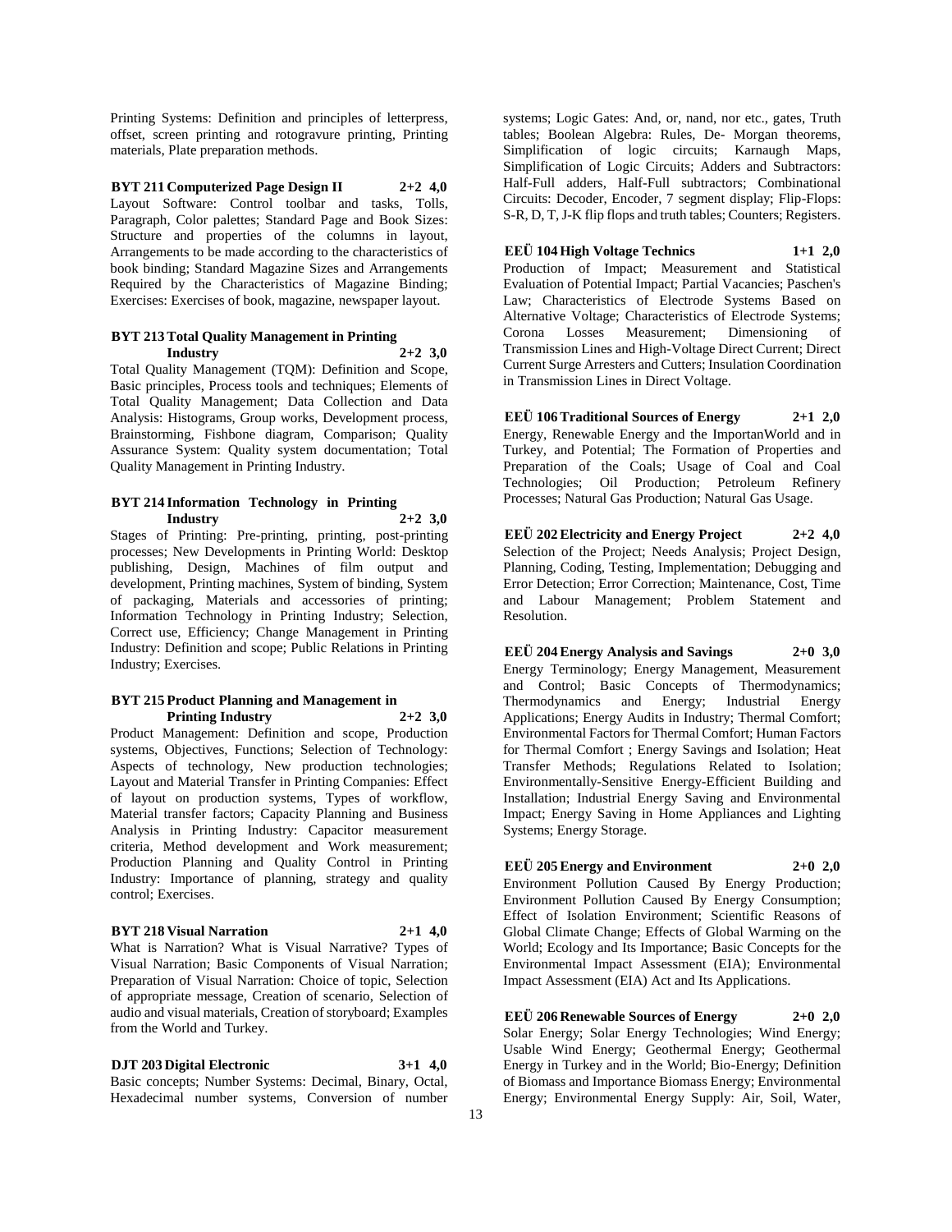Printing Systems: Definition and principles of letterpress, offset, screen printing and rotogravure printing, Printing materials, Plate preparation methods.

**BYT 211 Computerized Page Design II 2+2 4,0**

Layout Software: Control toolbar and tasks, Tolls, Paragraph, Color palettes; Standard Page and Book Sizes: Structure and properties of the columns in layout, Arrangements to be made according to the characteristics of book binding; Standard Magazine Sizes and Arrangements Required by the Characteristics of Magazine Binding; Exercises: Exercises of book, magazine, newspaper layout.

**BYT 213 Total Quality Management in Printing Industry 2+2 3,0**

Total Quality Management (TQM): Definition and Scope, Basic principles, Process tools and techniques; Elements of Total Quality Management; Data Collection and Data Analysis: Histograms, Group works, Development process, Brainstorming, Fishbone diagram, Comparison; Quality Assurance System: Quality system documentation; Total Quality Management in Printing Industry.

**BYT 214 Information Technology in Printing Industry 2+2 3,0**

Stages of Printing: Pre-printing, printing, post-printing processes; New Developments in Printing World: Desktop publishing, Design, Machines of film output and development, Printing machines, System of binding, System of packaging, Materials and accessories of printing; Information Technology in Printing Industry; Selection, Correct use, Efficiency; Change Management in Printing Industry: Definition and scope; Public Relations in Printing Industry; Exercises.

**BYT 215 Product Planning and Management in Printing Industry 2+2 3,0**

Product Management: Definition and scope, Production systems, Objectives, Functions; Selection of Technology: Aspects of technology, New production technologies; Layout and Material Transfer in Printing Companies: Effect of layout on production systems, Types of workflow, Material transfer factors; Capacity Planning and Business Analysis in Printing Industry: Capacitor measurement criteria, Method development and Work measurement; Production Planning and Quality Control in Printing Industry: Importance of planning, strategy and quality control; Exercises.

**BYT 218 Visual Narration 2+1 4,0**

What is Narration? What is Visual Narrative? Types of Visual Narration; Basic Components of Visual Narration; Preparation of Visual Narration: Choice of topic, Selection of appropriate message, Creation of scenario, Selection of audio and visual materials, Creation of storyboard; Examples from the World and Turkey.

**DJT 203 Digital Electronic 3+1 4,0**

Basic concepts; Number Systems: Decimal, Binary, Octal, Hexadecimal number systems, Conversion of number systems; Logic Gates: And, or, nand, nor etc., gates, Truth tables; Boolean Algebra: Rules, De- Morgan theorems, Simplification of logic circuits; Karnaugh Maps, Simplification of Logic Circuits; Adders and Subtractors: Half-Full adders, Half-Full subtractors; Combinational Circuits: Decoder, Encoder, 7 segment display; Flip-Flops: S-R, D, T, J-K flip flops and truth tables; Counters; Registers.

**EEÜ 104 High Voltage Technics 1+1 2,0**

Production of Impact; Measurement and Statistical Evaluation of Potential Impact; Partial Vacancies; Paschen's Law; Characteristics of Electrode Systems Based on Alternative Voltage; Characteristics of Electrode Systems; Corona Losses Measurement; Dimensioning of Transmission Lines and High-Voltage Direct Current; Direct Current Surge Arresters and Cutters; Insulation Coordination in Transmission Lines in Direct Voltage.

**EEÜ 106 Traditional Sources of Energy 2+1 2,0**

Energy, Renewable Energy and the ImportanWorld and in Turkey, and Potential; The Formation of Properties and Preparation of the Coals; Usage of Coal and Coal Technologies; Oil Production; Petroleum Refinery Processes; Natural Gas Production; Natural Gas Usage.

**EEÜ 202 Electricity and Energy Project 2+2 4,0**

Selection of the Project; Needs Analysis; Project Design, Planning, Coding, Testing, Implementation; Debugging and Error Detection; Error Correction; Maintenance, Cost, Time and Labour Management; Problem Statement and Resolution.

**EEÜ 204 Energy Analysis and Savings 2+0 3,0**

Energy Terminology; Energy Management, Measurement and Control; Basic Concepts of Thermodynamics; Thermodynamics and Energy; Industrial Energy Applications; Energy Audits in Industry; Thermal Comfort; Environmental Factors for Thermal Comfort; Human Factors for Thermal Comfort ; Energy Savings and Isolation; Heat Transfer Methods; Regulations Related to Isolation; Environmentally-Sensitive Energy-Efficient Building and Installation; Industrial Energy Saving and Environmental Impact; Energy Saving in Home Appliances and Lighting Systems; Energy Storage.

**EEÜ 205 Energy and Environment 2+0 2,0**

Environment Pollution Caused By Energy Production; Environment Pollution Caused By Energy Consumption; Effect of Isolation Environment; Scientific Reasons of Global Climate Change; Effects of Global Warming on the World; Ecology and Its Importance; Basic Concepts for the Environmental Impact Assessment (EIA); Environmental Impact Assessment (EIA) Act and Its Applications.

**EEÜ 206 Renewable Sources of Energy 2+0 2,0**

Solar Energy; Solar Energy Technologies; Wind Energy; Usable Wind Energy; Geothermal Energy; Geothermal Energy in Turkey and in the World; Bio-Energy; Definition of Biomass and Importance Biomass Energy; Environmental Energy; Environmental Energy Supply: Air, Soil, Water,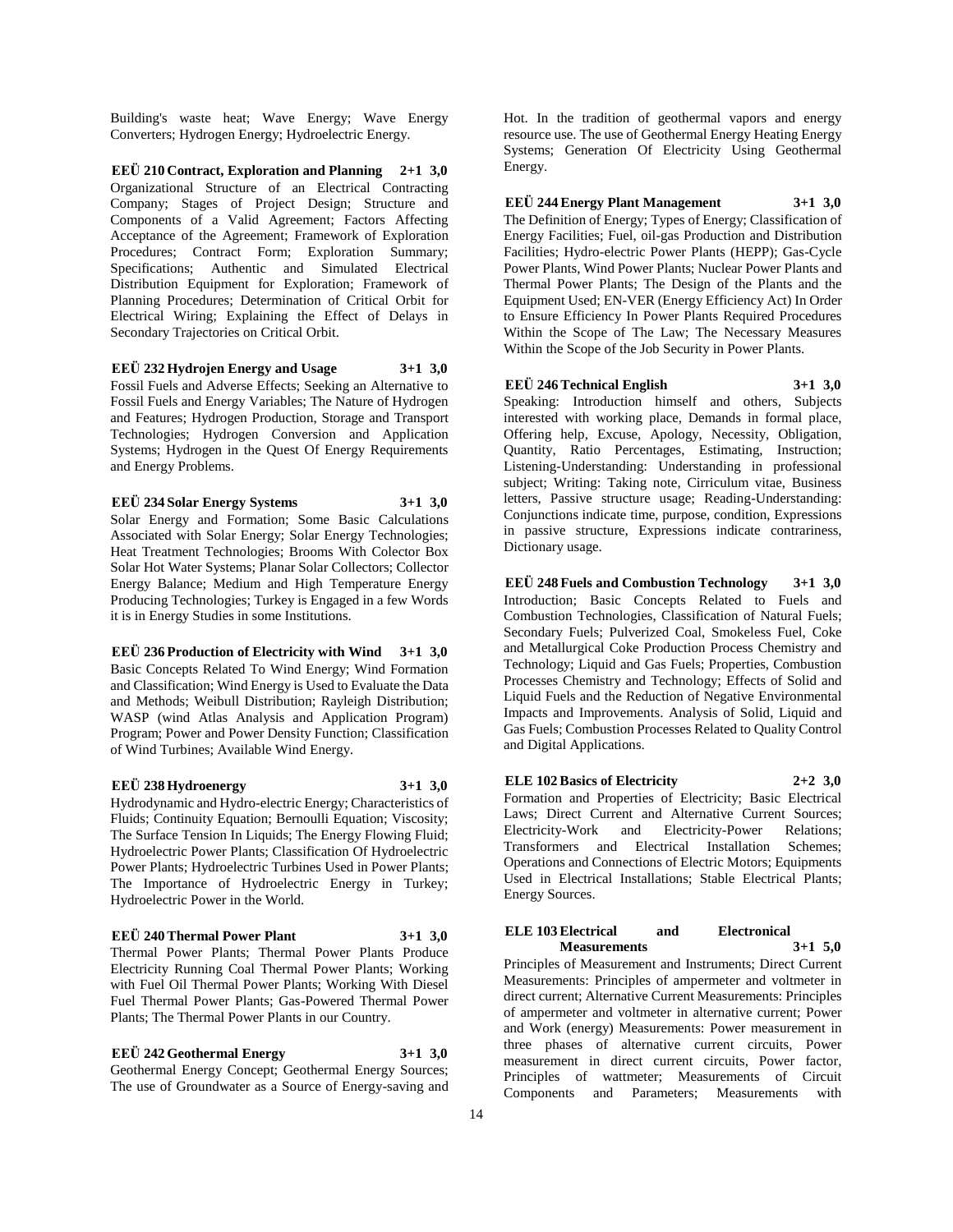Building's waste heat; Wave Energy; Wave Energy Converters; Hydrogen Energy; Hydroelectric Energy.

**EEÜ 210 Contract, Exploration and Planning 2+1 3,0**
Organizational Structure of an Electrical Contracting Company; Stages of Project Design; Structure and Components of a Valid Agreement; Factors Affecting Acceptance of the Agreement; Framework of Exploration Procedures; Contract Form; Exploration Summary; Specifications; Authentic and Simulated Electrical Distribution Equipment for Exploration; Framework of Planning Procedures; Determination of Critical Orbit for Electrical Wiring; Explaining the Effect of Delays in Secondary Trajectories on Critical Orbit.

**EEÜ 232 Hydrojen Energy and Usage 3+1 3,0**
Fossil Fuels and Adverse Effects; Seeking an Alternative to Fossil Fuels and Energy Variables; The Nature of Hydrogen and Features; Hydrogen Production, Storage and Transport Technologies; Hydrogen Conversion and Application Systems; Hydrogen in the Quest Of Energy Requirements and Energy Problems.

**EEÜ 234 Solar Energy Systems 3+1 3,0**
Solar Energy and Formation; Some Basic Calculations Associated with Solar Energy; Solar Energy Technologies; Heat Treatment Technologies; Brooms With Colector Box Solar Hot Water Systems; Planar Solar Collectors; Collector Energy Balance; Medium and High Temperature Energy Producing Technologies; Turkey is Engaged in a few Words it is in Energy Studies in some Institutions.

**EEÜ 236 Production of Electricity with Wind 3+1 3,0**
Basic Concepts Related To Wind Energy; Wind Formation and Classification; Wind Energy is Used to Evaluate the Data and Methods; Weibull Distribution; Rayleigh Distribution; WASP (wind Atlas Analysis and Application Program) Program; Power and Power Density Function; Classification of Wind Turbines; Available Wind Energy.

**EEÜ 238 Hydroenergy 3+1 3,0**
Hydrodynamic and Hydro-electric Energy; Characteristics of Fluids; Continuity Equation; Bernoulli Equation; Viscosity; The Surface Tension In Liquids; The Energy Flowing Fluid; Hydroelectric Power Plants; Classification Of Hydroelectric Power Plants; Hydroelectric Turbines Used in Power Plants; The Importance of Hydroelectric Energy in Turkey; Hydroelectric Power in the World.

**EEÜ 240 Thermal Power Plant 3+1 3,0**
Thermal Power Plants; Thermal Power Plants Produce Electricity Running Coal Thermal Power Plants; Working with Fuel Oil Thermal Power Plants; Working With Diesel Fuel Thermal Power Plants; Gas-Powered Thermal Power Plants; The Thermal Power Plants in our Country.

**EEÜ 242 Geothermal Energy 3+1 3,0**
Geothermal Energy Concept; Geothermal Energy Sources; The use of Groundwater as a Source of Energy-saving and Hot. In the tradition of geothermal vapors and energy resource use. The use of Geothermal Energy Heating Energy Systems; Generation Of Electricity Using Geothermal Energy.

**EEÜ 244 Energy Plant Management 3+1 3,0**
The Definition of Energy; Types of Energy; Classification of Energy Facilities; Fuel, oil-gas Production and Distribution Facilities; Hydro-electric Power Plants (HEPP); Gas-Cycle Power Plants, Wind Power Plants; Nuclear Power Plants and Thermal Power Plants; The Design of the Plants and the Equipment Used; EN-VER (Energy Efficiency Act) In Order to Ensure Efficiency In Power Plants Required Procedures Within the Scope of The Law; The Necessary Measures Within the Scope of the Job Security in Power Plants.

**EEÜ 246 Technical English 3+1 3,0**
Speaking: Introduction himself and others, Subjects interested with working place, Demands in formal place, Offering help, Excuse, Apology, Necessity, Obligation, Quantity, Ratio Percentages, Estimating, Instruction; Listening-Understanding: Understanding in professional subject; Writing: Taking note, Cirriculum vitae, Business letters, Passive structure usage; Reading-Understanding: Conjunctions indicate time, purpose, condition, Expressions in passive structure, Expressions indicate contrariness, Dictionary usage.

**EEÜ 248 Fuels and Combustion Technology 3+1 3,0**
Introduction; Basic Concepts Related to Fuels and Combustion Technologies, Classification of Natural Fuels; Secondary Fuels; Pulverized Coal, Smokeless Fuel, Coke and Metallurgical Coke Production Process Chemistry and Technology; Liquid and Gas Fuels; Properties, Combustion Processes Chemistry and Technology; Effects of Solid and Liquid Fuels and the Reduction of Negative Environmental Impacts and Improvements. Analysis of Solid, Liquid and Gas Fuels; Combustion Processes Related to Quality Control and Digital Applications.

**ELE 102 Basics of Electricity 2+2 3,0**
Formation and Properties of Electricity; Basic Electrical Laws; Direct Current and Alternative Current Sources; Electricity-Work and Electricity-Power Relations; Transformers and Electrical Installation Schemes; Operations and Connections of Electric Motors; Equipments Used in Electrical Installations; Stable Electrical Plants; Energy Sources.

**ELE 103 Electrical and Electronical Measurements 3+1 5,0**
Principles of Measurement and Instruments; Direct Current Measurements: Principles of ampermeter and voltmeter in direct current; Alternative Current Measurements: Principles of ampermeter and voltmeter in alternative current; Power and Work (energy) Measurements: Power measurement in three phases of alternative current circuits, Power measurement in direct current circuits, Power factor, Principles of wattmeter; Measurements of Circuit Components and Parameters; Measurements with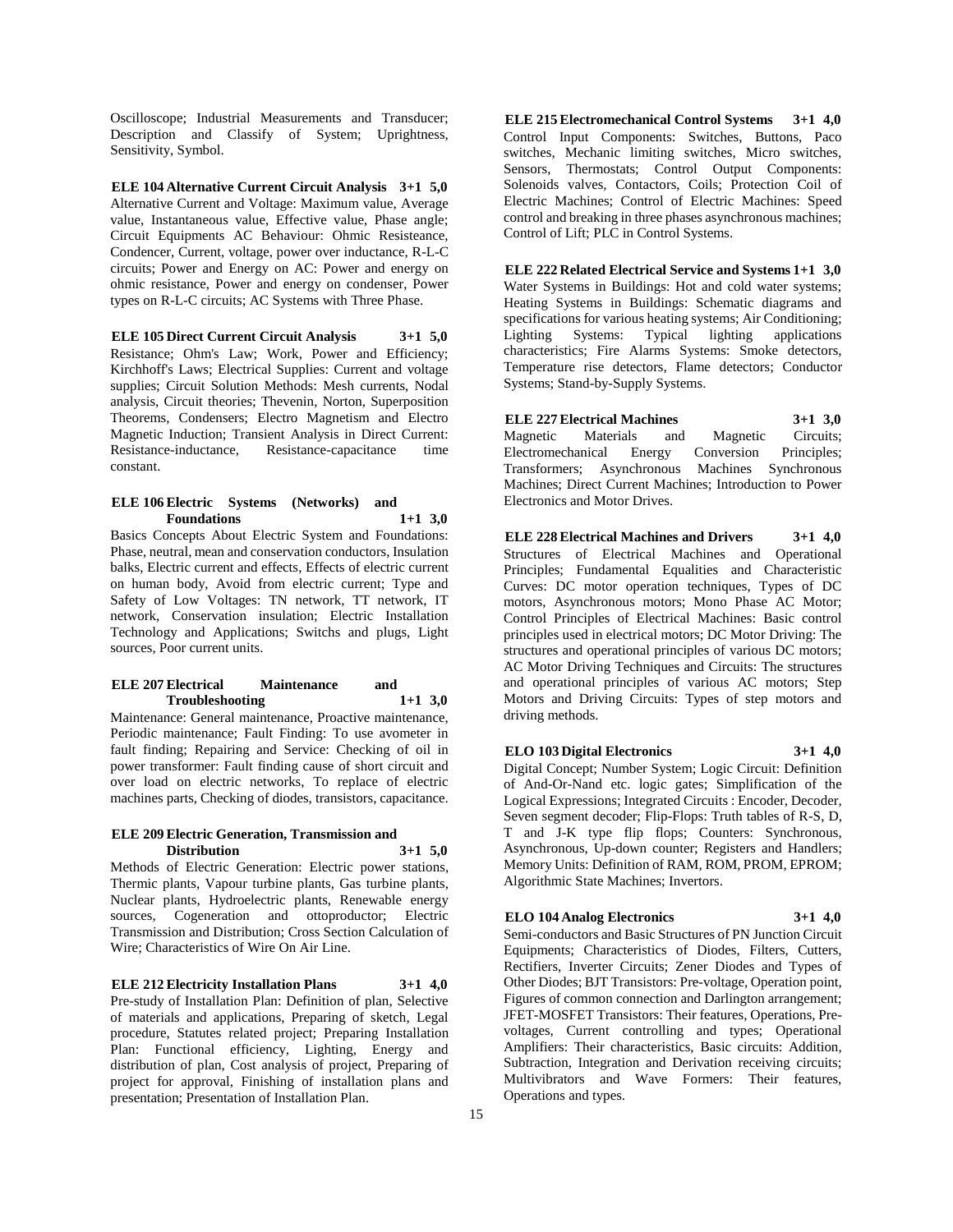Oscilloscope; Industrial Measurements and Transducer; Description and Classify of System; Uprightness, Sensitivity, Symbol.

**ELE 104 Alternative Current Circuit Analysis 3+1 5,0**
Alternative Current and Voltage: Maximum value, Average value, Instantaneous value, Effective value, Phase angle; Circuit Equipments AC Behaviour: Ohmic Resisteance, Condencer, Current, voltage, power over inductance, R-L-C circuits; Power and Energy on AC: Power and energy on ohmic resistance, Power and energy on condenser, Power types on R-L-C circuits; AC Systems with Three Phase.

**ELE 105 Direct Current Circuit Analysis 3+1 5,0**
Resistance; Ohm's Law; Work, Power and Efficiency; Kirchhoff's Laws; Electrical Supplies: Current and voltage supplies; Circuit Solution Methods: Mesh currents, Nodal analysis, Circuit theories; Thevenin, Norton, Superposition Theorems, Condensers; Electro Magnetism and Electro Magnetic Induction; Transient Analysis in Direct Current: Resistance-inductance, Resistance-capacitance time constant.

**ELE 106 Electric Systems (Networks) and Foundations 1+1 3,0**
Basics Concepts About Electric System and Foundations: Phase, neutral, mean and conservation conductors, Insulation balks, Electric current and effects, Effects of electric current on human body, Avoid from electric current; Type and Safety of Low Voltages: TN network, TT network, IT network, Conservation insulation; Electric Installation Technology and Applications; Switchs and plugs, Light sources, Poor current units.

**ELE 207 Electrical Maintenance and Troubleshooting 1+1 3,0**
Maintenance: General maintenance, Proactive maintenance, Periodic maintenance; Fault Finding: To use avometer in fault finding; Repairing and Service: Checking of oil in power transformer: Fault finding cause of short circuit and over load on electric networks, To replace of electric machines parts, Checking of diodes, transistors, capacitance.

**ELE 209 Electric Generation, Transmission and Distribution 3+1 5,0**
Methods of Electric Generation: Electric power stations, Thermic plants, Vapour turbine plants, Gas turbine plants, Nuclear plants, Hydroelectric plants, Renewable energy sources, Cogeneration and ottoproductor; Electric Transmission and Distribution; Cross Section Calculation of Wire; Characteristics of Wire On Air Line.

**ELE 212 Electricity Installation Plans 3+1 4,0**
Pre-study of Installation Plan: Definition of plan, Selective of materials and applications, Preparing of sketch, Legal procedure, Statutes related project; Preparing Installation Plan: Functional efficiency, Lighting, Energy and distribution of plan, Cost analysis of project, Preparing of project for approval, Finishing of installation plans and presentation; Presentation of Installation Plan.

**ELE 215 Electromechanical Control Systems 3+1 4,0**
Control Input Components: Switches, Buttons, Paco switches, Mechanic limiting switches, Micro switches, Sensors, Thermostats; Control Output Components: Solenoids valves, Contactors, Coils; Protection Coil of Electric Machines; Control of Electric Machines: Speed control and breaking in three phases asynchronous machines; Control of Lift; PLC in Control Systems.

**ELE 222 Related Electrical Service and Systems 1+1 3,0**
Water Systems in Buildings: Hot and cold water systems; Heating Systems in Buildings: Schematic diagrams and specifications for various heating systems; Air Conditioning; Lighting Systems: Typical lighting applications characteristics; Fire Alarms Systems: Smoke detectors, Temperature rise detectors, Flame detectors; Conductor Systems; Stand-by-Supply Systems.

**ELE 227 Electrical Machines 3+1 3,0**
Magnetic Materials and Magnetic Circuits; Electromechanical Energy Conversion Principles; Transformers; Asynchronous Machines Synchronous Machines; Direct Current Machines; Introduction to Power Electronics and Motor Drives.

**ELE 228 Electrical Machines and Drivers 3+1 4,0**
Structures of Electrical Machines and Operational Principles; Fundamental Equalities and Characteristic Curves: DC motor operation techniques, Types of DC motors, Asynchronous motors; Mono Phase AC Motor; Control Principles of Electrical Machines: Basic control principles used in electrical motors; DC Motor Driving: The structures and operational principles of various DC motors; AC Motor Driving Techniques and Circuits: The structures and operational principles of various AC motors; Step Motors and Driving Circuits: Types of step motors and driving methods.

**ELO 103 Digital Electronics 3+1 4,0**
Digital Concept; Number System; Logic Circuit: Definition of And-Or-Nand etc. logic gates; Simplification of the Logical Expressions; Integrated Circuits : Encoder, Decoder, Seven segment decoder; Flip-Flops: Truth tables of R-S, D, T and J-K type flip flops; Counters: Synchronous, Asynchronous, Up-down counter; Registers and Handlers; Memory Units: Definition of RAM, ROM, PROM, EPROM; Algorithmic State Machines; Invertors.

**ELO 104 Analog Electronics 3+1 4,0**
Semi-conductors and Basic Structures of PN Junction Circuit Equipments; Characteristics of Diodes, Filters, Cutters, Rectifiers, Inverter Circuits; Zener Diodes and Types of Other Diodes; BJT Transistors: Pre-voltage, Operation point, Figures of common connection and Darlington arrangement; JFET-MOSFET Transistors: Their features, Operations, Pre-voltages, Current controlling and types; Operational Amplifiers: Their characteristics, Basic circuits: Addition, Subtraction, Integration and Derivation receiving circuits; Multivibrators and Wave Formers: Their features, Operations and types.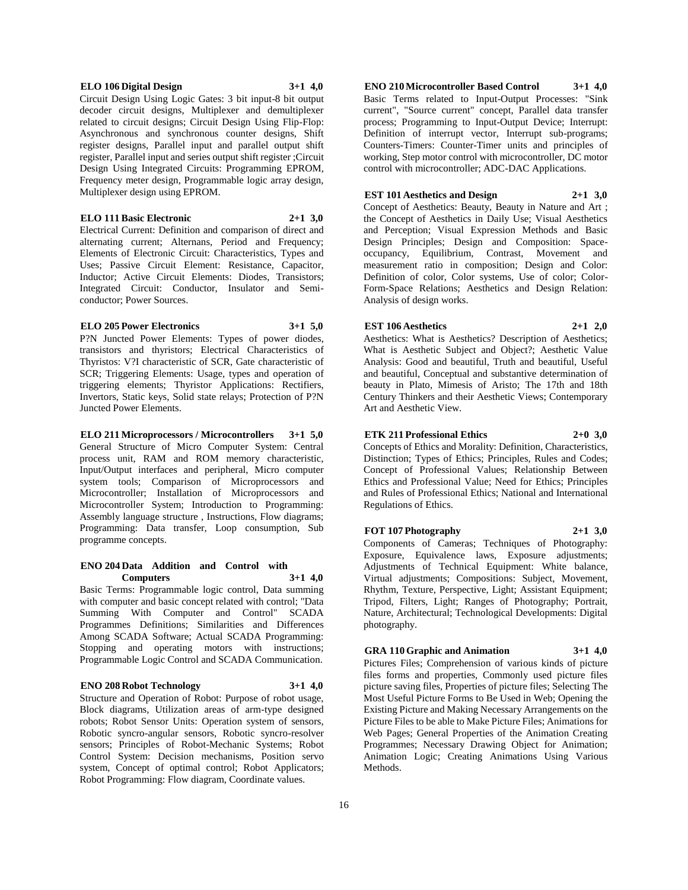**ELO 106 Digital Design 3+1 4,0**

Circuit Design Using Logic Gates: 3 bit input-8 bit output decoder circuit designs, Multiplexer and demultiplexer related to circuit designs; Circuit Design Using Flip-Flop: Asynchronous and synchronous counter designs, Shift register designs, Parallel input and parallel output shift register, Parallel input and series output shift register ;Circuit Design Using Integrated Circuits: Programming EPROM, Frequency meter design, Programmable logic array design, Multiplexer design using EPROM.

**ELO 111 Basic Electronic 2+1 3,0**

Electrical Current: Definition and comparison of direct and alternating current; Alternans, Period and Frequency; Elements of Electronic Circuit: Characteristics, Types and Uses; Passive Circuit Element: Resistance, Capacitor, Inductor; Active Circuit Elements: Diodes, Transistors; Integrated Circuit: Conductor, Insulator and Semi-conductor; Power Sources.

**ELO 205 Power Electronics 3+1 5,0**

P?N Juncted Power Elements: Types of power diodes, transistors and thyristors; Electrical Characteristics of Thyristos: V?I characteristic of SCR, Gate characteristic of SCR; Triggering Elements: Usage, types and operation of triggering elements; Thyristor Applications: Rectifiers, Invertors, Static keys, Solid state relays; Protection of P?N Juncted Power Elements.

**ELO 211 Microprocessors / Microcontrollers 3+1 5,0**

General Structure of Micro Computer System: Central process unit, RAM and ROM memory characteristic, Input/Output interfaces and peripheral, Micro computer system tools; Comparison of Microprocessors and Microcontroller; Installation of Microprocessors and Microcontroller System; Introduction to Programming: Assembly language structure , Instructions, Flow diagrams; Programming: Data transfer, Loop consumption, Sub programme concepts.

**ENO 204 Data Addition and Control with Computers 3+1 4,0**

Basic Terms: Programmable logic control, Data summing with computer and basic concept related with control; "Data Summing With Computer and Control" SCADA Programmes Definitions; Similarities and Differences Among SCADA Software; Actual SCADA Programming: Stopping and operating motors with instructions; Programmable Logic Control and SCADA Communication.

**ENO 208 Robot Technology 3+1 4,0**

Structure and Operation of Robot: Purpose of robot usage, Block diagrams, Utilization areas of arm-type designed robots; Robot Sensor Units: Operation system of sensors, Robotic syncro-angular sensors, Robotic syncro-resolver sensors; Principles of Robot-Mechanic Systems; Robot Control System: Decision mechanisms, Position servo system, Concept of optimal control; Robot Applicators; Robot Programming: Flow diagram, Coordinate values.

**ENO 210 Microcontroller Based Control 3+1 4,0**

Basic Terms related to Input-Output Processes: "Sink current", "Source current" concept, Parallel data transfer process; Programming to Input-Output Device; Interrupt: Definition of interrupt vector, Interrupt sub-programs; Counters-Timers: Counter-Timer units and principles of working, Step motor control with microcontroller, DC motor control with microcontroller; ADC-DAC Applications.

**EST 101 Aesthetics and Design 2+1 3,0**

Concept of Aesthetics: Beauty, Beauty in Nature and Art ; the Concept of Aesthetics in Daily Use; Visual Aesthetics and Perception; Visual Expression Methods and Basic Design Principles; Design and Composition: Space-occupancy, Equilibrium, Contrast, Movement and measurement ratio in composition; Design and Color: Definition of color, Color systems, Use of color; Color-Form-Space Relations; Aesthetics and Design Relation: Analysis of design works.

**EST 106 Aesthetics 2+1 2,0**

Aesthetics: What is Aesthetics? Description of Aesthetics; What is Aesthetic Subject and Object?; Aesthetic Value Analysis: Good and beautiful, Truth and beautiful, Useful and beautiful, Conceptual and substantive determination of beauty in Plato, Mimesis of Aristo; The 17th and 18th Century Thinkers and their Aesthetic Views; Contemporary Art and Aesthetic View.

**ETK 211 Professional Ethics 2+0 3,0**

Concepts of Ethics and Morality: Definition, Characteristics, Distinction; Types of Ethics; Principles, Rules and Codes; Concept of Professional Values; Relationship Between Ethics and Professional Value; Need for Ethics; Principles and Rules of Professional Ethics; National and International Regulations of Ethics.

**FOT 107 Photography 2+1 3,0**

Components of Cameras; Techniques of Photography: Exposure, Equivalence laws, Exposure adjustments; Adjustments of Technical Equipment: White balance, Virtual adjustments; Compositions: Subject, Movement, Rhythm, Texture, Perspective, Light; Assistant Equipment; Tripod, Filters, Light; Ranges of Photography; Portrait, Nature, Architectural; Technological Developments: Digital photography.

**GRA 110 Graphic and Animation 3+1 4,0**

Pictures Files; Comprehension of various kinds of picture files forms and properties, Commonly used picture files picture saving files, Properties of picture files; Selecting The Most Useful Picture Forms to Be Used in Web; Opening the Existing Picture and Making Necessary Arrangements on the Picture Files to be able to Make Picture Files; Animations for Web Pages; General Properties of the Animation Creating Programmes; Necessary Drawing Object for Animation; Animation Logic; Creating Animations Using Various Methods.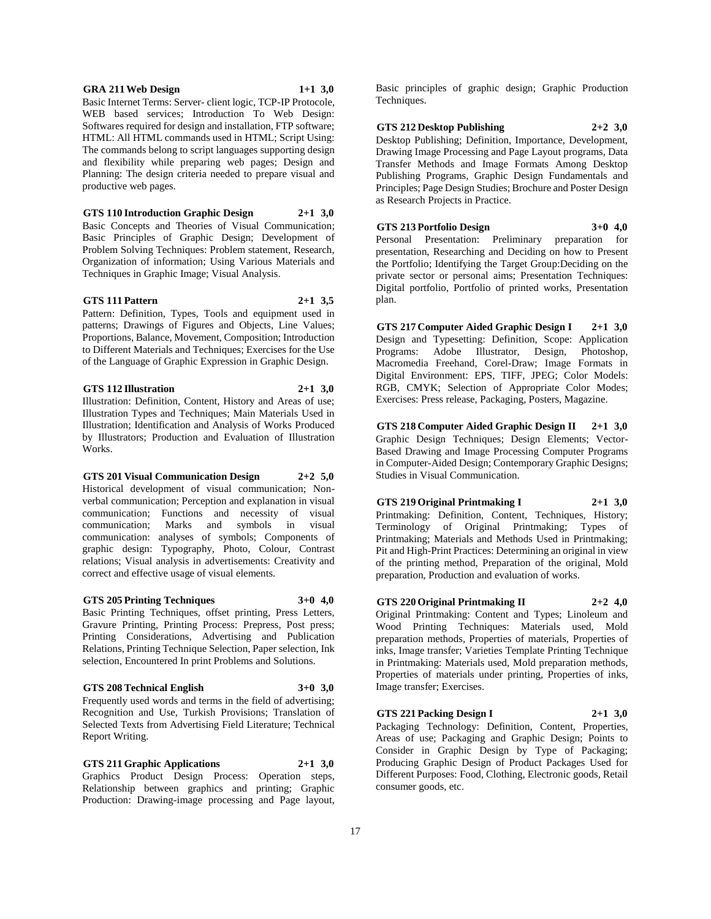**GRA 211 Web Design 1+1 3,0**

Basic Internet Terms: Server- client logic, TCP-IP Protocole, WEB based services; Introduction To Web Design: Softwares required for design and installation, FTP software; HTML: All HTML commands used in HTML; Script Using: The commands belong to script languages supporting design and flexibility while preparing web pages; Design and Planning: The design criteria needed to prepare visual and productive web pages.

**GTS 110 Introduction Graphic Design 2+1 3,0**

Basic Concepts and Theories of Visual Communication; Basic Principles of Graphic Design; Development of Problem Solving Techniques: Problem statement, Research, Organization of information; Using Various Materials and Techniques in Graphic Image; Visual Analysis.

**GTS 111 Pattern 2+1 3,5**

Pattern: Definition, Types, Tools and equipment used in patterns; Drawings of Figures and Objects, Line Values; Proportions, Balance, Movement, Composition; Introduction to Different Materials and Techniques; Exercises for the Use of the Language of Graphic Expression in Graphic Design.

**GTS 112 Illustration 2+1 3,0**

Illustration: Definition, Content, History and Areas of use; Illustration Types and Techniques; Main Materials Used in Illustration; Identification and Analysis of Works Produced by Illustrators; Production and Evaluation of Illustration Works.

**GTS 201 Visual Communication Design 2+2 5,0**

Historical development of visual communication; Non-verbal communication; Perception and explanation in visual communication; Functions and necessity of visual communication; Marks and symbols in visual communication: analyses of symbols; Components of graphic design: Typography, Photo, Colour, Contrast relations; Visual analysis in advertisements: Creativity and correct and effective usage of visual elements.

**GTS 205 Printing Techniques 3+0 4,0**

Basic Printing Techniques, offset printing, Press Letters, Gravure Printing, Printing Process: Prepress, Post press; Printing Considerations, Advertising and Publication Relations, Printing Technique Selection, Paper selection, Ink selection, Encountered In print Problems and Solutions.

**GTS 208 Technical English 3+0 3,0**

Frequently used words and terms in the field of advertising; Recognition and Use, Turkish Provisions; Translation of Selected Texts from Advertising Field Literature; Technical Report Writing.

**GTS 211 Graphic Applications 2+1 3,0**

Graphics Product Design Process: Operation steps, Relationship between graphics and printing; Graphic Production: Drawing-image processing and Page layout, Basic principles of graphic design; Graphic Production Techniques.

**GTS 212 Desktop Publishing 2+2 3,0**

Desktop Publishing; Definition, Importance, Development, Drawing Image Processing and Page Layout programs, Data Transfer Methods and Image Formats Among Desktop Publishing Programs, Graphic Design Fundamentals and Principles; Page Design Studies; Brochure and Poster Design as Research Projects in Practice.

**GTS 213 Portfolio Design 3+0 4,0**

Personal Presentation: Preliminary preparation for presentation, Researching and Deciding on how to Present the Portfolio; Identifying the Target Group:Deciding on the private sector or personal aims; Presentation Techniques: Digital portfolio, Portfolio of printed works, Presentation plan.

**GTS 217 Computer Aided Graphic Design I 2+1 3,0**

Design and Typesetting: Definition, Scope: Application Programs: Adobe Illustrator, Design, Photoshop, Macromedia Freehand, Corel-Draw; Image Formats in Digital Environment: EPS, TIFF, JPEG; Color Models: RGB, CMYK; Selection of Appropriate Color Modes; Exercises: Press release, Packaging, Posters, Magazine.

**GTS 218 Computer Aided Graphic Design II 2+1 3,0**

Graphic Design Techniques; Design Elements; Vector-Based Drawing and Image Processing Computer Programs in Computer-Aided Design; Contemporary Graphic Designs; Studies in Visual Communication.

**GTS 219 Original Printmaking I 2+1 3,0**

Printmaking: Definition, Content, Techniques, History; Terminology of Original Printmaking; Types of Printmaking; Materials and Methods Used in Printmaking; Pit and High-Print Practices: Determining an original in view of the printing method, Preparation of the original, Mold preparation, Production and evaluation of works.

**GTS 220 Original Printmaking II 2+2 4,0**

Original Printmaking: Content and Types; Linoleum and Wood Printing Techniques: Materials used, Mold preparation methods, Properties of materials, Properties of inks, Image transfer; Varieties Template Printing Technique in Printmaking: Materials used, Mold preparation methods, Properties of materials under printing, Properties of inks, Image transfer; Exercises.

**GTS 221 Packing Design I 2+1 3,0**

Packaging Technology: Definition, Content, Properties, Areas of use; Packaging and Graphic Design; Points to Consider in Graphic Design by Type of Packaging; Producing Graphic Design of Product Packages Used for Different Purposes: Food, Clothing, Electronic goods, Retail consumer goods, etc.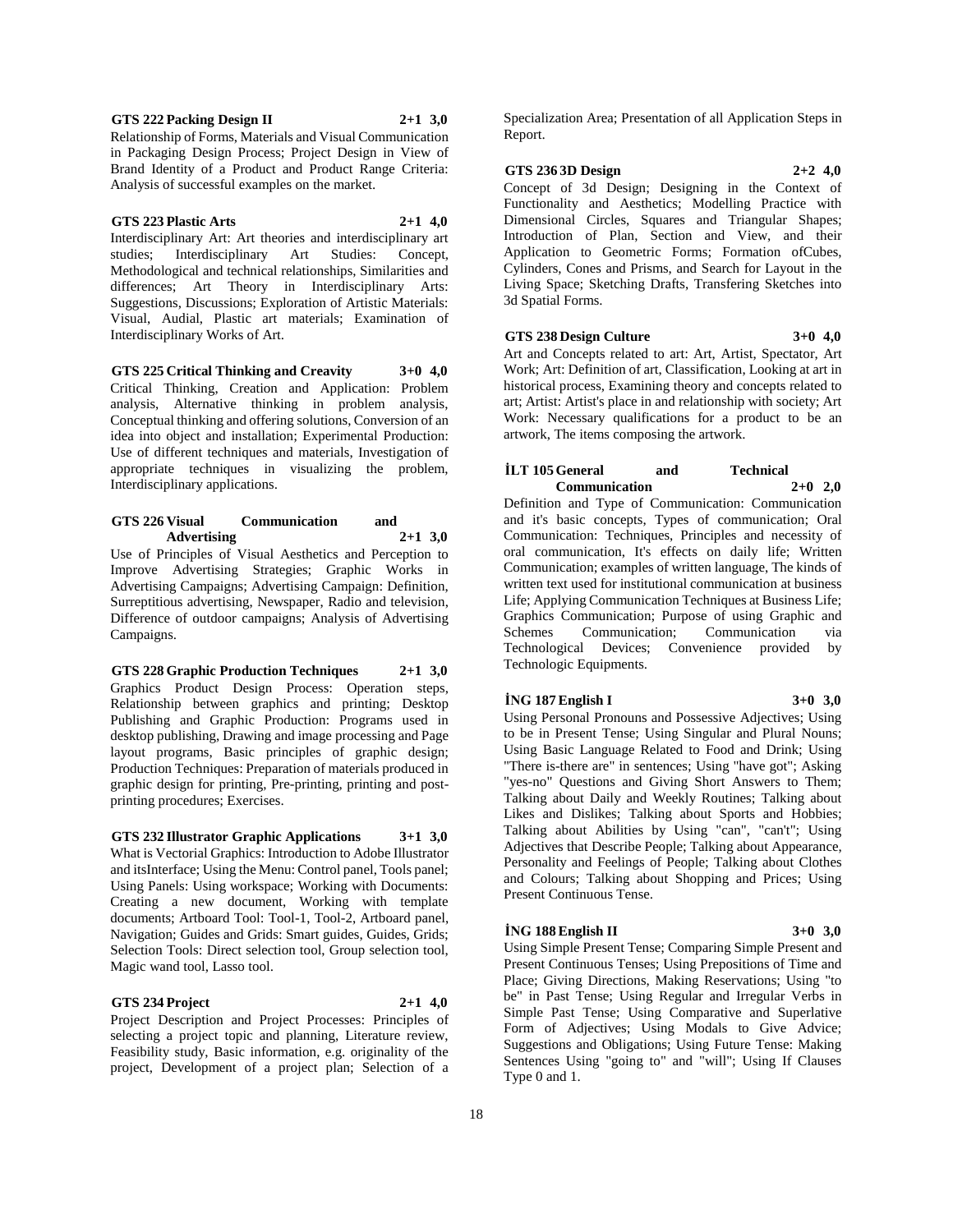**GTS 222 Packing Design II 2+1 3,0**

Relationship of Forms, Materials and Visual Communication in Packaging Design Process; Project Design in View of Brand Identity of a Product and Product Range Criteria: Analysis of successful examples on the market.

**GTS 223 Plastic Arts 2+1 4,0**

Interdisciplinary Art: Art theories and interdisciplinary art studies; Interdisciplinary Art Studies: Concept, Methodological and technical relationships, Similarities and differences; Art Theory in Interdisciplinary Arts: Suggestions, Discussions; Exploration of Artistic Materials: Visual, Audial, Plastic art materials; Examination of Interdisciplinary Works of Art.

**GTS 225 Critical Thinking and Creavity 3+0 4,0**

Critical Thinking, Creation and Application: Problem analysis, Alternative thinking in problem analysis, Conceptual thinking and offering solutions, Conversion of an idea into object and installation; Experimental Production: Use of different techniques and materials, Investigation of appropriate techniques in visualizing the problem, Interdisciplinary applications.

**GTS 226 Visual Communication and Advertising 2+1 3,0**

Use of Principles of Visual Aesthetics and Perception to Improve Advertising Strategies; Graphic Works in Advertising Campaigns; Advertising Campaign: Definition, Surreptitious advertising, Newspaper, Radio and television, Difference of outdoor campaigns; Analysis of Advertising Campaigns.

**GTS 228 Graphic Production Techniques 2+1 3,0**

Graphics Product Design Process: Operation steps, Relationship between graphics and printing; Desktop Publishing and Graphic Production: Programs used in desktop publishing, Drawing and image processing and Page layout programs, Basic principles of graphic design; Production Techniques: Preparation of materials produced in graphic design for printing, Pre-printing, printing and post-printing procedures; Exercises.

**GTS 232 Illustrator Graphic Applications 3+1 3,0**

What is Vectorial Graphics: Introduction to Adobe Illustrator and itsInterface; Using the Menu: Control panel, Tools panel; Using Panels: Using workspace; Working with Documents: Creating a new document, Working with template documents; Artboard Tool: Tool-1, Tool-2, Artboard panel, Navigation; Guides and Grids: Smart guides, Guides, Grids; Selection Tools: Direct selection tool, Group selection tool, Magic wand tool, Lasso tool.

**GTS 234 Project 2+1 4,0**

Project Description and Project Processes: Principles of selecting a project topic and planning, Literature review, Feasibility study, Basic information, e.g. originality of the project, Development of a project plan; Selection of a Specialization Area; Presentation of all Application Steps in Report.

**GTS 236 3D Design 2+2 4,0**

Concept of 3d Design; Designing in the Context of Functionality and Aesthetics; Modelling Practice with Dimensional Circles, Squares and Triangular Shapes; Introduction of Plan, Section and View, and their Application to Geometric Forms; Formation ofCubes, Cylinders, Cones and Prisms, and Search for Layout in the Living Space; Sketching Drafts, Transfering Sketches into 3d Spatial Forms.

**GTS 238 Design Culture 3+0 4,0**

Art and Concepts related to art: Art, Artist, Spectator, Art Work; Art: Definition of art, Classification, Looking at art in historical process, Examining theory and concepts related to art; Artist: Artist's place in and relationship with society; Art Work: Necessary qualifications for a product to be an artwork, The items composing the artwork.

**İLT 105 General and Technical Communication 2+0 2,0**

Definition and Type of Communication: Communication and it's basic concepts, Types of communication; Oral Communication: Techniques, Principles and necessity of oral communication, It's effects on daily life; Written Communication; examples of written language, The kinds of written text used for institutional communication at business Life; Applying Communication Techniques at Business Life; Graphics Communication; Purpose of using Graphic and Schemes Communication; Communication via Technological Devices; Convenience provided by Technologic Equipments.

**İNG 187 English I 3+0 3,0**

Using Personal Pronouns and Possessive Adjectives; Using to be in Present Tense; Using Singular and Plural Nouns; Using Basic Language Related to Food and Drink; Using "There is-there are" in sentences; Using "have got"; Asking "yes-no" Questions and Giving Short Answers to Them; Talking about Daily and Weekly Routines; Talking about Likes and Dislikes; Talking about Sports and Hobbies; Talking about Abilities by Using "can", "can't"; Using Adjectives that Describe People; Talking about Appearance, Personality and Feelings of People; Talking about Clothes and Colours; Talking about Shopping and Prices; Using Present Continuous Tense.

**İNG 188 English II 3+0 3,0**

Using Simple Present Tense; Comparing Simple Present and Present Continuous Tenses; Using Prepositions of Time and Place; Giving Directions, Making Reservations; Using "to be" in Past Tense; Using Regular and Irregular Verbs in Simple Past Tense; Using Comparative and Superlative Form of Adjectives; Using Modals to Give Advice; Suggestions and Obligations; Using Future Tense: Making Sentences Using "going to" and "will"; Using If Clauses Type 0 and 1.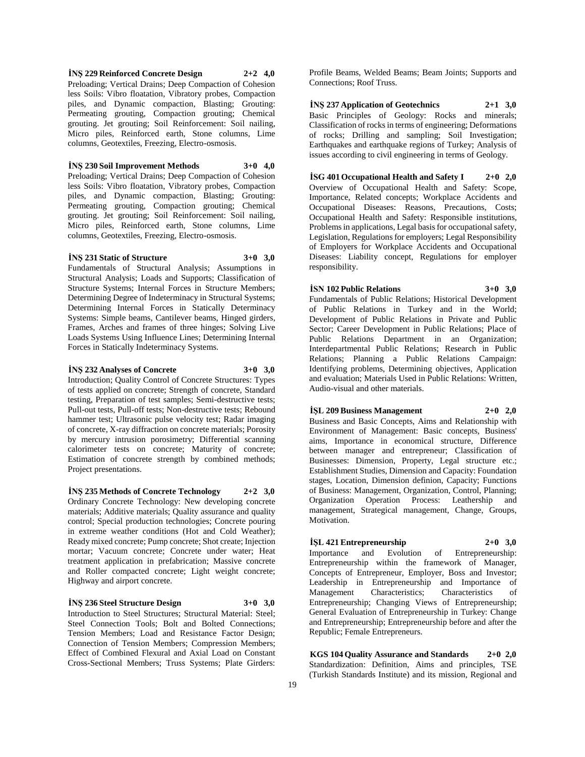**İNŞ 229 Reinforced Concrete Design 2+2 4,0**
Preloading; Vertical Drains; Deep Compaction of Cohesion less Soils: Vibro floatation, Vibratory probes, Compaction piles, and Dynamic compaction, Blasting; Grouting: Permeating grouting, Compaction grouting; Chemical grouting. Jet grouting; Soil Reinforcement: Soil nailing, Micro piles, Reinforced earth, Stone columns, Lime columns, Geotextiles, Freezing, Electro-osmosis.

**İNŞ 230 Soil Improvement Methods 3+0 4,0**
Preloading; Vertical Drains; Deep Compaction of Cohesion less Soils: Vibro floatation, Vibratory probes, Compaction piles, and Dynamic compaction, Blasting; Grouting: Permeating grouting, Compaction grouting; Chemical grouting. Jet grouting; Soil Reinforcement: Soil nailing, Micro piles, Reinforced earth, Stone columns, Lime columns, Geotextiles, Freezing, Electro-osmosis.

**İNŞ 231 Static of Structure 3+0 3,0**
Fundamentals of Structural Analysis; Assumptions in Structural Analysis; Loads and Supports; Classification of Structure Systems; Internal Forces in Structure Members; Determining Degree of Indeterminacy in Structural Systems; Determining Internal Forces in Statically Determinacy Systems: Simple beams, Cantilever beams, Hinged girders, Frames, Arches and frames of three hinges; Solving Live Loads Systems Using Influence Lines; Determining Internal Forces in Statically Indeterminacy Systems.

**İNŞ 232 Analyses of Concrete 3+0 3,0**
Introduction; Quality Control of Concrete Structures: Types of tests applied on concrete; Strength of concrete, Standard testing, Preparation of test samples; Semi-destructive tests; Pull-out tests, Pull-off tests; Non-destructive tests; Rebound hammer test; Ultrasonic pulse velocity test; Radar imaging of concrete, X-ray diffraction on concrete materials; Porosity by mercury intrusion porosimetry; Differential scanning calorimeter tests on concrete; Maturity of concrete; Estimation of concrete strength by combined methods; Project presentations.

**İNŞ 235 Methods of Concrete Technology 2+2 3,0**
Ordinary Concrete Technology: New developing concrete materials; Additive materials; Quality assurance and quality control; Special production technologies; Concrete pouring in extreme weather conditions (Hot and Cold Weather); Ready mixed concrete; Pump concrete; Shot create; Injection mortar; Vacuum concrete; Concrete under water; Heat treatment application in prefabrication; Massive concrete and Roller compacted concrete; Light weight concrete; Highway and airport concrete.

**İNŞ 236 Steel Structure Design 3+0 3,0**
Introduction to Steel Structures; Structural Material: Steel; Steel Connection Tools; Bolt and Bolted Connections; Tension Members; Load and Resistance Factor Design; Connection of Tension Members; Compression Members; Effect of Combined Flexural and Axial Load on Constant Cross-Sectional Members; Truss Systems; Plate Girders: Profile Beams, Welded Beams; Beam Joints; Supports and Connections; Roof Truss.

**İNŞ 237 Application of Geotechnics 2+1 3,0**
Basic Principles of Geology: Rocks and minerals; Classification of rocks in terms of engineering; Deformations of rocks; Drilling and sampling; Soil Investigation; Earthquakes and earthquake regions of Turkey; Analysis of issues according to civil engineering in terms of Geology.

**İSG 401 Occupational Health and Safety I 2+0 2,0**
Overview of Occupational Health and Safety: Scope, Importance, Related concepts; Workplace Accidents and Occupational Diseases: Reasons, Precautions, Costs; Occupational Health and Safety: Responsible institutions, Problems in applications, Legal basis for occupational safety, Legislation, Regulations for employers; Legal Responsibility of Employers for Workplace Accidents and Occupational Diseases: Liability concept, Regulations for employer responsibility.

**İSN 102 Public Relations 3+0 3,0**
Fundamentals of Public Relations; Historical Development of Public Relations in Turkey and in the World; Development of Public Relations in Private and Public Sector; Career Development in Public Relations; Place of Public Relations Department in an Organization; Interdepartmental Public Relations; Research in Public Relations; Planning a Public Relations Campaign: Identifying problems, Determining objectives, Application and evaluation; Materials Used in Public Relations: Written, Audio-visual and other materials.

**İŞL 209 Business Management 2+0 2,0**
Business and Basic Concepts, Aims and Relationship with Environment of Management: Basic concepts, Business' aims, Importance in economical structure, Difference between manager and entrepreneur; Classification of Businesses: Dimension, Property, Legal structure etc.; Establishment Studies, Dimension and Capacity: Foundation stages, Location, Dimension definion, Capacity; Functions of Business: Management, Organization, Control, Planning; Organization Operation Process: Leathership and management, Strategical management, Change, Groups, Motivation.

**İŞL 421 Entrepreneurship 2+0 3,0**
Importance and Evolution of Entrepreneurship: Entrepreneurship within the framework of Manager, Concepts of Entrepreneur, Employer, Boss and Investor; Leadership in Entrepreneurship and Importance of Management Characteristics; Characteristics of Entrepreneurship; Changing Views of Entrepreneurship; General Evaluation of Entrepreneurship in Turkey: Change and Entrepreneurship; Entrepreneurship before and after the Republic; Female Entrepreneurs.

**KGS 104 Quality Assurance and Standards 2+0 2,0**
Standardization: Definition, Aims and principles, TSE (Turkish Standards Institute) and its mission, Regional and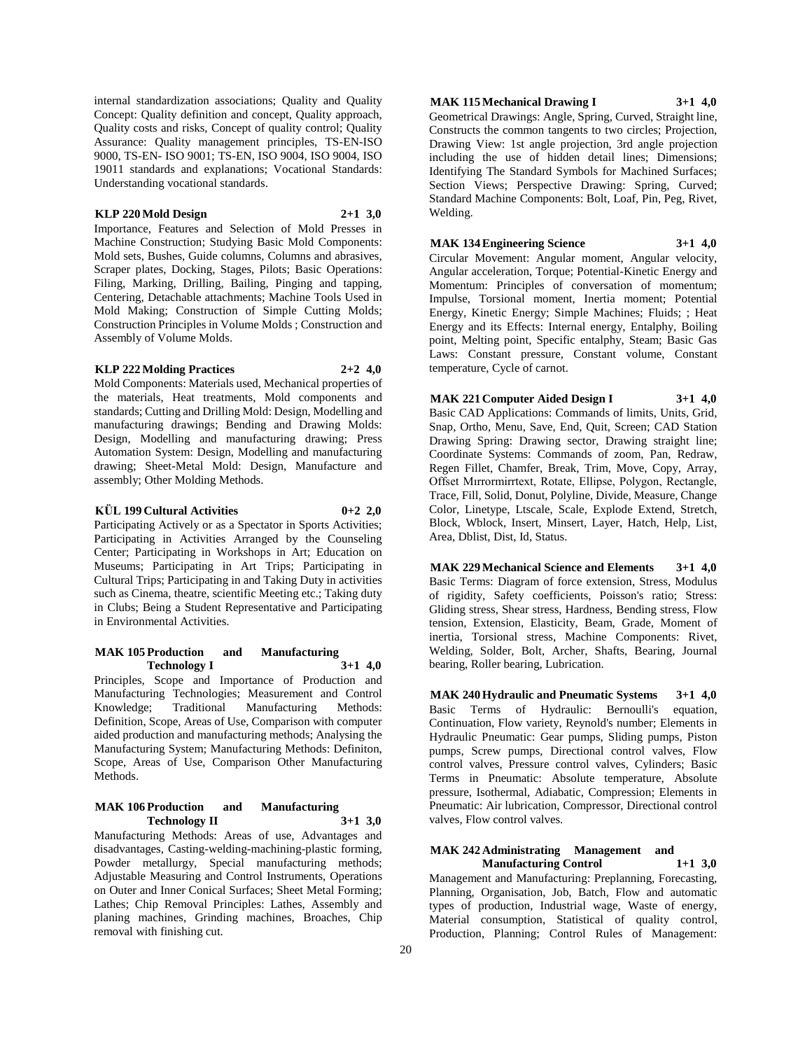internal standardization associations; Quality and Quality Concept: Quality definition and concept, Quality approach, Quality costs and risks, Concept of quality control; Quality Assurance: Quality management principles, TS-EN-ISO 9000, TS-EN- ISO 9001; TS-EN, ISO 9004, ISO 9004, ISO 19011 standards and explanations; Vocational Standards: Understanding vocational standards.

**KLP 220 Mold Design 2+1 3,0**

Importance, Features and Selection of Mold Presses in Machine Construction; Studying Basic Mold Components: Mold sets, Bushes, Guide columns, Columns and abrasives, Scraper plates, Docking, Stages, Pilots; Basic Operations: Filing, Marking, Drilling, Bailing, Pinging and tapping, Centering, Detachable attachments; Machine Tools Used in Mold Making; Construction of Simple Cutting Molds; Construction Principles in Volume Molds ; Construction and Assembly of Volume Molds.

**KLP 222 Molding Practices 2+2 4,0**

Mold Components: Materials used, Mechanical properties of the materials, Heat treatments, Mold components and standards; Cutting and Drilling Mold: Design, Modelling and manufacturing drawings; Bending and Drawing Molds: Design, Modelling and manufacturing drawing; Press Automation System: Design, Modelling and manufacturing drawing; Sheet-Metal Mold: Design, Manufacture and assembly; Other Molding Methods.

**KÜL 199 Cultural Activities 0+2 2,0**

Participating Actively or as a Spectator in Sports Activities; Participating in Activities Arranged by the Counseling Center; Participating in Workshops in Art; Education on Museums; Participating in Art Trips; Participating in Cultural Trips; Participating in and Taking Duty in activities such as Cinema, theatre, scientific Meeting etc.; Taking duty in Clubs; Being a Student Representative and Participating in Environmental Activities.

**MAK 105 Production and Manufacturing Technology I 3+1 4,0**

Principles, Scope and Importance of Production and Manufacturing Technologies; Measurement and Control Knowledge; Traditional Manufacturing Methods: Definition, Scope, Areas of Use, Comparison with computer aided production and manufacturing methods; Analysing the Manufacturing System; Manufacturing Methods: Definiton, Scope, Areas of Use, Comparison Other Manufacturing Methods.

**MAK 106 Production and Manufacturing Technology II 3+1 3,0**

Manufacturing Methods: Areas of use, Advantages and disadvantages, Casting-welding-machining-plastic forming, Powder metallurgy, Special manufacturing methods; Adjustable Measuring and Control Instruments, Operations on Outer and Inner Conical Surfaces; Sheet Metal Forming; Lathes; Chip Removal Principles: Lathes, Assembly and planing machines, Grinding machines, Broaches, Chip removal with finishing cut.

**MAK 115 Mechanical Drawing I 3+1 4,0**

Geometrical Drawings: Angle, Spring, Curved, Straight line, Constructs the common tangents to two circles; Projection, Drawing View: 1st angle projection, 3rd angle projection including the use of hidden detail lines; Dimensions; Identifying The Standard Symbols for Machined Surfaces; Section Views; Perspective Drawing: Spring, Curved; Standard Machine Components: Bolt, Loaf, Pin, Peg, Rivet, Welding.

**MAK 134 Engineering Science 3+1 4,0**

Circular Movement: Angular moment, Angular velocity, Angular acceleration, Torque; Potential-Kinetic Energy and Momentum: Principles of conversation of momentum; Impulse, Torsional moment, Inertia moment; Potential Energy, Kinetic Energy; Simple Machines; Fluids; ; Heat Energy and its Effects: Internal energy, Entalphy, Boiling point, Melting point, Specific entalphy, Steam; Basic Gas Laws: Constant pressure, Constant volume, Constant temperature, Cycle of carnot.

**MAK 221 Computer Aided Design I 3+1 4,0**

Basic CAD Applications: Commands of limits, Units, Grid, Snap, Ortho, Menu, Save, End, Quit, Screen; CAD Station Drawing Spring: Drawing sector, Drawing straight line; Coordinate Systems: Commands of zoom, Pan, Redraw, Regen Fillet, Chamfer, Break, Trim, Move, Copy, Array, Offset Mırrormirrtext, Rotate, Ellipse, Polygon, Rectangle, Trace, Fill, Solid, Donut, Polyline, Divide, Measure, Change Color, Linetype, Ltscale, Scale, Explode Extend, Stretch, Block, Wblock, Insert, Minsert, Layer, Hatch, Help, List, Area, Dblist, Dist, Id, Status.

**MAK 229 Mechanical Science and Elements 3+1 4,0**

Basic Terms: Diagram of force extension, Stress, Modulus of rigidity, Safety coefficients, Poisson's ratio; Stress: Gliding stress, Shear stress, Hardness, Bending stress, Flow tension, Extension, Elasticity, Beam, Grade, Moment of inertia, Torsional stress, Machine Components: Rivet, Welding, Solder, Bolt, Archer, Shafts, Bearing, Journal bearing, Roller bearing, Lubrication.

**MAK 240 Hydraulic and Pneumatic Systems 3+1 4,0**

Basic Terms of Hydraulic: Bernoulli's equation, Continuation, Flow variety, Reynold's number; Elements in Hydraulic Pneumatic: Gear pumps, Sliding pumps, Piston pumps, Screw pumps, Directional control valves, Flow control valves, Pressure control valves, Cylinders; Basic Terms in Pneumatic: Absolute temperature, Absolute pressure, Isothermal, Adiabatic, Compression; Elements in Pneumatic: Air lubrication, Compressor, Directional control valves, Flow control valves.

**MAK 242 Administrating Management and Manufacturing Control 1+1 3,0**

Management and Manufacturing: Preplanning, Forecasting, Planning, Organisation, Job, Batch, Flow and automatic types of production, Industrial wage, Waste of energy, Material consumption, Statistical of quality control, Production, Planning; Control Rules of Management: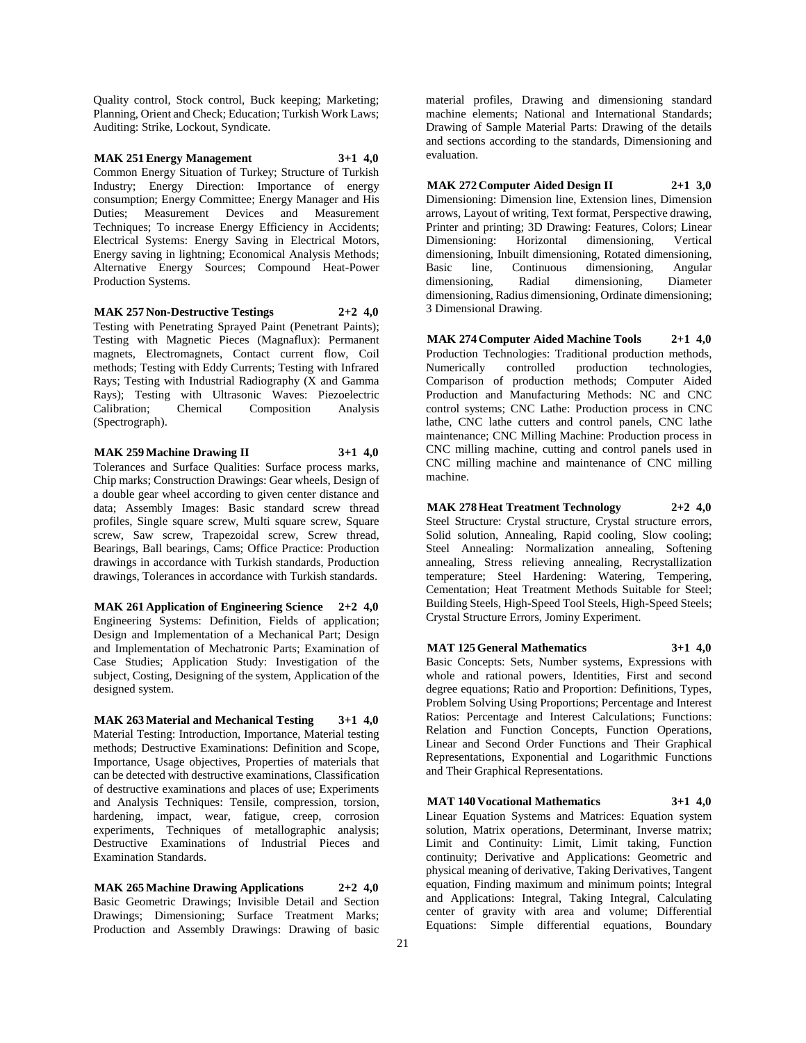Quality control, Stock control, Buck keeping; Marketing; Planning, Orient and Check; Education; Turkish Work Laws; Auditing: Strike, Lockout, Syndicate.

**MAK 251 Energy Management 3+1 4,0**

Common Energy Situation of Turkey; Structure of Turkish Industry; Energy Direction: Importance of energy consumption; Energy Committee; Energy Manager and His Duties; Measurement Devices and Measurement Techniques; To increase Energy Efficiency in Accidents; Electrical Systems: Energy Saving in Electrical Motors, Energy saving in lightning; Economical Analysis Methods; Alternative Energy Sources; Compound Heat-Power Production Systems.

**MAK 257 Non-Destructive Testings 2+2 4,0**

Testing with Penetrating Sprayed Paint (Penetrant Paints); Testing with Magnetic Pieces (Magnaflux): Permanent magnets, Electromagnets, Contact current flow, Coil methods; Testing with Eddy Currents; Testing with Infrared Rays; Testing with Industrial Radiography (X and Gamma Rays); Testing with Ultrasonic Waves: Piezoelectric Calibration; Chemical Composition Analysis (Spectrograph).

**MAK 259 Machine Drawing II 3+1 4,0**

Tolerances and Surface Qualities: Surface process marks, Chip marks; Construction Drawings: Gear wheels, Design of a double gear wheel according to given center distance and data; Assembly Images: Basic standard screw thread profiles, Single square screw, Multi square screw, Square screw, Saw screw, Trapezoidal screw, Screw thread, Bearings, Ball bearings, Cams; Office Practice: Production drawings in accordance with Turkish standards, Production drawings, Tolerances in accordance with Turkish standards.

**MAK 261 Application of Engineering Science 2+2 4,0**

Engineering Systems: Definition, Fields of application; Design and Implementation of a Mechanical Part; Design and Implementation of Mechatronic Parts; Examination of Case Studies; Application Study: Investigation of the subject, Costing, Designing of the system, Application of the designed system.

**MAK 263 Material and Mechanical Testing 3+1 4,0**

Material Testing: Introduction, Importance, Material testing methods; Destructive Examinations: Definition and Scope, Importance, Usage objectives, Properties of materials that can be detected with destructive examinations, Classification of destructive examinations and places of use; Experiments and Analysis Techniques: Tensile, compression, torsion, hardening, impact, wear, fatigue, creep, corrosion experiments, Techniques of metallographic analysis; Destructive Examinations of Industrial Pieces and Examination Standards.

**MAK 265 Machine Drawing Applications 2+2 4,0**

Basic Geometric Drawings; Invisible Detail and Section Drawings; Dimensioning; Surface Treatment Marks; Production and Assembly Drawings: Drawing of basic material profiles, Drawing and dimensioning standard machine elements; National and International Standards; Drawing of Sample Material Parts: Drawing of the details and sections according to the standards, Dimensioning and evaluation.

**MAK 272 Computer Aided Design II 2+1 3,0**

Dimensioning: Dimension line, Extension lines, Dimension arrows, Layout of writing, Text format, Perspective drawing, Printer and printing; 3D Drawing: Features, Colors; Linear Dimensioning: Horizontal dimensioning, Vertical dimensioning, Inbuilt dimensioning, Rotated dimensioning, Basic line, Continuous dimensioning, Angular dimensioning, Radial dimensioning, Diameter dimensioning, Radius dimensioning, Ordinate dimensioning; 3 Dimensional Drawing.

**MAK 274 Computer Aided Machine Tools 2+1 4,0**

Production Technologies: Traditional production methods, Numerically controlled production technologies, Comparison of production methods; Computer Aided Production and Manufacturing Methods: NC and CNC control systems; CNC Lathe: Production process in CNC lathe, CNC lathe cutters and control panels, CNC lathe maintenance; CNC Milling Machine: Production process in CNC milling machine, cutting and control panels used in CNC milling machine and maintenance of CNC milling machine.

**MAK 278 Heat Treatment Technology 2+2 4,0**

Steel Structure: Crystal structure, Crystal structure errors, Solid solution, Annealing, Rapid cooling, Slow cooling; Steel Annealing: Normalization annealing, Softening annealing, Stress relieving annealing, Recrystallization temperature; Steel Hardening: Watering, Tempering, Cementation; Heat Treatment Methods Suitable for Steel; Building Steels, High-Speed Tool Steels, High-Speed Steels; Crystal Structure Errors, Jominy Experiment.

**MAT 125 General Mathematics 3+1 4,0**

Basic Concepts: Sets, Number systems, Expressions with whole and rational powers, Identities, First and second degree equations; Ratio and Proportion: Definitions, Types, Problem Solving Using Proportions; Percentage and Interest Ratios: Percentage and Interest Calculations; Functions: Relation and Function Concepts, Function Operations, Linear and Second Order Functions and Their Graphical Representations, Exponential and Logarithmic Functions and Their Graphical Representations.

**MAT 140 Vocational Mathematics 3+1 4,0**

Linear Equation Systems and Matrices: Equation system solution, Matrix operations, Determinant, Inverse matrix; Limit and Continuity: Limit, Limit taking, Function continuity; Derivative and Applications: Geometric and physical meaning of derivative, Taking Derivatives, Tangent equation, Finding maximum and minimum points; Integral and Applications: Integral, Taking Integral, Calculating center of gravity with area and volume; Differential Equations: Simple differential equations, Boundary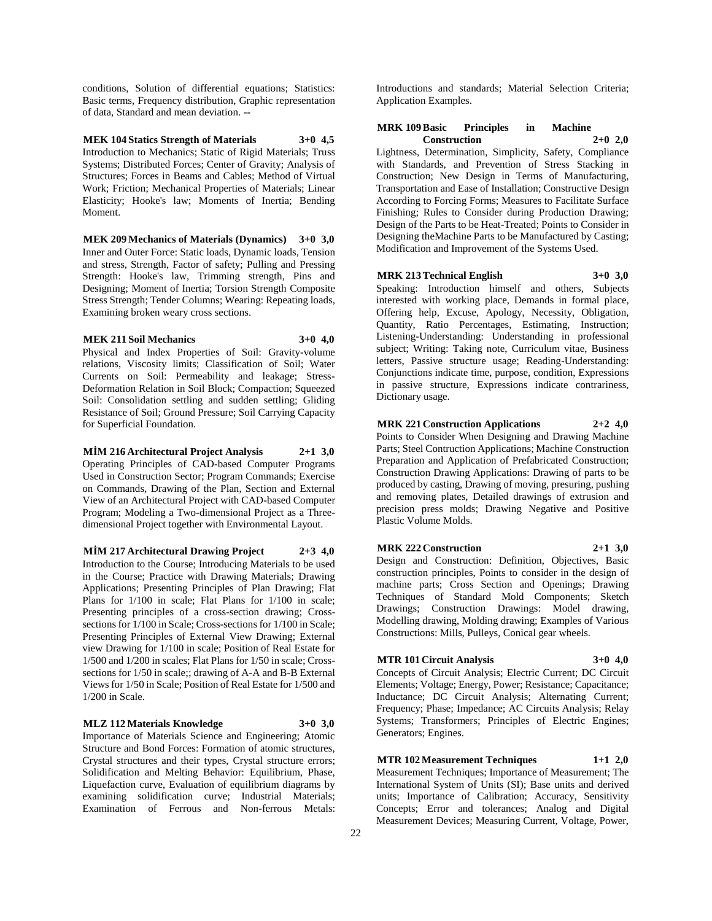conditions, Solution of differential equations; Statistics: Basic terms, Frequency distribution, Graphic representation of data, Standard and mean deviation. --

**MEK 104 Statics Strength of Materials 3+0 4,5**

Introduction to Mechanics; Static of Rigid Materials; Truss Systems; Distributed Forces; Center of Gravity; Analysis of Structures; Forces in Beams and Cables; Method of Virtual Work; Friction; Mechanical Properties of Materials; Linear Elasticity; Hooke's law; Moments of Inertia; Bending Moment.

**MEK 209 Mechanics of Materials (Dynamics) 3+0 3,0**

Inner and Outer Force: Static loads, Dynamic loads, Tension and stress, Strength, Factor of safety; Pulling and Pressing Strength: Hooke's law, Trimming strength, Pins and Designing; Moment of Inertia; Torsion Strength Composite Stress Strength; Tender Columns; Wearing: Repeating loads, Examining broken weary cross sections.

**MEK 211 Soil Mechanics 3+0 4,0**

Physical and Index Properties of Soil: Gravity-volume relations, Viscosity limits; Classification of Soil; Water Currents on Soil: Permeability and leakage; Stress-Deformation Relation in Soil Block; Compaction; Squeezed Soil: Consolidation settling and sudden settling; Gliding Resistance of Soil; Ground Pressure; Soil Carrying Capacity for Superficial Foundation.

**MİM 216 Architectural Project Analysis 2+1 3,0**

Operating Principles of CAD-based Computer Programs Used in Construction Sector; Program Commands; Exercise on Commands, Drawing of the Plan, Section and External View of an Architectural Project with CAD-based Computer Program; Modeling a Two-dimensional Project as a Three-dimensional Project together with Environmental Layout.

**MİM 217 Architectural Drawing Project 2+3 4,0**

Introduction to the Course; Introducing Materials to be used in the Course; Practice with Drawing Materials; Drawing Applications; Presenting Principles of Plan Drawing; Flat Plans for 1/100 in scale; Flat Plans for 1/100 in scale; Presenting principles of a cross-section drawing; Cross-sections for 1/100 in Scale; Cross-sections for 1/100 in Scale; Presenting Principles of External View Drawing; External view Drawing for 1/100 in scale; Position of Real Estate for 1/500 and 1/200 in scales; Flat Plans for 1/50 in scale; Cross-sections for 1/50 in scale;; drawing of A-A and B-B External Views for 1/50 in Scale; Position of Real Estate for 1/500 and 1/200 in Scale.

**MLZ 112 Materials Knowledge 3+0 3,0**

Importance of Materials Science and Engineering; Atomic Structure and Bond Forces: Formation of atomic structures, Crystal structures and their types, Crystal structure errors; Solidification and Melting Behavior: Equilibrium, Phase, Liquefaction curve, Evaluation of equilibrium diagrams by examining solidification curve; Industrial Materials; Examination of Ferrous and Non-ferrous Metals: Introductions and standards; Material Selection Criteria; Application Examples.

**MRK 109 Basic Principles in Machine Construction 2+0 2,0**

Lightness, Determination, Simplicity, Safety, Compliance with Standards, and Prevention of Stress Stacking in Construction; New Design in Terms of Manufacturing, Transportation and Ease of Installation; Constructive Design According to Forcing Forms; Measures to Facilitate Surface Finishing; Rules to Consider during Production Drawing; Design of the Parts to be Heat-Treated; Points to Consider in Designing theMachine Parts to be Manufactured by Casting; Modification and Improvement of the Systems Used.

**MRK 213 Technical English 3+0 3,0**

Speaking: Introduction himself and others, Subjects interested with working place, Demands in formal place, Offering help, Excuse, Apology, Necessity, Obligation, Quantity, Ratio Percentages, Estimating, Instruction; Listening-Understanding: Understanding in professional subject; Writing: Taking note, Curriculum vitae, Business letters, Passive structure usage; Reading-Understanding: Conjunctions indicate time, purpose, condition, Expressions in passive structure, Expressions indicate contrariness, Dictionary usage.

**MRK 221 Construction Applications 2+2 4,0**

Points to Consider When Designing and Drawing Machine Parts; Steel Contruction Applications; Machine Construction Preparation and Application of Prefabricated Construction; Construction Drawing Applications: Drawing of parts to be produced by casting, Drawing of moving, presuring, pushing and removing plates, Detailed drawings of extrusion and precision press molds; Drawing Negative and Positive Plastic Volume Molds.

**MRK 222 Construction 2+1 3,0**

Design and Construction: Definition, Objectives, Basic construction principles, Points to consider in the design of machine parts; Cross Section and Openings; Drawing Techniques of Standard Mold Components; Sketch Drawings; Construction Drawings: Model drawing, Modelling drawing, Molding drawing; Examples of Various Constructions: Mills, Pulleys, Conical gear wheels.

**MTR 101 Circuit Analysis 3+0 4,0**

Concepts of Circuit Analysis; Electric Current; DC Circuit Elements; Voltage; Energy, Power; Resistance; Capacitance; Inductance; DC Circuit Analysis; Alternating Current; Frequency; Phase; Impedance; AC Circuits Analysis; Relay Systems; Transformers; Principles of Electric Engines; Generators; Engines.

**MTR 102 Measurement Techniques 1+1 2,0**

Measurement Techniques; Importance of Measurement; The International System of Units (SI); Base units and derived units; Importance of Calibration; Accuracy, Sensitivity Concepts; Error and tolerances; Analog and Digital Measurement Devices; Measuring Current, Voltage, Power,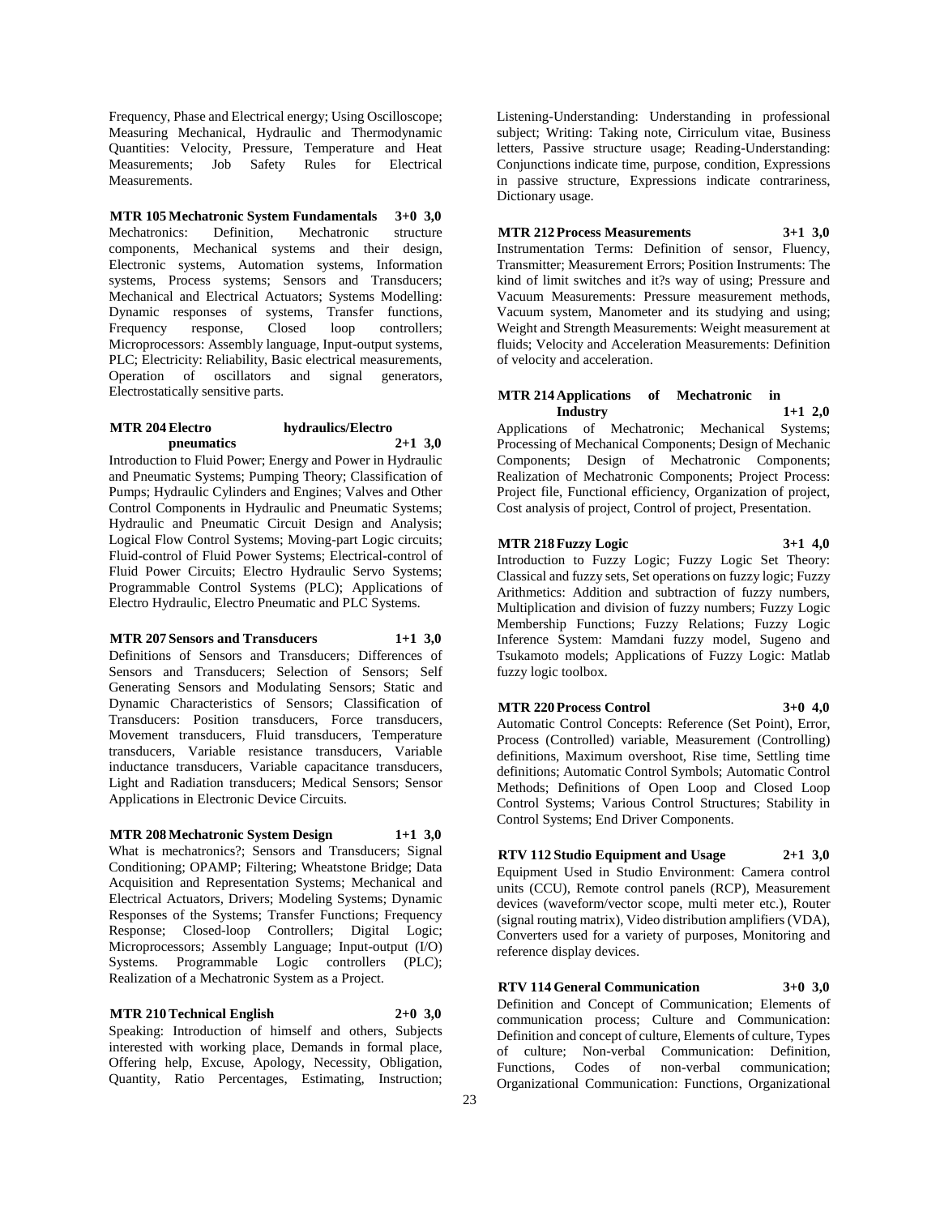Frequency, Phase and Electrical energy; Using Oscilloscope; Measuring Mechanical, Hydraulic and Thermodynamic Quantities: Velocity, Pressure, Temperature and Heat Measurements; Job Safety Rules for Electrical Measurements.

**MTR 105 Mechatronic System Fundamentals 3+0 3,0**

Mechatronics: Definition, Mechatronic structure components, Mechanical systems and their design, Electronic systems, Automation systems, Information systems, Process systems; Sensors and Transducers; Mechanical and Electrical Actuators; Systems Modelling: Dynamic responses of systems, Transfer functions, Frequency response, Closed loop controllers; Microprocessors: Assembly language, Input-output systems, PLC; Electricity: Reliability, Basic electrical measurements, Operation of oscillators and signal generators, Electrostatically sensitive parts.

**MTR 204 Electro hydraulics/Electro pneumatics 2+1 3,0**

Introduction to Fluid Power; Energy and Power in Hydraulic and Pneumatic Systems; Pumping Theory; Classification of Pumps; Hydraulic Cylinders and Engines; Valves and Other Control Components in Hydraulic and Pneumatic Systems; Hydraulic and Pneumatic Circuit Design and Analysis; Logical Flow Control Systems; Moving-part Logic circuits; Fluid-control of Fluid Power Systems; Electrical-control of Fluid Power Circuits; Electro Hydraulic Servo Systems; Programmable Control Systems (PLC); Applications of Electro Hydraulic, Electro Pneumatic and PLC Systems.

**MTR 207 Sensors and Transducers 1+1 3,0**

Definitions of Sensors and Transducers; Differences of Sensors and Transducers; Selection of Sensors; Self Generating Sensors and Modulating Sensors; Static and Dynamic Characteristics of Sensors; Classification of Transducers: Position transducers, Force transducers, Movement transducers, Fluid transducers, Temperature transducers, Variable resistance transducers, Variable inductance transducers, Variable capacitance transducers, Light and Radiation transducers; Medical Sensors; Sensor Applications in Electronic Device Circuits.

**MTR 208 Mechatronic System Design 1+1 3,0**

What is mechatronics?; Sensors and Transducers; Signal Conditioning; OPAMP; Filtering; Wheatstone Bridge; Data Acquisition and Representation Systems; Mechanical and Electrical Actuators, Drivers; Modeling Systems; Dynamic Responses of the Systems; Transfer Functions; Frequency Response; Closed-loop Controllers; Digital Logic; Microprocessors; Assembly Language; Input-output (I/O) Systems. Programmable Logic controllers (PLC); Realization of a Mechatronic System as a Project.

**MTR 210 Technical English 2+0 3,0**

Speaking: Introduction of himself and others, Subjects interested with working place, Demands in formal place, Offering help, Excuse, Apology, Necessity, Obligation, Quantity, Ratio Percentages, Estimating, Instruction; Listening-Understanding: Understanding in professional subject; Writing: Taking note, Cirriculum vitae, Business letters, Passive structure usage; Reading-Understanding: Conjunctions indicate time, purpose, condition, Expressions in passive structure, Expressions indicate contrariness, Dictionary usage.

**MTR 212 Process Measurements 3+1 3,0**

Instrumentation Terms: Definition of sensor, Fluency, Transmitter; Measurement Errors; Position Instruments: The kind of limit switches and it?s way of using; Pressure and Vacuum Measurements: Pressure measurement methods, Vacuum system, Manometer and its studying and using; Weight and Strength Measurements: Weight measurement at fluids; Velocity and Acceleration Measurements: Definition of velocity and acceleration.

**MTR 214 Applications of Mechatronic in Industry 1+1 2,0**

Applications of Mechatronic; Mechanical Systems; Processing of Mechanical Components; Design of Mechanic Components; Design of Mechatronic Components; Realization of Mechatronic Components; Project Process: Project file, Functional efficiency, Organization of project, Cost analysis of project, Control of project, Presentation.

**MTR 218 Fuzzy Logic 3+1 4,0**

Introduction to Fuzzy Logic; Fuzzy Logic Set Theory: Classical and fuzzy sets, Set operations on fuzzy logic; Fuzzy Arithmetics: Addition and subtraction of fuzzy numbers, Multiplication and division of fuzzy numbers; Fuzzy Logic Membership Functions; Fuzzy Relations; Fuzzy Logic Inference System: Mamdani fuzzy model, Sugeno and Tsukamoto models; Applications of Fuzzy Logic: Matlab fuzzy logic toolbox.

**MTR 220 Process Control 3+0 4,0**

Automatic Control Concepts: Reference (Set Point), Error, Process (Controlled) variable, Measurement (Controlling) definitions, Maximum overshoot, Rise time, Settling time definitions; Automatic Control Symbols; Automatic Control Methods; Definitions of Open Loop and Closed Loop Control Systems; Various Control Structures; Stability in Control Systems; End Driver Components.

**RTV 112 Studio Equipment and Usage 2+1 3,0**

Equipment Used in Studio Environment: Camera control units (CCU), Remote control panels (RCP), Measurement devices (waveform/vector scope, multi meter etc.), Router (signal routing matrix), Video distribution amplifiers (VDA), Converters used for a variety of purposes, Monitoring and reference display devices.

**RTV 114 General Communication 3+0 3,0**

Definition and Concept of Communication; Elements of communication process; Culture and Communication: Definition and concept of culture, Elements of culture, Types of culture; Non-verbal Communication: Definition, Functions, Codes of non-verbal communication; Organizational Communication: Functions, Organizational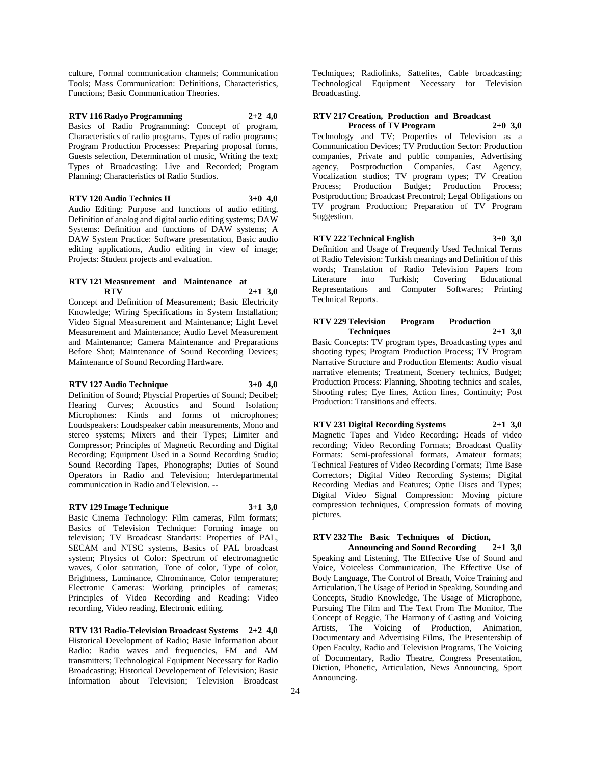culture, Formal communication channels; Communication Tools; Mass Communication: Definitions, Characteristics, Functions; Basic Communication Theories.

**RTV 116 Radyo Programming 2+2 4,0**

Basics of Radio Programming: Concept of program, Characteristics of radio programs, Types of radio programs; Program Production Processes: Preparing proposal forms, Guests selection, Determination of music, Writing the text; Types of Broadcasting: Live and Recorded; Program Planning; Characteristics of Radio Studios.

**RTV 120 Audio Technics II 3+0 4,0**

Audio Editing: Purpose and functions of audio editing, Definition of analog and digital audio editing systems; DAW Systems: Definition and functions of DAW systems; A DAW System Practice: Software presentation, Basic audio editing applications, Audio editing in view of image; Projects: Student projects and evaluation.

**RTV 121 Measurement and Maintenance at RTV 2+1 3,0**

Concept and Definition of Measurement; Basic Electricity Knowledge; Wiring Specifications in System Installation; Video Signal Measurement and Maintenance; Light Level Measurement and Maintenance; Audio Level Measurement and Maintenance; Camera Maintenance and Preparations Before Shot; Maintenance of Sound Recording Devices; Maintenance of Sound Recording Hardware.

**RTV 127 Audio Technique 3+0 4,0**

Definition of Sound; Physcial Properties of Sound; Decibel; Hearing Curves; Acoustics and Sound Isolation; Microphones: Kinds and forms of microphones; Loudspeakers: Loudspeaker cabin measurements, Mono and stereo systems; Mixers and their Types; Limiter and Compressor; Principles of Magnetic Recording and Digital Recording; Equipment Used in a Sound Recording Studio; Sound Recording Tapes, Phonographs; Duties of Sound Operators in Radio and Television; Interdepartmental communication in Radio and Television. --

**RTV 129 Image Technique 3+1 3,0**

Basic Cinema Technology: Film cameras, Film formats; Basics of Television Technique: Forming image on television; TV Broadcast Standarts: Properties of PAL, SECAM and NTSC systems, Basics of PAL broadcast system; Physics of Color: Spectrum of electromagnetic waves, Color saturation, Tone of color, Type of color, Brightness, Luminance, Chrominance, Color temperature; Electronic Cameras: Working principles of cameras; Principles of Video Recording and Reading: Video recording, Video reading, Electronic editing.

**RTV 131 Radio-Television Broadcast Systems 2+2 4,0**

Historical Development of Radio; Basic Information about Radio: Radio waves and frequencies, FM and AM transmitters; Technological Equipment Necessary for Radio Broadcasting; Historical Developement of Television; Basic Information about Television; Television Broadcast Techniques; Radiolinks, Sattelites, Cable broadcasting; Technological Equipment Necessary for Television Broadcasting.

**RTV 217 Creation, Production and Broadcast Process of TV Program 2+0 3,0**

Technology and TV; Properties of Television as a Communication Devices; TV Production Sector: Production companies, Private and public companies, Advertising agency, Postproduction Companies, Cast Agency, Vocalization studios; TV program types; TV Creation Process; Production Budget; Production Process; Postproduction; Broadcast Precontrol; Legal Obligations on TV program Production; Preparation of TV Program Suggestion.

**RTV 222 Technical English 3+0 3,0**

Definition and Usage of Frequently Used Technical Terms of Radio Television: Turkish meanings and Definition of this words; Translation of Radio Television Papers from Literature into Turkish; Covering Educational Representations and Computer Softwares; Printing Technical Reports.

**RTV 229 Television Program Production Techniques 2+1 3,0**

Basic Concepts: TV program types, Broadcasting types and shooting types; Program Production Process; TV Program Narrative Structure and Production Elements: Audio visual narrative elements; Treatment, Scenery technics, Budget; Production Process: Planning, Shooting technics and scales, Shooting rules; Eye lines, Action lines, Continuity; Post Production: Transitions and effects.

**RTV 231 Digital Recording Systems 2+1 3,0**

Magnetic Tapes and Video Recording: Heads of video recording; Video Recording Formats; Broadcast Quality Formats: Semi-professional formats, Amateur formats; Technical Features of Video Recording Formats; Time Base Correctors; Digital Video Recording Systems; Digital Recording Medias and Features; Optic Discs and Types; Digital Video Signal Compression: Moving picture compression techniques, Compression formats of moving pictures.

**RTV 232 The Basic Techniques of Diction, Announcing and Sound Recording 2+1 3,0**

Speaking and Listening, The Effective Use of Sound and Voice, Voiceless Communication, The Effective Use of Body Language, The Control of Breath, Voice Training and Articulation, The Usage of Period in Speaking, Sounding and Concepts, Studio Knowledge, The Usage of Microphone, Pursuing The Film and The Text From The Monitor, The Concept of Reggie, The Harmony of Casting and Voicing Artists, The Voicing of Production, Animation, Documentary and Advertising Films, The Presentership of Open Faculty, Radio and Television Programs, The Voicing of Documentary, Radio Theatre, Congress Presentation, Diction, Phonetic, Articulation, News Announcing, Sport Announcing.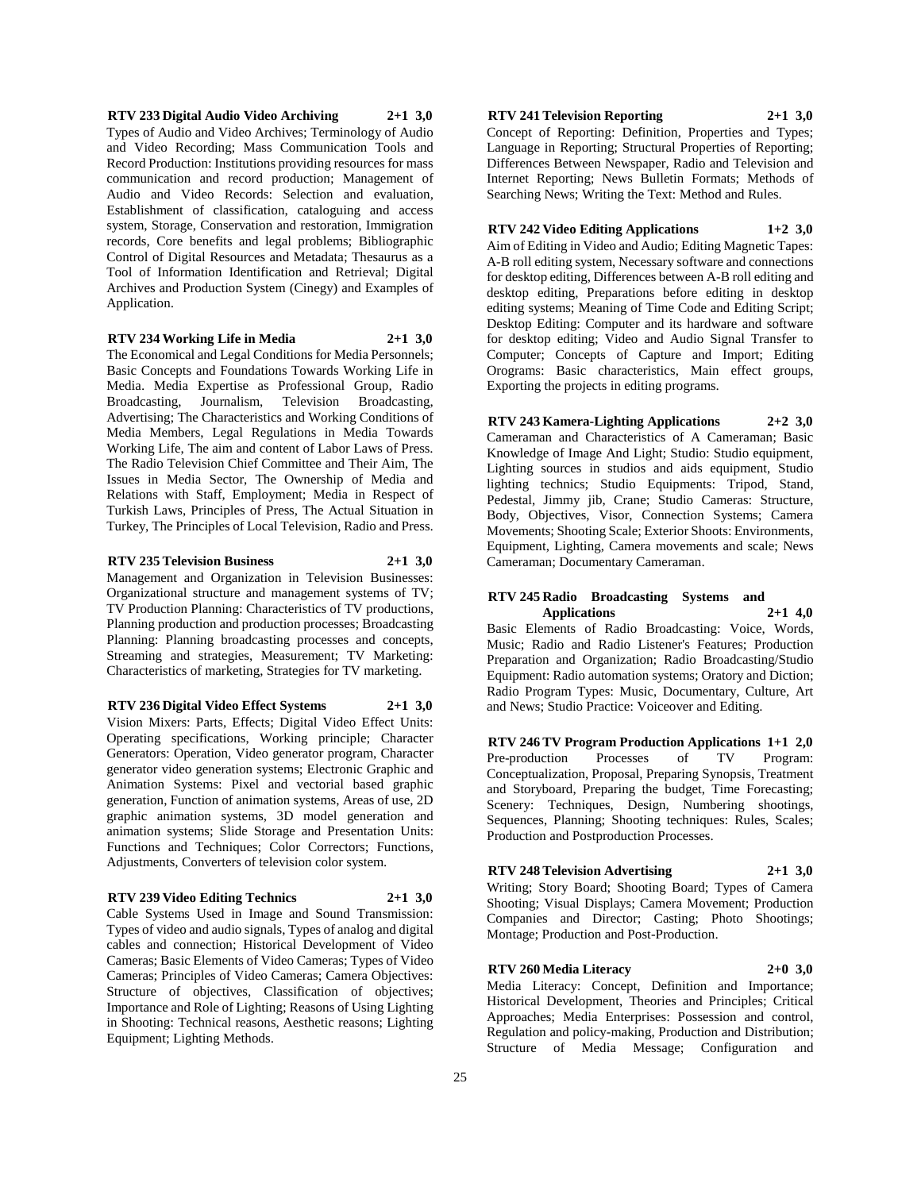**RTV 233 Digital Audio Video Archiving 2+1 3,0**

Types of Audio and Video Archives; Terminology of Audio and Video Recording; Mass Communication Tools and Record Production: Institutions providing resources for mass communication and record production; Management of Audio and Video Records: Selection and evaluation, Establishment of classification, cataloguing and access system, Storage, Conservation and restoration, Immigration records, Core benefits and legal problems; Bibliographic Control of Digital Resources and Metadata; Thesaurus as a Tool of Information Identification and Retrieval; Digital Archives and Production System (Cinegy) and Examples of Application.

**RTV 234 Working Life in Media 2+1 3,0**

The Economical and Legal Conditions for Media Personnels; Basic Concepts and Foundations Towards Working Life in Media. Media Expertise as Professional Group, Radio Broadcasting, Journalism, Television Broadcasting, Advertising; The Characteristics and Working Conditions of Media Members, Legal Regulations in Media Towards Working Life, The aim and content of Labor Laws of Press. The Radio Television Chief Committee and Their Aim, The Issues in Media Sector, The Ownership of Media and Relations with Staff, Employment; Media in Respect of Turkish Laws, Principles of Press, The Actual Situation in Turkey, The Principles of Local Television, Radio and Press.

**RTV 235 Television Business 2+1 3,0**

Management and Organization in Television Businesses: Organizational structure and management systems of TV; TV Production Planning: Characteristics of TV productions, Planning production and production processes; Broadcasting Planning: Planning broadcasting processes and concepts, Streaming and strategies, Measurement; TV Marketing: Characteristics of marketing, Strategies for TV marketing.

**RTV 236 Digital Video Effect Systems 2+1 3,0**

Vision Mixers: Parts, Effects; Digital Video Effect Units: Operating specifications, Working principle; Character Generators: Operation, Video generator program, Character generator video generation systems; Electronic Graphic and Animation Systems: Pixel and vectorial based graphic generation, Function of animation systems, Areas of use, 2D graphic animation systems, 3D model generation and animation systems; Slide Storage and Presentation Units: Functions and Techniques; Color Correctors; Functions, Adjustments, Converters of television color system.

**RTV 239 Video Editing Technics 2+1 3,0**

Cable Systems Used in Image and Sound Transmission: Types of video and audio signals, Types of analog and digital cables and connection; Historical Development of Video Cameras; Basic Elements of Video Cameras; Types of Video Cameras; Principles of Video Cameras; Camera Objectives: Structure of objectives, Classification of objectives; Importance and Role of Lighting; Reasons of Using Lighting in Shooting: Technical reasons, Aesthetic reasons; Lighting Equipment; Lighting Methods.

**RTV 241 Television Reporting 2+1 3,0**

Concept of Reporting: Definition, Properties and Types; Language in Reporting; Structural Properties of Reporting; Differences Between Newspaper, Radio and Television and Internet Reporting; News Bulletin Formats; Methods of Searching News; Writing the Text: Method and Rules.

**RTV 242 Video Editing Applications 1+2 3,0**

Aim of Editing in Video and Audio; Editing Magnetic Tapes: A-B roll editing system, Necessary software and connections for desktop editing, Differences between A-B roll editing and desktop editing, Preparations before editing in desktop editing systems; Meaning of Time Code and Editing Script; Desktop Editing: Computer and its hardware and software for desktop editing; Video and Audio Signal Transfer to Computer; Concepts of Capture and Import; Editing Orograms: Basic characteristics, Main effect groups, Exporting the projects in editing programs.

**RTV 243 Kamera-Lighting Applications 2+2 3,0**

Cameraman and Characteristics of A Cameraman; Basic Knowledge of Image And Light; Studio: Studio equipment, Lighting sources in studios and aids equipment, Studio lighting technics; Studio Equipments: Tripod, Stand, Pedestal, Jimmy jib, Crane; Studio Cameras: Structure, Body, Objectives, Visor, Connection Systems; Camera Movements; Shooting Scale; Exterior Shoots: Environments, Equipment, Lighting, Camera movements and scale; News Cameraman; Documentary Cameraman.

**RTV 245 Radio Broadcasting Systems and Applications 2+1 4,0**

Basic Elements of Radio Broadcasting: Voice, Words, Music; Radio and Radio Listener's Features; Production Preparation and Organization; Radio Broadcasting/Studio Equipment: Radio automation systems; Oratory and Diction; Radio Program Types: Music, Documentary, Culture, Art and News; Studio Practice: Voiceover and Editing.

**RTV 246 TV Program Production Applications 1+1 2,0**

Pre-production Processes of TV Program: Conceptualization, Proposal, Preparing Synopsis, Treatment and Storyboard, Preparing the budget, Time Forecasting; Scenery: Techniques, Design, Numbering shootings, Sequences, Planning; Shooting techniques: Rules, Scales; Production and Postproduction Processes.

**RTV 248 Television Advertising 2+1 3,0**

Writing; Story Board; Shooting Board; Types of Camera Shooting; Visual Displays; Camera Movement; Production Companies and Director; Casting; Photo Shootings; Montage; Production and Post-Production.

**RTV 260 Media Literacy 2+0 3,0**

Media Literacy: Concept, Definition and Importance; Historical Development, Theories and Principles; Critical Approaches; Media Enterprises: Possession and control, Regulation and policy-making, Production and Distribution; Structure of Media Message; Configuration and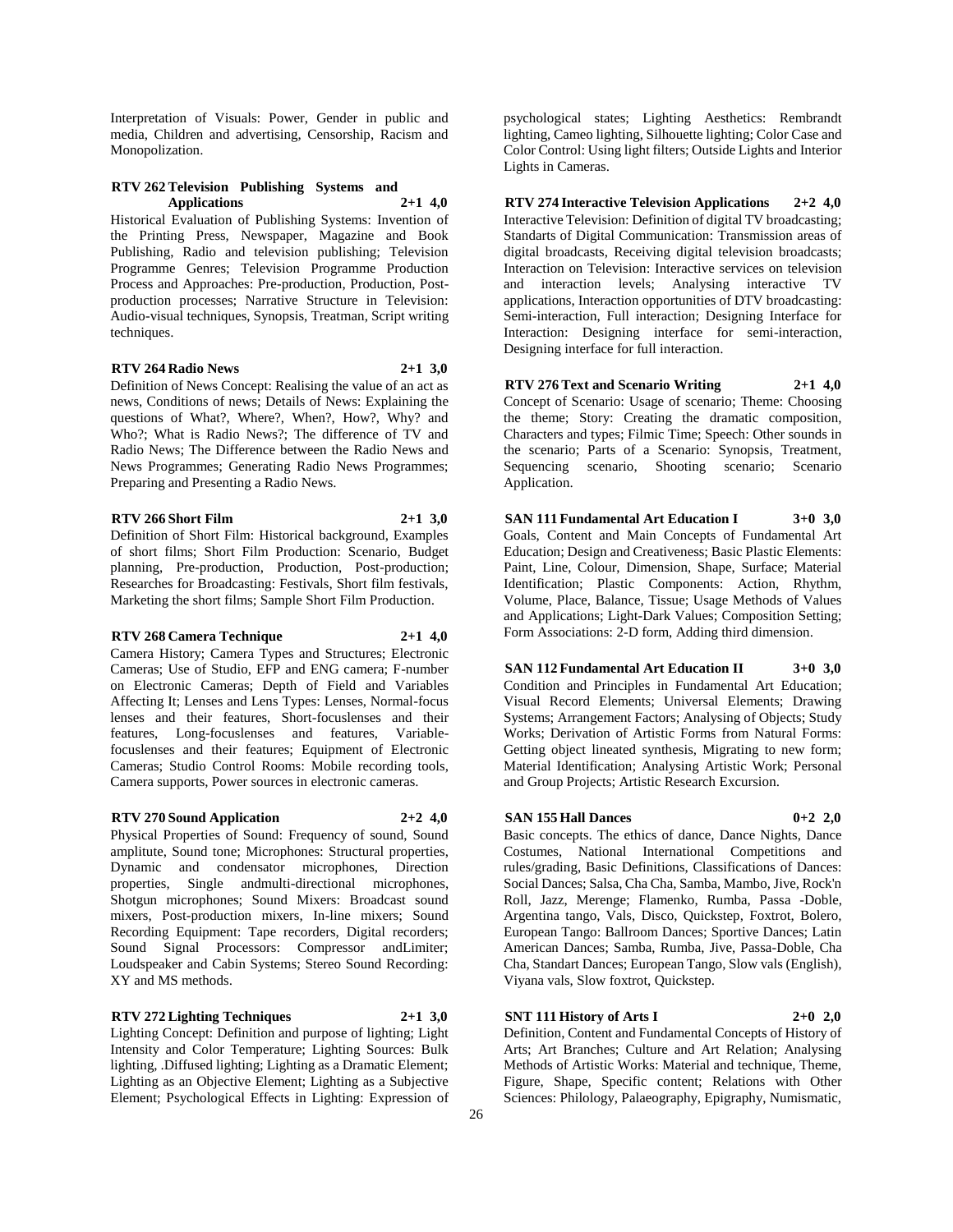Interpretation of Visuals: Power, Gender in public and media, Children and advertising, Censorship, Racism and Monopolization.

**RTV 262 Television Publishing Systems and Applications 2+1 4,0**

Historical Evaluation of Publishing Systems: Invention of the Printing Press, Newspaper, Magazine and Book Publishing, Radio and television publishing; Television Programme Genres; Television Programme Production Process and Approaches: Pre-production, Production, Post-production processes; Narrative Structure in Television: Audio-visual techniques, Synopsis, Treatman, Script writing techniques.

**RTV 264 Radio News 2+1 3,0**

Definition of News Concept: Realising the value of an act as news, Conditions of news; Details of News: Explaining the questions of What?, Where?, When?, How?, Why? and Who?; What is Radio News?; The difference of TV and Radio News; The Difference between the Radio News and News Programmes; Generating Radio News Programmes; Preparing and Presenting a Radio News.

**RTV 266 Short Film 2+1 3,0**

Definition of Short Film: Historical background, Examples of short films; Short Film Production: Scenario, Budget planning, Pre-production, Production, Post-production; Researches for Broadcasting: Festivals, Short film festivals, Marketing the short films; Sample Short Film Production.

**RTV 268 Camera Technique 2+1 4,0**

Camera History; Camera Types and Structures; Electronic Cameras; Use of Studio, EFP and ENG camera; F-number on Electronic Cameras; Depth of Field and Variables Affecting It; Lenses and Lens Types: Lenses, Normal-focus lenses and their features, Short-focuslenses and their features, Long-focuslenses and features, Variable-focuslenses and their features; Equipment of Electronic Cameras; Studio Control Rooms: Mobile recording tools, Camera supports, Power sources in electronic cameras.

**RTV 270 Sound Application 2+2 4,0**

Physical Properties of Sound: Frequency of sound, Sound amplitute, Sound tone; Microphones: Structural properties, Dynamic and condensator microphones, Direction properties, Single andmulti-directional microphones, Shotgun microphones; Sound Mixers: Broadcast sound mixers, Post-production mixers, In-line mixers; Sound Recording Equipment: Tape recorders, Digital recorders; Sound Signal Processors: Compressor andLimiter; Loudspeaker and Cabin Systems; Stereo Sound Recording: XY and MS methods.

**RTV 272 Lighting Techniques 2+1 3,0**

Lighting Concept: Definition and purpose of lighting; Light Intensity and Color Temperature; Lighting Sources: Bulk lighting, .Diffused lighting; Lighting as a Dramatic Element; Lighting as an Objective Element; Lighting as a Subjective Element; Psychological Effects in Lighting: Expression of psychological states; Lighting Aesthetics: Rembrandt lighting, Cameo lighting, Silhouette lighting; Color Case and Color Control: Using light filters; Outside Lights and Interior Lights in Cameras.

**RTV 274 Interactive Television Applications 2+2 4,0**

Interactive Television: Definition of digital TV broadcasting; Standarts of Digital Communication: Transmission areas of digital broadcasts, Receiving digital television broadcasts; Interaction on Television: Interactive services on television and interaction levels; Analysing interactive TV applications, Interaction opportunities of DTV broadcasting: Semi-interaction, Full interaction; Designing Interface for Interaction: Designing interface for semi-interaction, Designing interface for full interaction.

**RTV 276 Text and Scenario Writing 2+1 4,0**

Concept of Scenario: Usage of scenario; Theme: Choosing the theme; Story: Creating the dramatic composition, Characters and types; Filmic Time; Speech: Other sounds in the scenario; Parts of a Scenario: Synopsis, Treatment, Sequencing scenario, Shooting scenario; Scenario Application.

**SAN 111 Fundamental Art Education I 3+0 3,0**

Goals, Content and Main Concepts of Fundamental Art Education; Design and Creativeness; Basic Plastic Elements: Paint, Line, Colour, Dimension, Shape, Surface; Material Identification; Plastic Components: Action, Rhythm, Volume, Place, Balance, Tissue; Usage Methods of Values and Applications; Light-Dark Values; Composition Setting; Form Associations: 2-D form, Adding third dimension.

**SAN 112 Fundamental Art Education II 3+0 3,0**

Condition and Principles in Fundamental Art Education; Visual Record Elements; Universal Elements; Drawing Systems; Arrangement Factors; Analysing of Objects; Study Works; Derivation of Artistic Forms from Natural Forms: Getting object lineated synthesis, Migrating to new form; Material Identification; Analysing Artistic Work; Personal and Group Projects; Artistic Research Excursion.

**SAN 155 Hall Dances 0+2 2,0**

Basic concepts. The ethics of dance, Dance Nights, Dance Costumes, National International Competitions and rules/grading, Basic Definitions, Classifications of Dances: Social Dances; Salsa, Cha Cha, Samba, Mambo, Jive, Rock'n Roll, Jazz, Merenge; Flamenko, Rumba, Passa -Doble, Argentina tango, Vals, Disco, Quickstep, Foxtrot, Bolero, European Tango: Ballroom Dances; Sportive Dances; Latin American Dances; Samba, Rumba, Jive, Passa-Doble, Cha Cha, Standart Dances; European Tango, Slow vals (English), Viyana vals, Slow foxtrot, Quickstep.

**SNT 111 History of Arts I 2+0 2,0**

Definition, Content and Fundamental Concepts of History of Arts; Art Branches; Culture and Art Relation; Analysing Methods of Artistic Works: Material and technique, Theme, Figure, Shape, Specific content; Relations with Other Sciences: Philology, Palaeography, Epigraphy, Numismatic,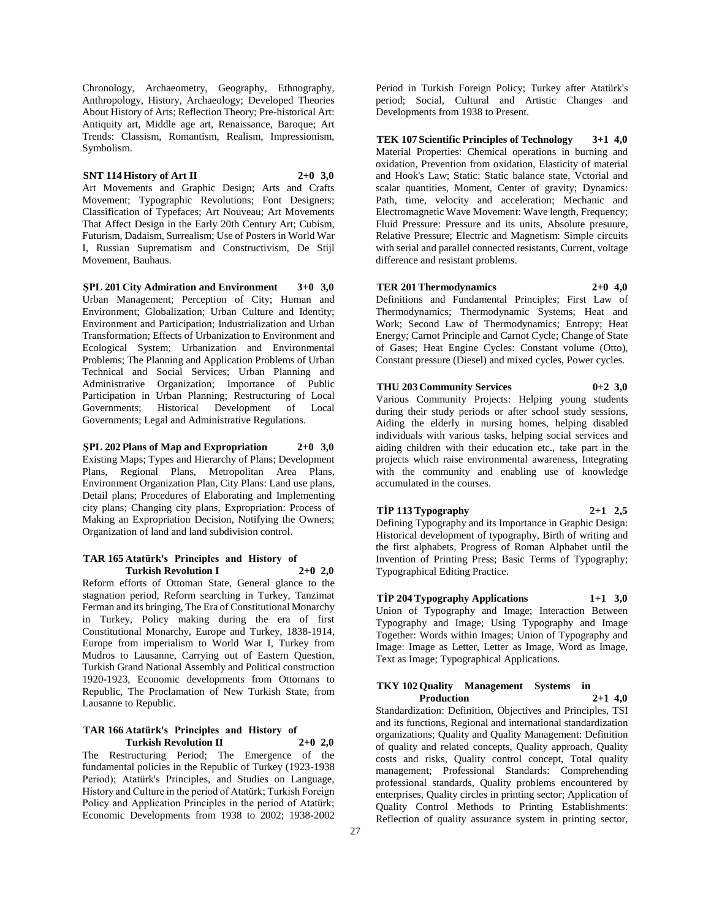Chronology, Archaeometry, Geography, Ethnography, Anthropology, History, Archaeology; Developed Theories About History of Arts; Reflection Theory; Pre-historical Art: Antiquity art, Middle age art, Renaissance, Baroque; Art Trends: Classism, Romantism, Realism, Impressionism, Symbolism.

**SNT 114 History of Art II 2+0 3,0**

Art Movements and Graphic Design; Arts and Crafts Movement; Typographic Revolutions; Font Designers; Classification of Typefaces; Art Nouveau; Art Movements That Affect Design in the Early 20th Century Art; Cubism, Futurism, Dadaism, Surrealism; Use of Posters in World War I, Russian Suprematism and Constructivism, De Stijl Movement, Bauhaus.

**ŞPL 201 City Admiration and Environment 3+0 3,0**

Urban Management; Perception of City; Human and Environment; Globalization; Urban Culture and Identity; Environment and Participation; Industrialization and Urban Transformation; Effects of Urbanization to Environment and Ecological System; Urbanization and Environmental Problems; The Planning and Application Problems of Urban Technical and Social Services; Urban Planning and Administrative Organization; Importance of Public Participation in Urban Planning; Restructuring of Local Governments; Historical Development of Local Governments; Legal and Administrative Regulations.

**ŞPL 202 Plans of Map and Expropriation 2+0 3,0**

Existing Maps; Types and Hierarchy of Plans; Development Plans, Regional Plans, Metropolitan Area Plans, Environment Organization Plan, City Plans: Land use plans, Detail plans; Procedures of Elaborating and Implementing city plans; Changing city plans, Expropriation: Process of Making an Expropriation Decision, Notifying the Owners; Organization of land and land subdivision control.

**TAR 165 Atatürk's Principles and History of Turkish Revolution I 2+0 2,0**

Reform efforts of Ottoman State, General glance to the stagnation period, Reform searching in Turkey, Tanzimat Ferman and its bringing, The Era of Constitutional Monarchy in Turkey, Policy making during the era of first Constitutional Monarchy, Europe and Turkey, 1838-1914, Europe from imperialism to World War I, Turkey from Mudros to Lausanne, Carrying out of Eastern Question, Turkish Grand National Assembly and Political construction 1920-1923, Economic developments from Ottomans to Republic, The Proclamation of New Turkish State, from Lausanne to Republic.

**TAR 166 Atatürk's Principles and History of Turkish Revolution II 2+0 2,0**

The Restructuring Period; The Emergence of the fundamental policies in the Republic of Turkey (1923-1938 Period); Atatürk's Principles, and Studies on Language, History and Culture in the period of Atatürk; Turkish Foreign Policy and Application Principles in the period of Atatürk; Economic Developments from 1938 to 2002; 1938-2002 Period in Turkish Foreign Policy; Turkey after Atatürk's period; Social, Cultural and Artistic Changes and Developments from 1938 to Present.

**TEK 107 Scientific Principles of Technology 3+1 4,0**

Material Properties: Chemical operations in burning and oxidation, Prevention from oxidation, Elasticity of material and Hook's Law; Static: Static balance state, Vctorial and scalar quantities, Moment, Center of gravity; Dynamics: Path, time, velocity and acceleration; Mechanic and Electromagnetic Wave Movement: Wave length, Frequency; Fluid Pressure: Pressure and its units, Absolute presuure, Relative Pressure; Electric and Magnetism: Simple circuits with serial and parallel connected resistants, Current, voltage difference and resistant problems.

**TER 201 Thermodynamics 2+0 4,0**

Definitions and Fundamental Principles; First Law of Thermodynamics; Thermodynamic Systems; Heat and Work; Second Law of Thermodynamics; Entropy; Heat Energy; Carnot Principle and Carnot Cycle; Change of State of Gases; Heat Engine Cycles: Constant volume (Otto), Constant pressure (Diesel) and mixed cycles, Power cycles.

**THU 203 Community Services 0+2 3,0**

Various Community Projects: Helping young students during their study periods or after school study sessions, Aiding the elderly in nursing homes, helping disabled individuals with various tasks, helping social services and aiding children with their education etc., take part in the projects which raise environmental awareness, Integrating with the community and enabling use of knowledge accumulated in the courses.

**TİP 113 Typography 2+1 2,5**

Defining Typography and its Importance in Graphic Design: Historical development of typography, Birth of writing and the first alphabets, Progress of Roman Alphabet until the Invention of Printing Press; Basic Terms of Typography; Typographical Editing Practice.

**TİP 204 Typography Applications 1+1 3,0**

Union of Typography and Image; Interaction Between Typography and Image; Using Typography and Image Together: Words within Images; Union of Typography and Image: Image as Letter, Letter as Image, Word as Image, Text as Image; Typographical Applications.

**TKY 102 Quality Management Systems in Production 2+1 4,0**

Standardization: Definition, Objectives and Principles, TSI and its functions, Regional and international standardization organizations; Quality and Quality Management: Definition of quality and related concepts, Quality approach, Quality costs and risks, Quality control concept, Total quality management; Professional Standards: Comprehending professional standards, Quality problems encountered by enterprises, Quality circles in printing sector; Application of Quality Control Methods to Printing Establishments: Reflection of quality assurance system in printing sector,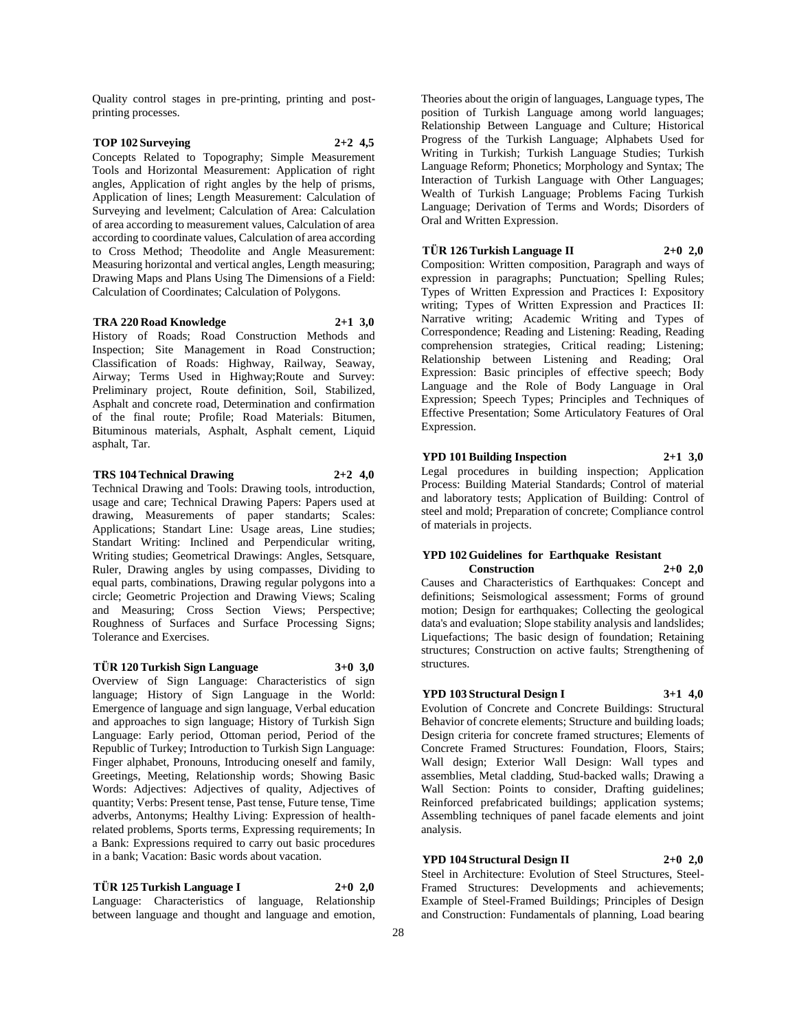Quality control stages in pre-printing, printing and post-printing processes.

**TOP 102 Surveying 2+2 4,5**

Concepts Related to Topography; Simple Measurement Tools and Horizontal Measurement: Application of right angles, Application of right angles by the help of prisms, Application of lines; Length Measurement: Calculation of Surveying and levelment; Calculation of Area: Calculation of area according to measurement values, Calculation of area according to coordinate values, Calculation of area according to Cross Method; Theodolite and Angle Measurement: Measuring horizontal and vertical angles, Length measuring; Drawing Maps and Plans Using The Dimensions of a Field: Calculation of Coordinates; Calculation of Polygons.

**TRA 220 Road Knowledge 2+1 3,0**

History of Roads; Road Construction Methods and Inspection; Site Management in Road Construction; Classification of Roads: Highway, Railway, Seaway, Airway; Terms Used in Highway;Route and Survey: Preliminary project, Route definition, Soil, Stabilized, Asphalt and concrete road, Determination and confirmation of the final route; Profile; Road Materials: Bitumen, Bituminous materials, Asphalt, Asphalt cement, Liquid asphalt, Tar.

**TRS 104 Technical Drawing 2+2 4,0**

Technical Drawing and Tools: Drawing tools, introduction, usage and care; Technical Drawing Papers: Papers used at drawing, Measurements of paper standarts; Scales: Applications; Standart Line: Usage areas, Line studies; Standart Writing: Inclined and Perpendicular writing, Writing studies; Geometrical Drawings: Angles, Setsquare, Ruler, Drawing angles by using compasses, Dividing to equal parts, combinations, Drawing regular polygons into a circle; Geometric Projection and Drawing Views; Scaling and Measuring; Cross Section Views; Perspective; Roughness of Surfaces and Surface Processing Signs; Tolerance and Exercises.

**TÜR 120 Turkish Sign Language 3+0 3,0**

Overview of Sign Language: Characteristics of sign language; History of Sign Language in the World: Emergence of language and sign language, Verbal education and approaches to sign language; History of Turkish Sign Language: Early period, Ottoman period, Period of the Republic of Turkey; Introduction to Turkish Sign Language: Finger alphabet, Pronouns, Introducing oneself and family, Greetings, Meeting, Relationship words; Showing Basic Words: Adjectives: Adjectives of quality, Adjectives of quantity; Verbs: Present tense, Past tense, Future tense, Time adverbs, Antonyms; Healthy Living: Expression of health-related problems, Sports terms, Expressing requirements; In a Bank: Expressions required to carry out basic procedures in a bank; Vacation: Basic words about vacation.

**TÜR 125 Turkish Language I 2+0 2,0**

Language: Characteristics of language, Relationship between language and thought and language and emotion, Theories about the origin of languages, Language types, The position of Turkish Language among world languages; Relationship Between Language and Culture; Historical Progress of the Turkish Language; Alphabets Used for Writing in Turkish; Turkish Language Studies; Turkish Language Reform; Phonetics; Morphology and Syntax; The Interaction of Turkish Language with Other Languages; Wealth of Turkish Language; Problems Facing Turkish Language; Derivation of Terms and Words; Disorders of Oral and Written Expression.

**TÜR 126 Turkish Language II 2+0 2,0**

Composition: Written composition, Paragraph and ways of expression in paragraphs; Punctuation; Spelling Rules; Types of Written Expression and Practices I: Expository writing; Types of Written Expression and Practices II: Narrative writing; Academic Writing and Types of Correspondence; Reading and Listening: Reading, Reading comprehension strategies, Critical reading; Listening; Relationship between Listening and Reading; Oral Expression: Basic principles of effective speech; Body Language and the Role of Body Language in Oral Expression; Speech Types; Principles and Techniques of Effective Presentation; Some Articulatory Features of Oral Expression.

**YPD 101 Building Inspection 2+1 3,0**

Legal procedures in building inspection; Application Process: Building Material Standards; Control of material and laboratory tests; Application of Building: Control of steel and mold; Preparation of concrete; Compliance control of materials in projects.

**YPD 102 Guidelines for Earthquake Resistant Construction 2+0 2,0**

Causes and Characteristics of Earthquakes: Concept and definitions; Seismological assessment; Forms of ground motion; Design for earthquakes; Collecting the geological data's and evaluation; Slope stability analysis and landslides; Liquefactions; The basic design of foundation; Retaining structures; Construction on active faults; Strengthening of structures.

**YPD 103 Structural Design I 3+1 4,0**

Evolution of Concrete and Concrete Buildings: Structural Behavior of concrete elements; Structure and building loads; Design criteria for concrete framed structures; Elements of Concrete Framed Structures: Foundation, Floors, Stairs; Wall design; Exterior Wall Design: Wall types and assemblies, Metal cladding, Stud-backed walls; Drawing a Wall Section: Points to consider, Drafting guidelines; Reinforced prefabricated buildings; application systems; Assembling techniques of panel facade elements and joint analysis.

**YPD 104 Structural Design II 2+0 2,0**

Steel in Architecture: Evolution of Steel Structures, Steel-Framed Structures: Developments and achievements; Example of Steel-Framed Buildings; Principles of Design and Construction: Fundamentals of planning, Load bearing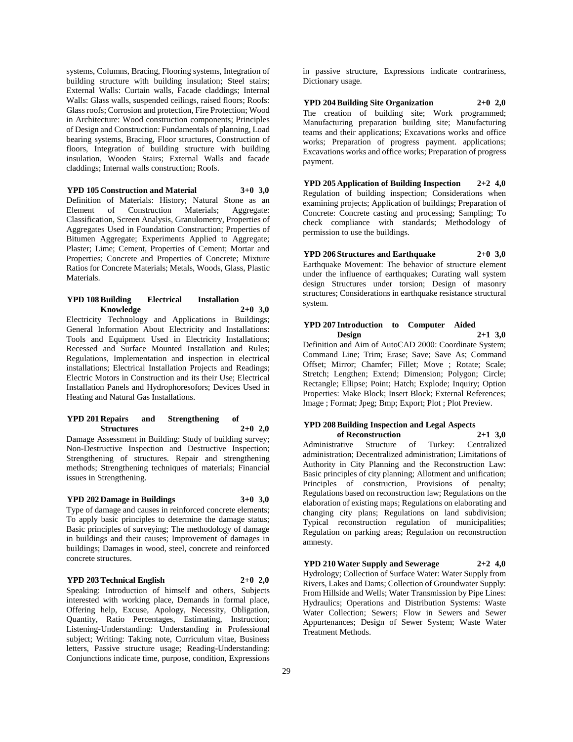systems, Columns, Bracing, Flooring systems, Integration of building structure with building insulation; Steel stairs; External Walls: Curtain walls, Facade claddings; Internal Walls: Glass walls, suspended ceilings, raised floors; Roofs: Glass roofs; Corrosion and protection, Fire Protection; Wood in Architecture: Wood construction components; Principles of Design and Construction: Fundamentals of planning, Load bearing systems, Bracing, Floor structures, Construction of floors, Integration of building structure with building insulation, Wooden Stairs; External Walls and facade claddings; Internal walls construction; Roofs.

**YPD 105 Construction and Material 3+0 3,0**

Definition of Materials: History; Natural Stone as an Element of Construction Materials; Aggregate: Classification, Screen Analysis, Granulometry, Properties of Aggregates Used in Foundation Construction; Properties of Bitumen Aggregate; Experiments Applied to Aggregate; Plaster; Lime; Cement, Properties of Cement; Mortar and Properties; Concrete and Properties of Concrete; Mixture Ratios for Concrete Materials; Metals, Woods, Glass, Plastic Materials.

**YPD 108 Building Electrical Installation Knowledge 2+0 3,0**

Electricity Technology and Applications in Buildings; General Information About Electricity and Installations: Tools and Equipment Used in Electricity Installations; Recessed and Surface Mounted Installation and Rules; Regulations, Implementation and inspection in electrical installations; Electrical Installation Projects and Readings; Electric Motors in Construction and its their Use; Electrical Installation Panels and Hydrophoresofors; Devices Used in Heating and Natural Gas Installations.

**YPD 201 Repairs and Strengthening of Structures 2+0 2,0**

Damage Assessment in Building: Study of building survey; Non-Destructive Inspection and Destructive Inspection; Strengthening of structures. Repair and strengthening methods; Strengthening techniques of materials; Financial issues in Strengthening.

**YPD 202 Damage in Buildings 3+0 3,0**

Type of damage and causes in reinforced concrete elements; To apply basic principles to determine the damage status; Basic principles of surveying; The methodology of damage in buildings and their causes; Improvement of damages in buildings; Damages in wood, steel, concrete and reinforced concrete structures.

**YPD 203 Technical English 2+0 2,0**

Speaking: Introduction of himself and others, Subjects interested with working place, Demands in formal place, Offering help, Excuse, Apology, Necessity, Obligation, Quantity, Ratio Percentages, Estimating, Instruction; Listening-Understanding: Understanding in Professional subject; Writing: Taking note, Curriculum vitae, Business letters, Passive structure usage; Reading-Understanding: Conjunctions indicate time, purpose, condition, Expressions in passive structure, Expressions indicate contrariness, Dictionary usage.

**YPD 204 Building Site Organization 2+0 2,0**

The creation of building site; Work programmed; Manufacturing preparation building site; Manufacturing teams and their applications; Excavations works and office works; Preparation of progress payment. applications; Excavations works and office works; Preparation of progress payment.

**YPD 205 Application of Building Inspection 2+2 4,0**

Regulation of building inspection; Considerations when examining projects; Application of buildings; Preparation of Concrete: Concrete casting and processing; Sampling; To check compliance with standards; Methodology of permission to use the buildings.

**YPD 206 Structures and Earthquake 2+0 3,0**

Earthquake Movement: The behavior of structure element under the influence of earthquakes; Curating wall system design Structures under torsion; Design of masonry structures; Considerations in earthquake resistance structural system.

**YPD 207 Introduction to Computer Aided Design 2+1 3,0**

Definition and Aim of AutoCAD 2000: Coordinate System; Command Line; Trim; Erase; Save; Save As; Command Offset; Mirror; Chamfer; Fillet; Move ; Rotate; Scale; Stretch; Lengthen; Extend; Dimension; Polygon; Circle; Rectangle; Ellipse; Point; Hatch; Explode; Inquiry; Option Properties: Make Block; Insert Block; External References; Image ; Format; Jpeg; Bmp; Export; Plot ; Plot Preview.

**YPD 208 Building Inspection and Legal Aspects of Reconstruction 2+1 3,0**

Administrative Structure of Turkey: Centralized administration; Decentralized administration; Limitations of Authority in City Planning and the Reconstruction Law: Basic principles of city planning; Allotment and unification; Principles of construction, Provisions of penalty; Regulations based on reconstruction law; Regulations on the elaboration of existing maps; Regulations on elaborating and changing city plans; Regulations on land subdivision; Typical reconstruction regulation of municipalities; Regulation on parking areas; Regulation on reconstruction amnesty.

**YPD 210 Water Supply and Sewerage 2+2 4,0**

Hydrology; Collection of Surface Water: Water Supply from Rivers, Lakes and Dams; Collection of Groundwater Supply: From Hillside and Wells; Water Transmission by Pipe Lines: Hydraulics; Operations and Distribution Systems: Waste Water Collection; Sewers; Flow in Sewers and Sewer Appurtenances; Design of Sewer System; Waste Water Treatment Methods.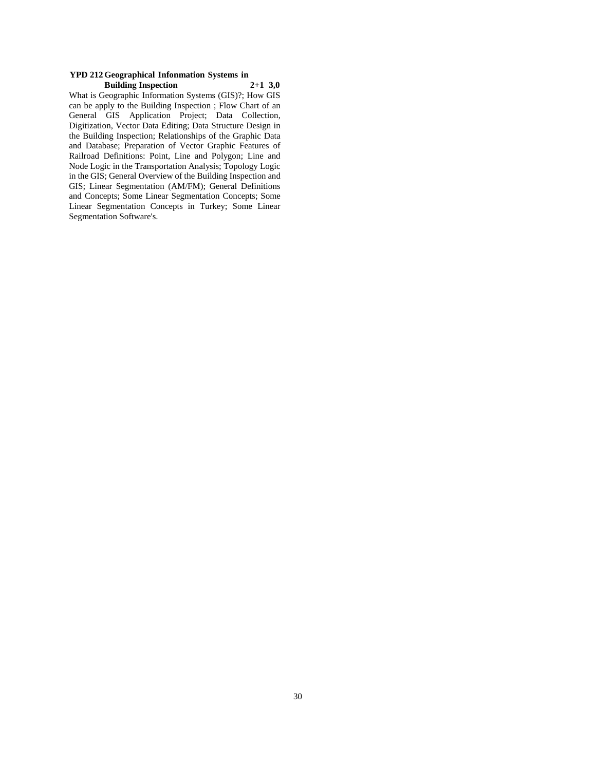**YPD 212 Geographical Infonmation Systems in Building Inspection 2+1 3,0**

What is Geographic Information Systems (GIS)?; How GIS can be apply to the Building Inspection ; Flow Chart of an General GIS Application Project; Data Collection, Digitization, Vector Data Editing; Data Structure Design in the Building Inspection; Relationships of the Graphic Data and Database; Preparation of Vector Graphic Features of Railroad Definitions: Point, Line and Polygon; Line and Node Logic in the Transportation Analysis; Topology Logic in the GIS; General Overview of the Building Inspection and GIS; Linear Segmentation (AM/FM); General Definitions and Concepts; Some Linear Segmentation Concepts; Some Linear Segmentation Concepts in Turkey; Some Linear Segmentation Software's.